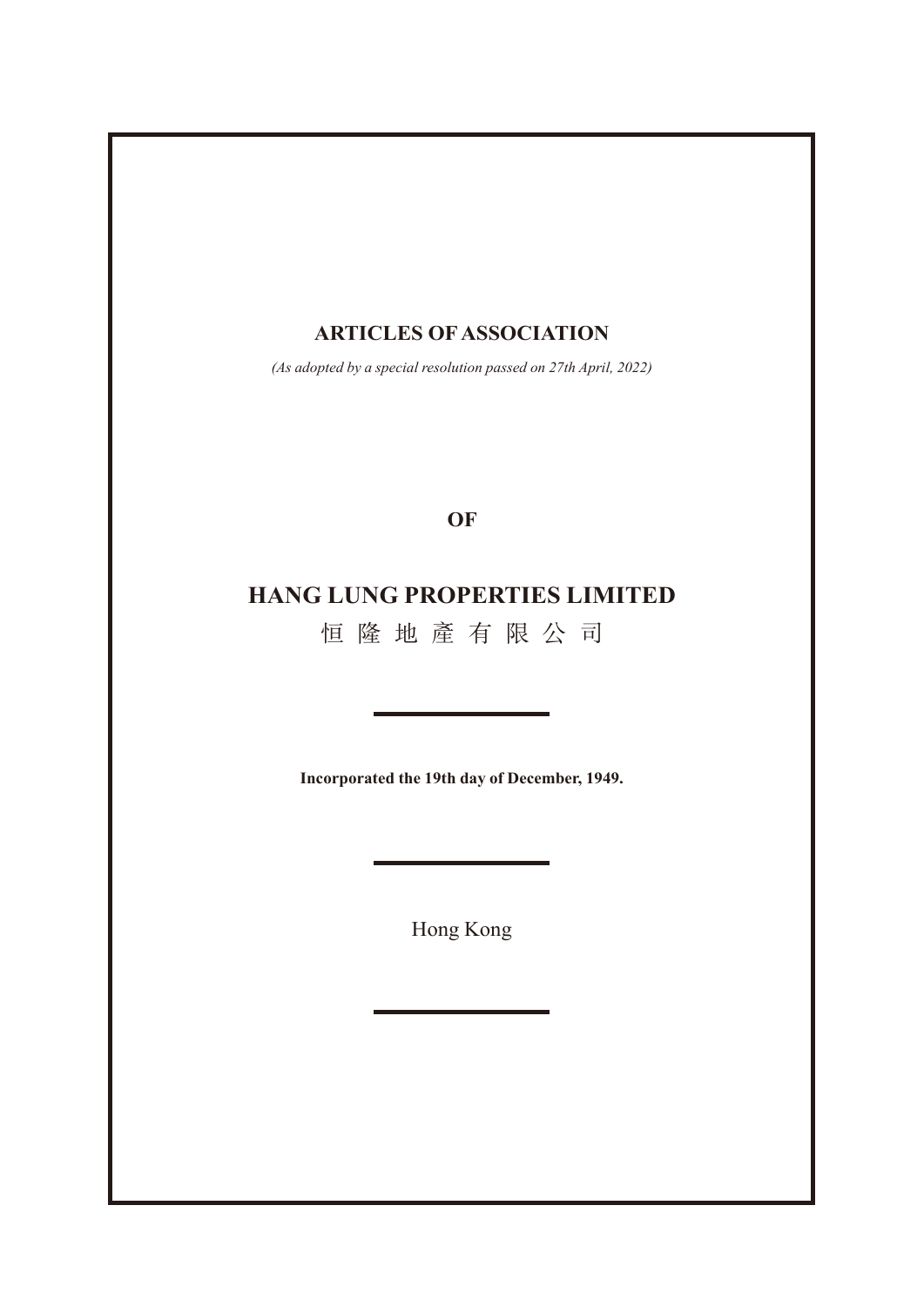# ARTICLES OF ASSOCIATION

*(As adopted by a special resolution passed on 27th April, 2022)*

**OF**

# HANG LUNG PROPERTIES LIMITED

恒 隆 地 產 有 限 公 司

---

**Incorporated the 19th day of December, 1949.**

---

Hong Kong

---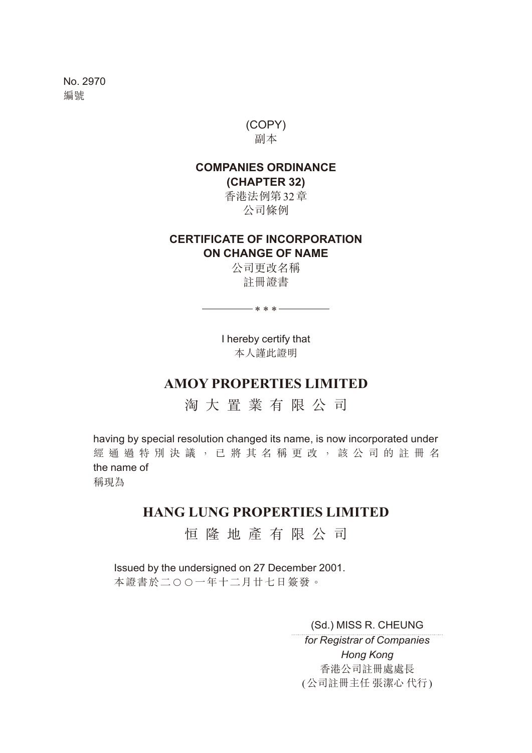No. 2970
編號

(COPY)
副本

**COMPANIES ORDINANCE**
**(CHAPTER 32)**
香港法例第32章
公司條例

**CERTIFICATE OF INCORPORATION**
**ON CHANGE OF NAME**
公司更改名稱
註冊證書

* * *

I hereby certify that
本人謹此證明

## AMOY PROPERTIES LIMITED

淘 大 置 業 有 限 公 司

having by special resolution changed its name, is now incorporated under
經 通 過 特 別 決 議 ， 已 將 其 名 稱 更 改 ， 該 公 司 的 註 冊 名
the name of
稱現為

## HANG LUNG PROPERTIES LIMITED

恒 隆 地 產 有 限 公 司

Issued by the undersigned on 27 December 2001.
本證書於二○○一年十二月廿七日簽發。

(Sd.) MISS R. CHEUNG
*for Registrar of Companies*
*Hong Kong*
香港公司註冊處處長
(公司註冊主任 張潔心 代行)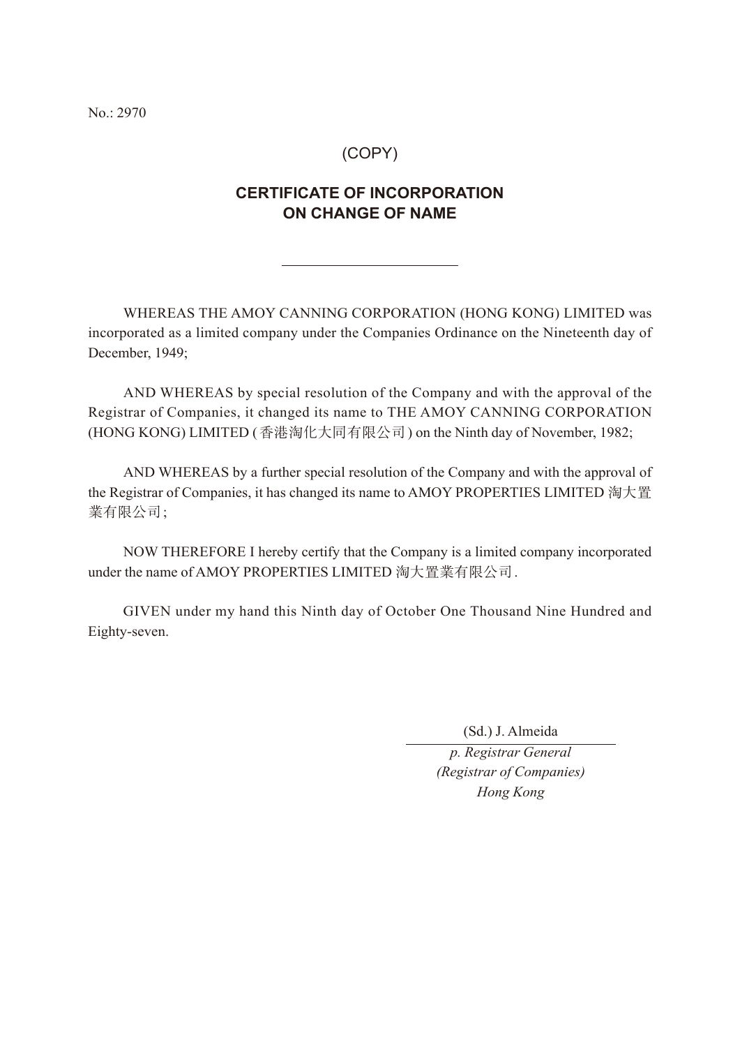No.: 2970

(COPY)

## CERTIFICATE OF INCORPORATION ON CHANGE OF NAME

---

WHEREAS THE AMOY CANNING CORPORATION (HONG KONG) LIMITED was incorporated as a limited company under the Companies Ordinance on the Nineteenth day of December, 1949;

AND WHEREAS by special resolution of the Company and with the approval of the Registrar of Companies, it changed its name to THE AMOY CANNING CORPORATION (HONG KONG) LIMITED (香港淘化大同有限公司) on the Ninth day of November, 1982;

AND WHEREAS by a further special resolution of the Company and with the approval of the Registrar of Companies, it has changed its name to AMOY PROPERTIES LIMITED 淘大置業有限公司;

NOW THEREFORE I hereby certify that the Company is a limited company incorporated under the name of AMOY PROPERTIES LIMITED 淘大置業有限公司.

GIVEN under my hand this Ninth day of October One Thousand Nine Hundred and Eighty-seven.

(Sd.) J. Almeida

*p. Registrar General*
*(Registrar of Companies)*
*Hong Kong*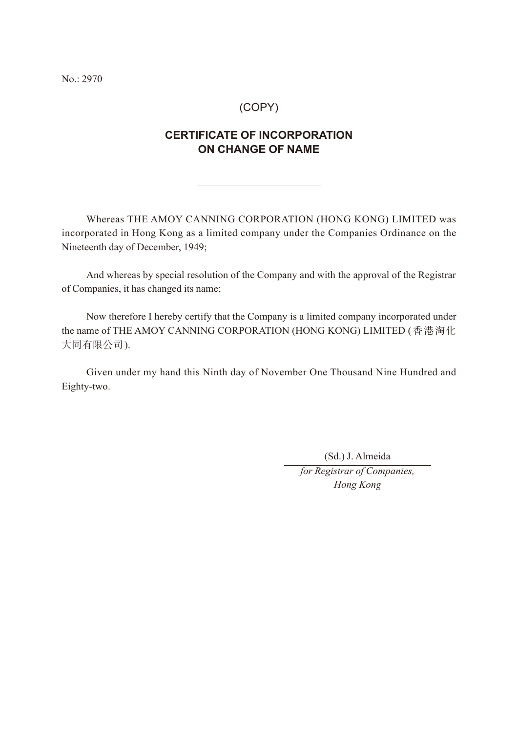No.: 2970

(COPY)

# CERTIFICATE OF INCORPORATION ON CHANGE OF NAME

---

Whereas THE AMOY CANNING CORPORATION (HONG KONG) LIMITED was incorporated in Hong Kong as a limited company under the Companies Ordinance on the Nineteenth day of December, 1949;

And whereas by special resolution of the Company and with the approval of the Registrar of Companies, it has changed its name;

Now therefore I hereby certify that the Company is a limited company incorporated under the name of THE AMOY CANNING CORPORATION (HONG KONG) LIMITED (香港淘化大同有限公司).

Given under my hand this Ninth day of November One Thousand Nine Hundred and Eighty-two.

(Sd.) J. Almeida

*for Registrar of Companies, Hong Kong*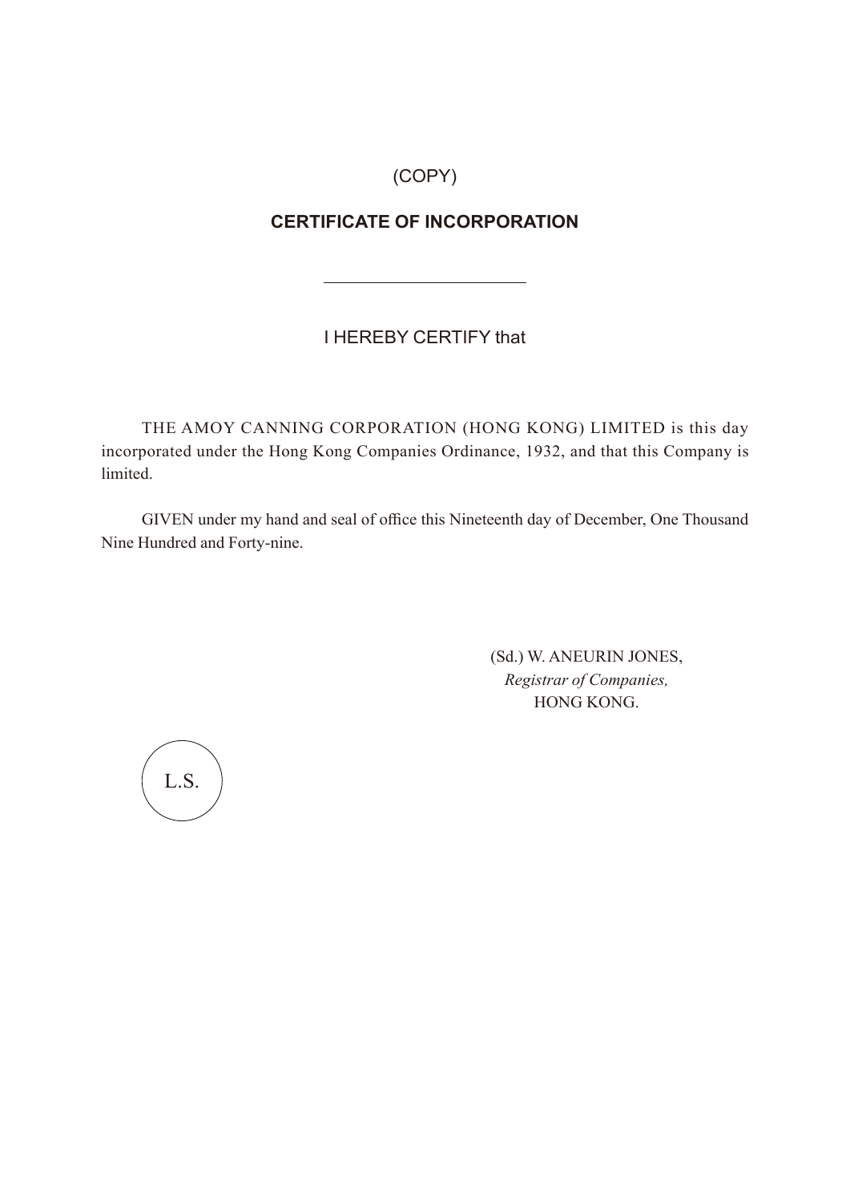(COPY)

**CERTIFICATE OF INCORPORATION**

---

I HEREBY CERTIFY that

THE AMOY CANNING CORPORATION (HONG KONG) LIMITED is this day incorporated under the Hong Kong Companies Ordinance, 1932, and that this Company is limited.

GIVEN under my hand and seal of office this Nineteenth day of December, One Thousand Nine Hundred and Forty-nine.

(Sd.) W. ANEURIN JONES,
*Registrar of Companies,*
HONG KONG.

L.S.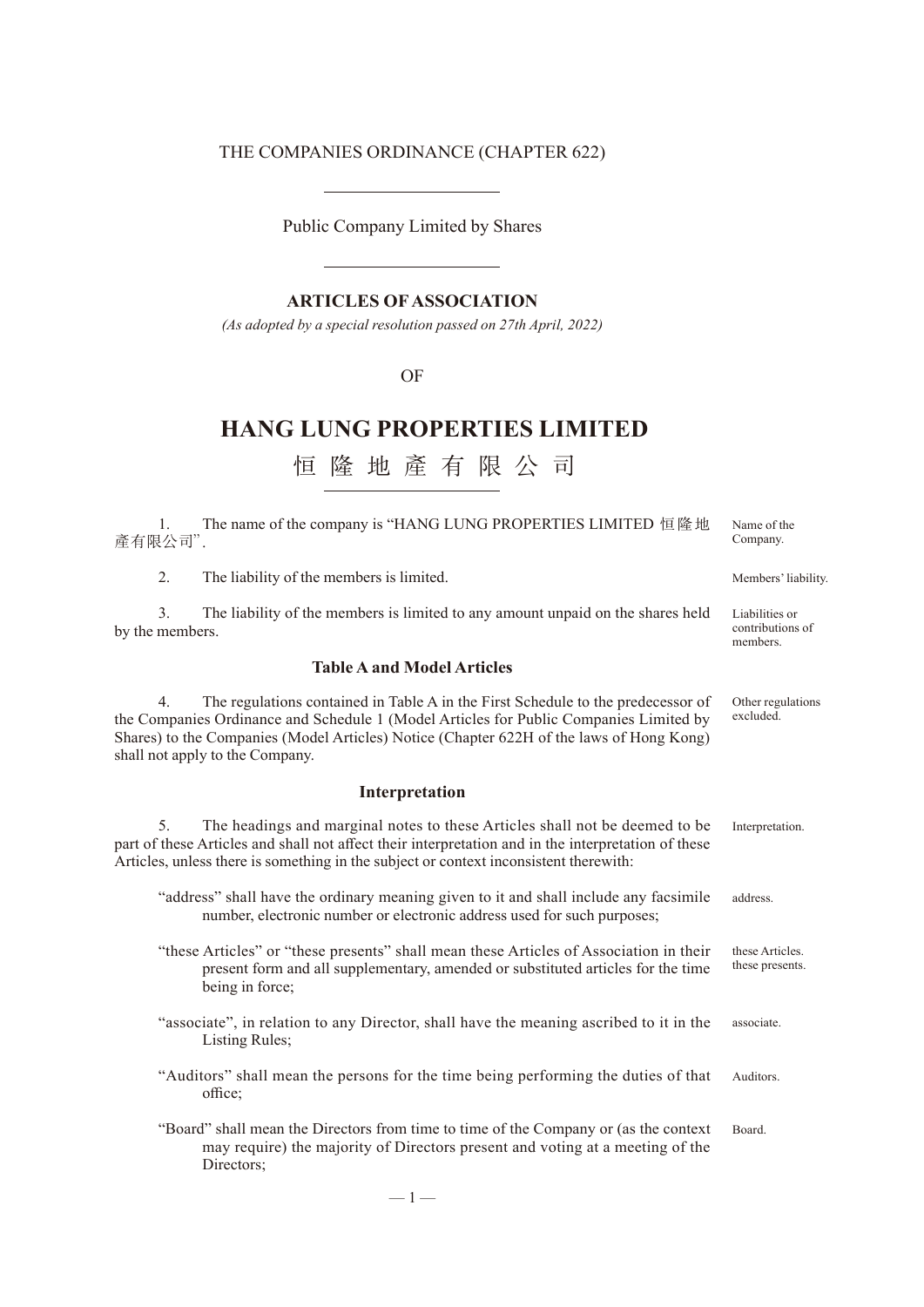THE COMPANIES ORDINANCE (CHAPTER 622)

---

Public Company Limited by Shares

---

**ARTICLES OF ASSOCIATION**

*(As adopted by a special resolution passed on 27th April, 2022)*

OF

# HANG LUNG PROPERTIES LIMITED

# 恒 隆 地 產 有 限 公 司

---

1. The name of the company is "HANG LUNG PROPERTIES LIMITED 恒隆地產有限公司". — Name of the Company.

2. The liability of the members is limited. — Members' liability.

3. The liability of the members is limited to any amount unpaid on the shares held by the members. — Liabilities or contributions of members.

### Table A and Model Articles

4. The regulations contained in Table A in the First Schedule to the predecessor of the Companies Ordinance and Schedule 1 (Model Articles for Public Companies Limited by Shares) to the Companies (Model Articles) Notice (Chapter 622H of the laws of Hong Kong) shall not apply to the Company. — Other regulations excluded.

### Interpretation

5. The headings and marginal notes to these Articles shall not be deemed to be part of these Articles and shall not affect their interpretation and in the interpretation of these Articles, unless there is something in the subject or context inconsistent therewith: — Interpretation.

"address" shall have the ordinary meaning given to it and shall include any facsimile number, electronic number or electronic address used for such purposes; — address.

"these Articles" or "these presents" shall mean these Articles of Association in their present form and all supplementary, amended or substituted articles for the time being in force; — these Articles. these presents.

"associate", in relation to any Director, shall have the meaning ascribed to it in the Listing Rules; — associate.

"Auditors" shall mean the persons for the time being performing the duties of that office; — Auditors.

"Board" shall mean the Directors from time to time of the Company or (as the context may require) the majority of Directors present and voting at a meeting of the Directors; — Board.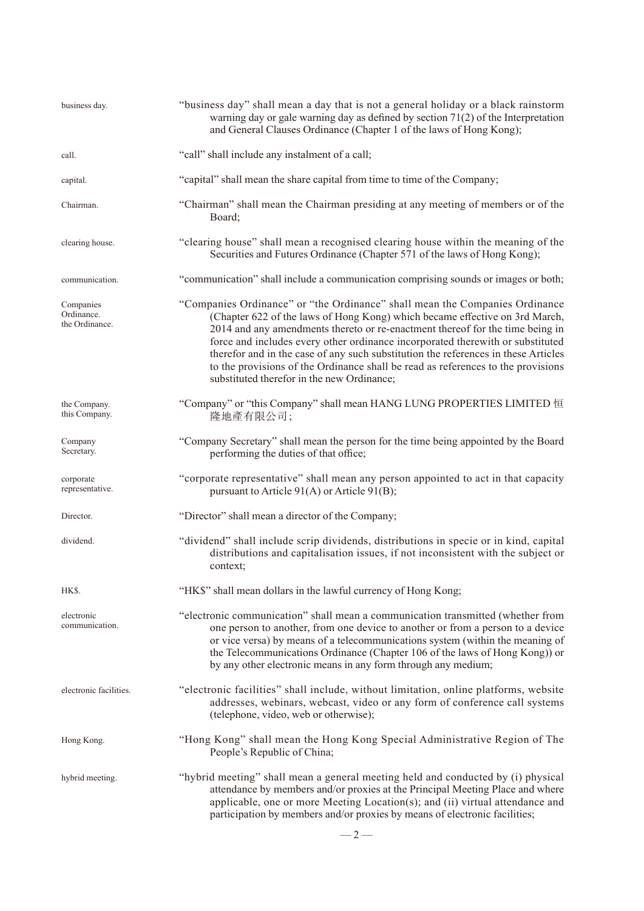business day. "business day" shall mean a day that is not a general holiday or a black rainstorm warning day or gale warning day as defined by section 71(2) of the Interpretation and General Clauses Ordinance (Chapter 1 of the laws of Hong Kong);

call. "call" shall include any instalment of a call;

capital. "capital" shall mean the share capital from time to time of the Company;

Chairman. "Chairman" shall mean the Chairman presiding at any meeting of members or of the Board;

clearing house. "clearing house" shall mean a recognised clearing house within the meaning of the Securities and Futures Ordinance (Chapter 571 of the laws of Hong Kong);

communication. "communication" shall include a communication comprising sounds or images or both;

Companies Ordinance. the Ordinance. "Companies Ordinance" or "the Ordinance" shall mean the Companies Ordinance (Chapter 622 of the laws of Hong Kong) which became effective on 3rd March, 2014 and any amendments thereto or re-enactment thereof for the time being in force and includes every other ordinance incorporated therewith or substituted therefor and in the case of any such substitution the references in these Articles to the provisions of the Ordinance shall be read as references to the provisions substituted therefor in the new Ordinance;

the Company. this Company. "Company" or "this Company" shall mean HANG LUNG PROPERTIES LIMITED 恒隆地產有限公司;

Company Secretary. "Company Secretary" shall mean the person for the time being appointed by the Board performing the duties of that office;

corporate representative. "corporate representative" shall mean any person appointed to act in that capacity pursuant to Article 91(A) or Article 91(B);

Director. "Director" shall mean a director of the Company;

dividend. "dividend" shall include scrip dividends, distributions in specie or in kind, capital distributions and capitalisation issues, if not inconsistent with the subject or context;

HK$. "HK$" shall mean dollars in the lawful currency of Hong Kong;

electronic communication. "electronic communication" shall mean a communication transmitted (whether from one person to another, from one device to another or from a person to a device or vice versa) by means of a telecommunications system (within the meaning of the Telecommunications Ordinance (Chapter 106 of the laws of Hong Kong)) or by any other electronic means in any form through any medium;

electronic facilities. "electronic facilities" shall include, without limitation, online platforms, website addresses, webinars, webcast, video or any form of conference call systems (telephone, video, web or otherwise);

Hong Kong. "Hong Kong" shall mean the Hong Kong Special Administrative Region of The People's Republic of China;

hybrid meeting. "hybrid meeting" shall mean a general meeting held and conducted by (i) physical attendance by members and/or proxies at the Principal Meeting Place and where applicable, one or more Meeting Location(s); and (ii) virtual attendance and participation by members and/or proxies by means of electronic facilities;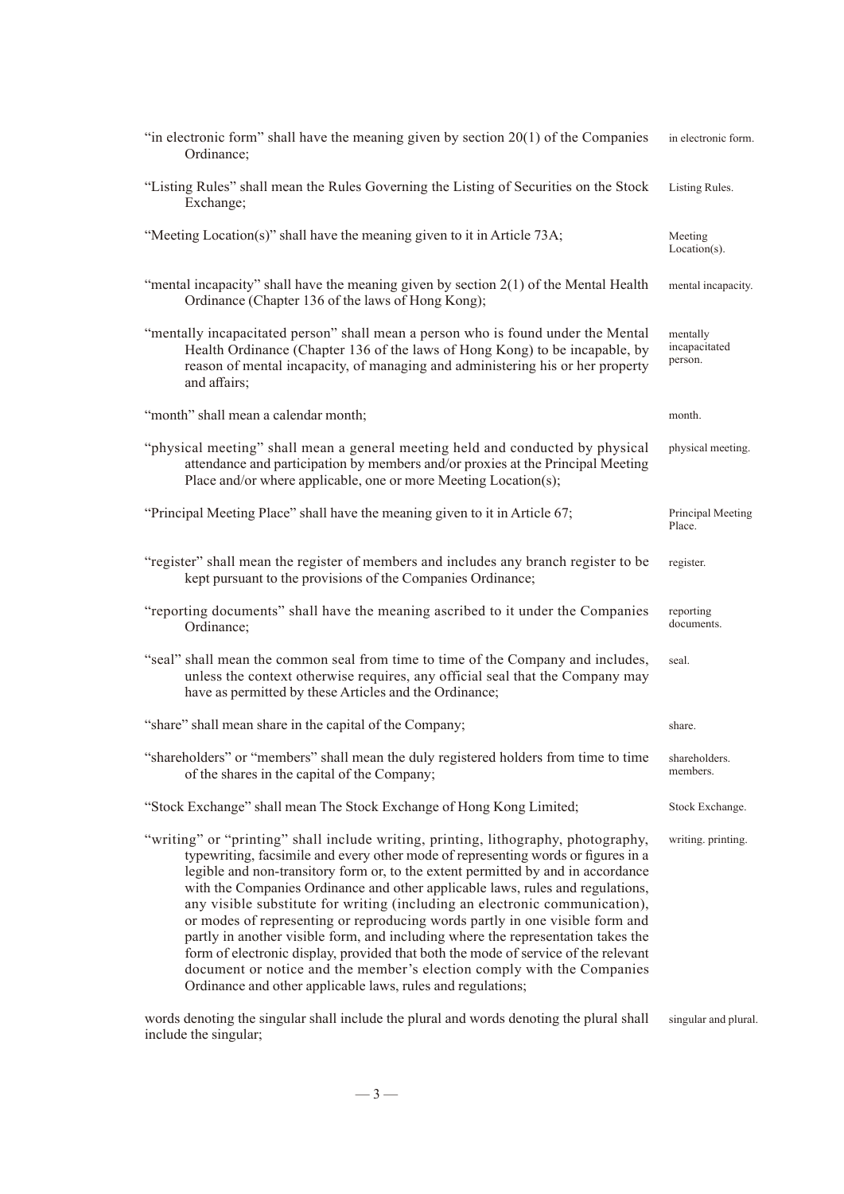"in electronic form" shall have the meaning given by section 20(1) of the Companies Ordinance; — in electronic form.

"Listing Rules" shall mean the Rules Governing the Listing of Securities on the Stock Exchange; — Listing Rules.

"Meeting Location(s)" shall have the meaning given to it in Article 73A; — Meeting Location(s).

"mental incapacity" shall have the meaning given by section 2(1) of the Mental Health Ordinance (Chapter 136 of the laws of Hong Kong); — mental incapacity.

"mentally incapacitated person" shall mean a person who is found under the Mental Health Ordinance (Chapter 136 of the laws of Hong Kong) to be incapable, by reason of mental incapacity, of managing and administering his or her property and affairs; — mentally incapacitated person.

"month" shall mean a calendar month; — month.

"physical meeting" shall mean a general meeting held and conducted by physical attendance and participation by members and/or proxies at the Principal Meeting Place and/or where applicable, one or more Meeting Location(s); — physical meeting.

"Principal Meeting Place" shall have the meaning given to it in Article 67; — Principal Meeting Place.

"register" shall mean the register of members and includes any branch register to be kept pursuant to the provisions of the Companies Ordinance; — register.

"reporting documents" shall have the meaning ascribed to it under the Companies Ordinance; — reporting documents.

"seal" shall mean the common seal from time to time of the Company and includes, unless the context otherwise requires, any official seal that the Company may have as permitted by these Articles and the Ordinance; — seal.

"share" shall mean share in the capital of the Company; — share.

"shareholders" or "members" shall mean the duly registered holders from time to time of the shares in the capital of the Company; — shareholders. members.

"Stock Exchange" shall mean The Stock Exchange of Hong Kong Limited; — Stock Exchange.

"writing" or "printing" shall include writing, printing, lithography, photography, typewriting, facsimile and every other mode of representing words or figures in a legible and non-transitory form or, to the extent permitted by and in accordance with the Companies Ordinance and other applicable laws, rules and regulations, any visible substitute for writing (including an electronic communication), or modes of representing or reproducing words partly in one visible form and partly in another visible form, and including where the representation takes the form of electronic display, provided that both the mode of service of the relevant document or notice and the member's election comply with the Companies Ordinance and other applicable laws, rules and regulations; — writing. printing.

words denoting the singular shall include the plural and words denoting the plural shall include the singular; — singular and plural.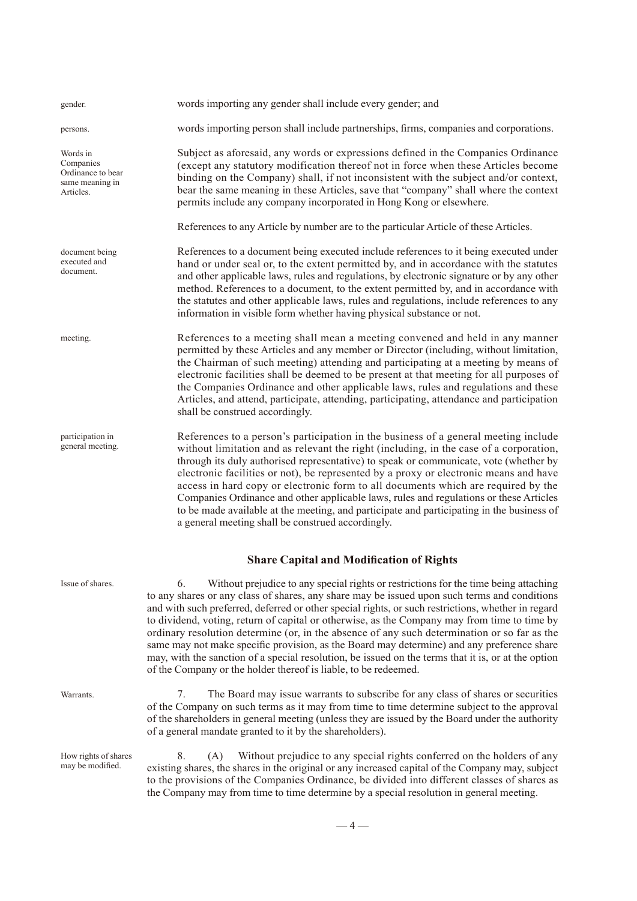gender. words importing any gender shall include every gender; and

persons. words importing person shall include partnerships, firms, companies and corporations.

Words in Companies Ordinance to bear same meaning in Articles. Subject as aforesaid, any words or expressions defined in the Companies Ordinance (except any statutory modification thereof not in force when these Articles become binding on the Company) shall, if not inconsistent with the subject and/or context, bear the same meaning in these Articles, save that "company" shall where the context permits include any company incorporated in Hong Kong or elsewhere.

References to any Article by number are to the particular Article of these Articles.

document being executed and document. References to a document being executed include references to it being executed under hand or under seal or, to the extent permitted by, and in accordance with the statutes and other applicable laws, rules and regulations, by electronic signature or by any other method. References to a document, to the extent permitted by, and in accordance with the statutes and other applicable laws, rules and regulations, include references to any information in visible form whether having physical substance or not.

meeting. References to a meeting shall mean a meeting convened and held in any manner permitted by these Articles and any member or Director (including, without limitation, the Chairman of such meeting) attending and participating at a meeting by means of electronic facilities shall be deemed to be present at that meeting for all purposes of the Companies Ordinance and other applicable laws, rules and regulations and these Articles, and attend, participate, attending, participating, attendance and participation shall be construed accordingly.

participation in general meeting. References to a person's participation in the business of a general meeting include without limitation and as relevant the right (including, in the case of a corporation, through its duly authorised representative) to speak or communicate, vote (whether by electronic facilities or not), be represented by a proxy or electronic means and have access in hard copy or electronic form to all documents which are required by the Companies Ordinance and other applicable laws, rules and regulations or these Articles to be made available at the meeting, and participate and participating in the business of a general meeting shall be construed accordingly.

## Share Capital and Modification of Rights

Issue of shares. 6. Without prejudice to any special rights or restrictions for the time being attaching to any shares or any class of shares, any share may be issued upon such terms and conditions and with such preferred, deferred or other special rights, or such restrictions, whether in regard to dividend, voting, return of capital or otherwise, as the Company may from time to time by ordinary resolution determine (or, in the absence of any such determination or so far as the same may not make specific provision, as the Board may determine) and any preference share may, with the sanction of a special resolution, be issued on the terms that it is, or at the option of the Company or the holder thereof is liable, to be redeemed.

Warrants. 7. The Board may issue warrants to subscribe for any class of shares or securities of the Company on such terms as it may from time to time determine subject to the approval of the shareholders in general meeting (unless they are issued by the Board under the authority of a general mandate granted to it by the shareholders).

How rights of shares may be modified. 8. (A) Without prejudice to any special rights conferred on the holders of any existing shares, the shares in the original or any increased capital of the Company may, subject to the provisions of the Companies Ordinance, be divided into different classes of shares as the Company may from time to time determine by a special resolution in general meeting.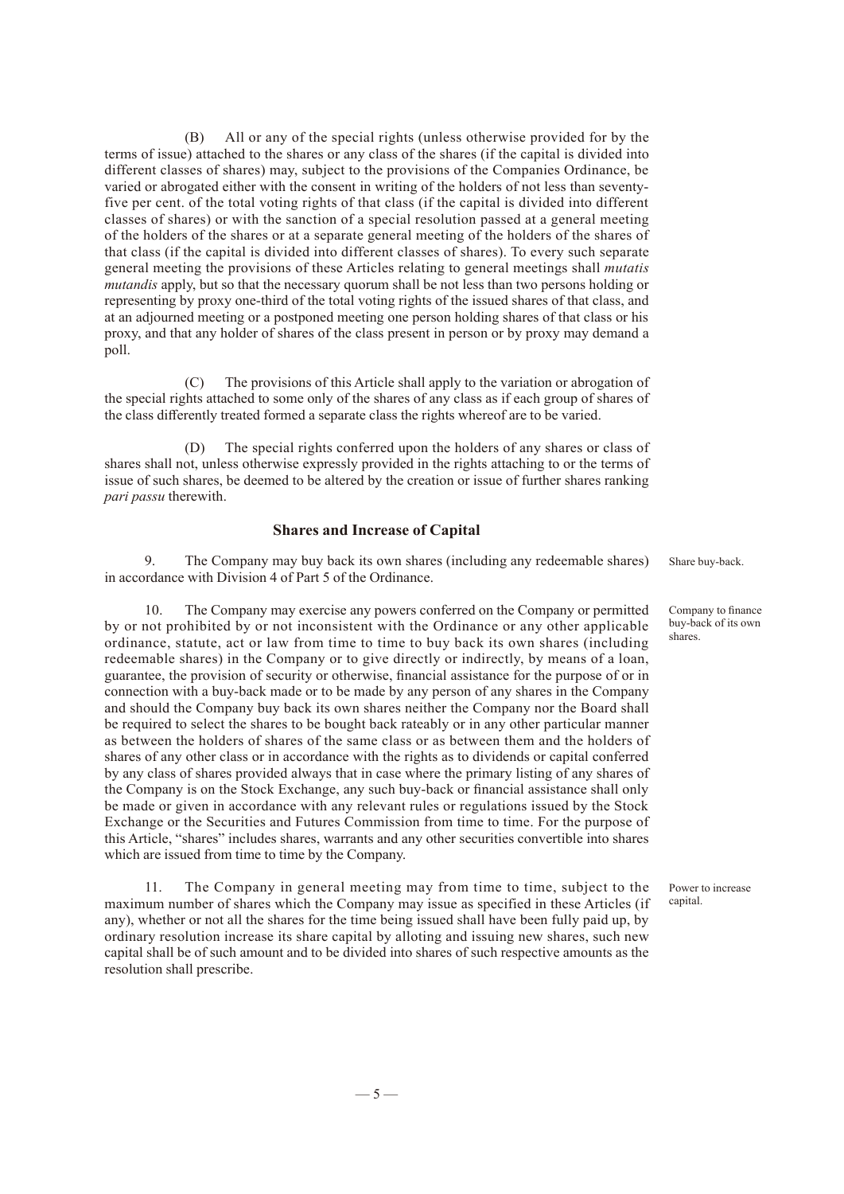(B) All or any of the special rights (unless otherwise provided for by the terms of issue) attached to the shares or any class of the shares (if the capital is divided into different classes of shares) may, subject to the provisions of the Companies Ordinance, be varied or abrogated either with the consent in writing of the holders of not less than seventy-five per cent. of the total voting rights of that class (if the capital is divided into different classes of shares) or with the sanction of a special resolution passed at a general meeting of the holders of the shares or at a separate general meeting of the holders of the shares of that class (if the capital is divided into different classes of shares). To every such separate general meeting the provisions of these Articles relating to general meetings shall *mutatis mutandis* apply, but so that the necessary quorum shall be not less than two persons holding or representing by proxy one-third of the total voting rights of the issued shares of that class, and at an adjourned meeting or a postponed meeting one person holding shares of that class or his proxy, and that any holder of shares of the class present in person or by proxy may demand a poll.

(C) The provisions of this Article shall apply to the variation or abrogation of the special rights attached to some only of the shares of any class as if each group of shares of the class differently treated formed a separate class the rights whereof are to be varied.

(D) The special rights conferred upon the holders of any shares or class of shares shall not, unless otherwise expressly provided in the rights attaching to or the terms of issue of such shares, be deemed to be altered by the creation or issue of further shares ranking *pari passu* therewith.

## Shares and Increase of Capital

Share buy-back.

9. The Company may buy back its own shares (including any redeemable shares) in accordance with Division 4 of Part 5 of the Ordinance.

Company to finance buy-back of its own shares.

10. The Company may exercise any powers conferred on the Company or permitted by or not prohibited by or not inconsistent with the Ordinance or any other applicable ordinance, statute, act or law from time to time to buy back its own shares (including redeemable shares) in the Company or to give directly or indirectly, by means of a loan, guarantee, the provision of security or otherwise, financial assistance for the purpose of or in connection with a buy-back made or to be made by any person of any shares in the Company and should the Company buy back its own shares neither the Company nor the Board shall be required to select the shares to be bought back rateably or in any other particular manner as between the holders of shares of the same class or as between them and the holders of shares of any other class or in accordance with the rights as to dividends or capital conferred by any class of shares provided always that in case where the primary listing of any shares of the Company is on the Stock Exchange, any such buy-back or financial assistance shall only be made or given in accordance with any relevant rules or regulations issued by the Stock Exchange or the Securities and Futures Commission from time to time. For the purpose of this Article, "shares" includes shares, warrants and any other securities convertible into shares which are issued from time to time by the Company.

Power to increase capital.

11. The Company in general meeting may from time to time, subject to the maximum number of shares which the Company may issue as specified in these Articles (if any), whether or not all the shares for the time being issued shall have been fully paid up, by ordinary resolution increase its share capital by alloting and issuing new shares, such new capital shall be of such amount and to be divided into shares of such respective amounts as the resolution shall prescribe.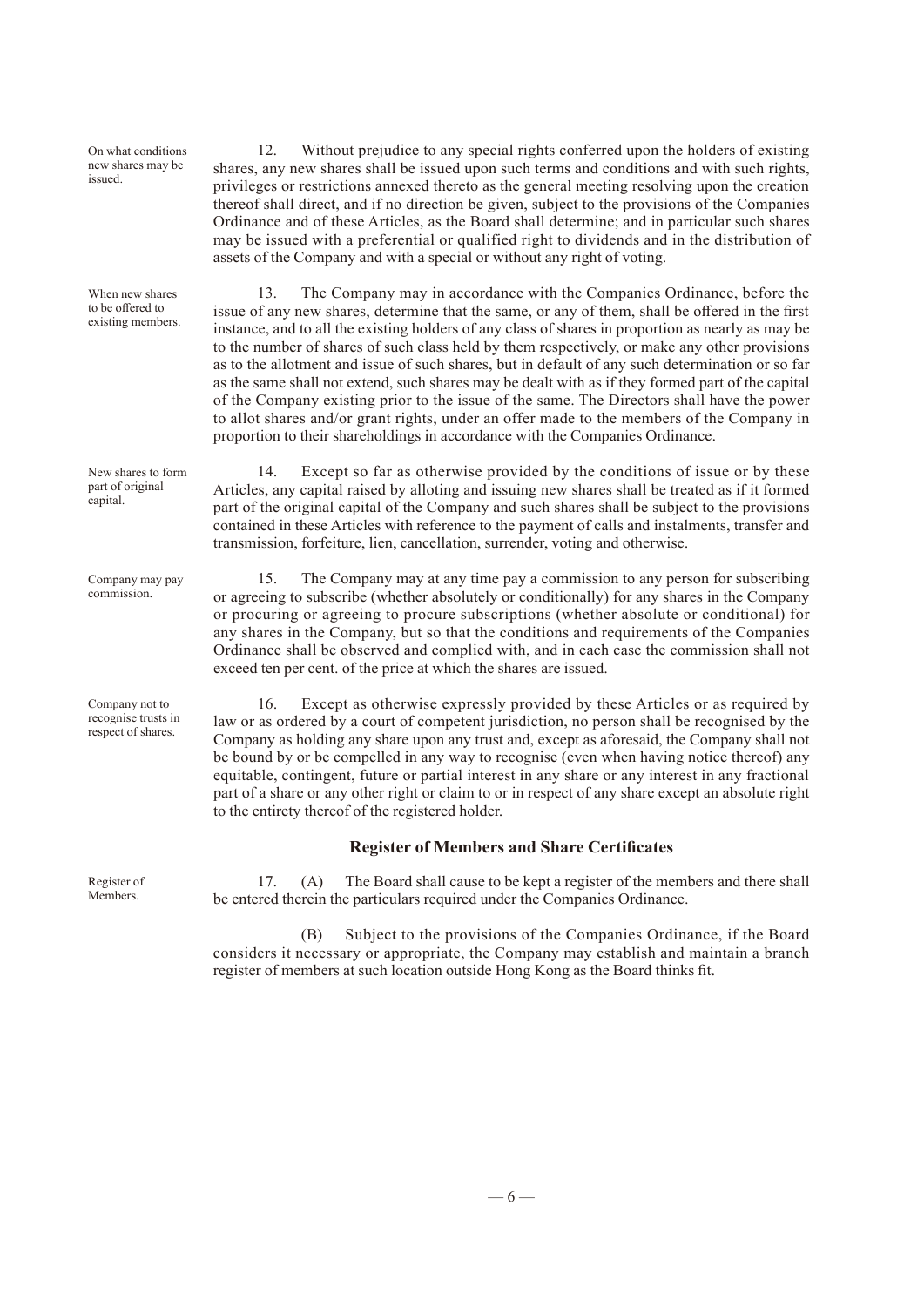On what conditions new shares may be issued.

12. Without prejudice to any special rights conferred upon the holders of existing shares, any new shares shall be issued upon such terms and conditions and with such rights, privileges or restrictions annexed thereto as the general meeting resolving upon the creation thereof shall direct, and if no direction be given, subject to the provisions of the Companies Ordinance and of these Articles, as the Board shall determine; and in particular such shares may be issued with a preferential or qualified right to dividends and in the distribution of assets of the Company and with a special or without any right of voting.

When new shares to be offered to existing members.

13. The Company may in accordance with the Companies Ordinance, before the issue of any new shares, determine that the same, or any of them, shall be offered in the first instance, and to all the existing holders of any class of shares in proportion as nearly as may be to the number of shares of such class held by them respectively, or make any other provisions as to the allotment and issue of such shares, but in default of any such determination or so far as the same shall not extend, such shares may be dealt with as if they formed part of the capital of the Company existing prior to the issue of the same. The Directors shall have the power to allot shares and/or grant rights, under an offer made to the members of the Company in proportion to their shareholdings in accordance with the Companies Ordinance.

New shares to form part of original capital.

14. Except so far as otherwise provided by the conditions of issue or by these Articles, any capital raised by alloting and issuing new shares shall be treated as if it formed part of the original capital of the Company and such shares shall be subject to the provisions contained in these Articles with reference to the payment of calls and instalments, transfer and transmission, forfeiture, lien, cancellation, surrender, voting and otherwise.

Company may pay commission.

15. The Company may at any time pay a commission to any person for subscribing or agreeing to subscribe (whether absolutely or conditionally) for any shares in the Company or procuring or agreeing to procure subscriptions (whether absolute or conditional) for any shares in the Company, but so that the conditions and requirements of the Companies Ordinance shall be observed and complied with, and in each case the commission shall not exceed ten per cent. of the price at which the shares are issued.

Company not to recognise trusts in respect of shares.

16. Except as otherwise expressly provided by these Articles or as required by law or as ordered by a court of competent jurisdiction, no person shall be recognised by the Company as holding any share upon any trust and, except as aforesaid, the Company shall not be bound by or be compelled in any way to recognise (even when having notice thereof) any equitable, contingent, future or partial interest in any share or any interest in any fractional part of a share or any other right or claim to or in respect of any share except an absolute right to the entirety thereof of the registered holder.

## Register of Members and Share Certificates

Register of Members.

17. (A) The Board shall cause to be kept a register of the members and there shall be entered therein the particulars required under the Companies Ordinance.

(B) Subject to the provisions of the Companies Ordinance, if the Board considers it necessary or appropriate, the Company may establish and maintain a branch register of members at such location outside Hong Kong as the Board thinks fit.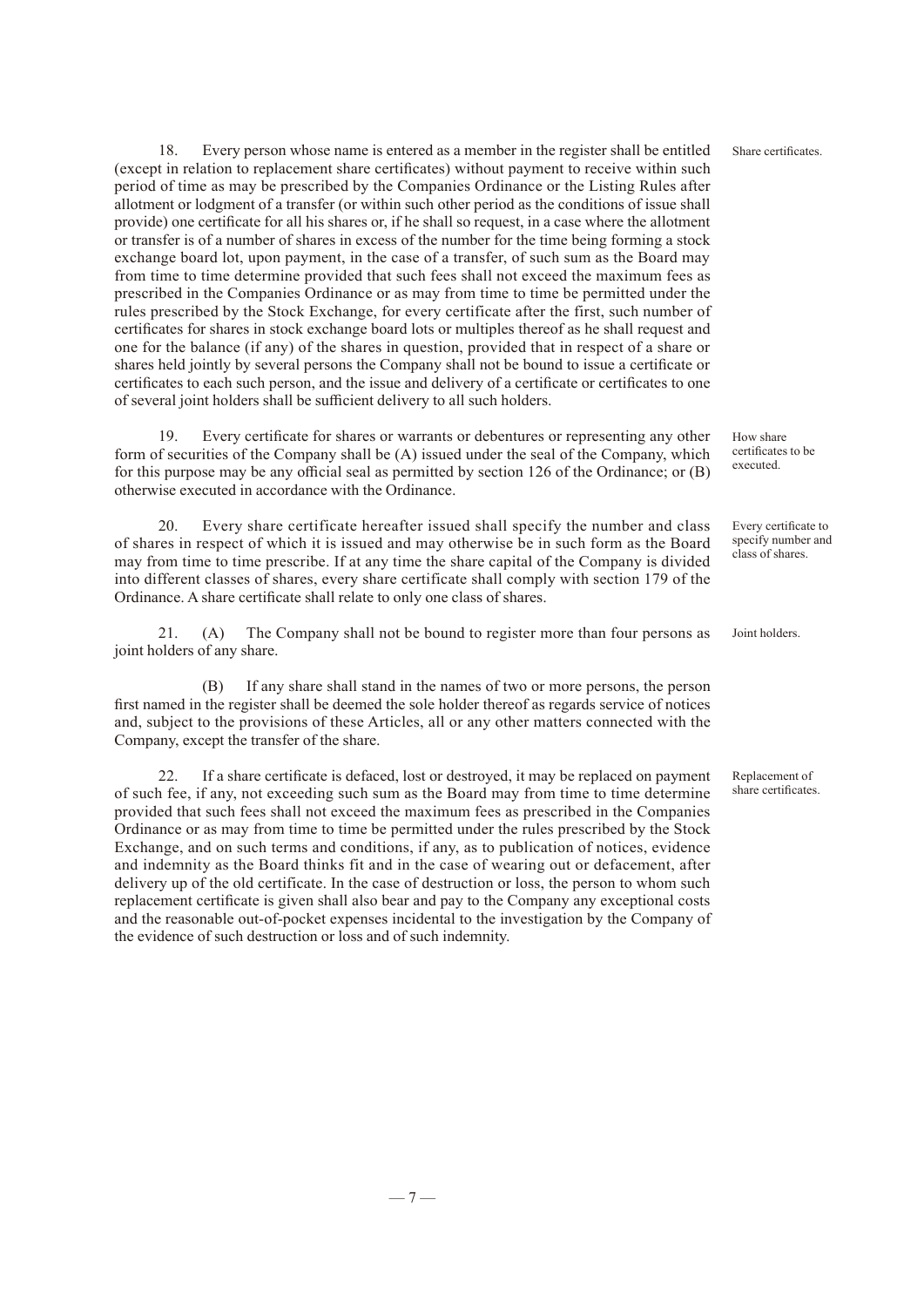18. Every person whose name is entered as a member in the register shall be entitled (except in relation to replacement share certificates) without payment to receive within such period of time as may be prescribed by the Companies Ordinance or the Listing Rules after allotment or lodgment of a transfer (or within such other period as the conditions of issue shall provide) one certificate for all his shares or, if he shall so request, in a case where the allotment or transfer is of a number of shares in excess of the number for the time being forming a stock exchange board lot, upon payment, in the case of a transfer, of such sum as the Board may from time to time determine provided that such fees shall not exceed the maximum fees as prescribed in the Companies Ordinance or as may from time to time be permitted under the rules prescribed by the Stock Exchange, for every certificate after the first, such number of certificates for shares in stock exchange board lots or multiples thereof as he shall request and one for the balance (if any) of the shares in question, provided that in respect of a share or shares held jointly by several persons the Company shall not be bound to issue a certificate or certificates to each such person, and the issue and delivery of a certificate or certificates to one of several joint holders shall be sufficient delivery to all such holders.

Share certificates.

19. Every certificate for shares or warrants or debentures or representing any other form of securities of the Company shall be (A) issued under the seal of the Company, which for this purpose may be any official seal as permitted by section 126 of the Ordinance; or (B) otherwise executed in accordance with the Ordinance.

How share certificates to be executed.

20. Every share certificate hereafter issued shall specify the number and class of shares in respect of which it is issued and may otherwise be in such form as the Board may from time to time prescribe. If at any time the share capital of the Company is divided into different classes of shares, every share certificate shall comply with section 179 of the Ordinance. A share certificate shall relate to only one class of shares.

Every certificate to specify number and class of shares.

21. (A) The Company shall not be bound to register more than four persons as joint holders of any share.

Joint holders.

(B) If any share shall stand in the names of two or more persons, the person first named in the register shall be deemed the sole holder thereof as regards service of notices and, subject to the provisions of these Articles, all or any other matters connected with the Company, except the transfer of the share.

22. If a share certificate is defaced, lost or destroyed, it may be replaced on payment of such fee, if any, not exceeding such sum as the Board may from time to time determine provided that such fees shall not exceed the maximum fees as prescribed in the Companies Ordinance or as may from time to time be permitted under the rules prescribed by the Stock Exchange, and on such terms and conditions, if any, as to publication of notices, evidence and indemnity as the Board thinks fit and in the case of wearing out or defacement, after delivery up of the old certificate. In the case of destruction or loss, the person to whom such replacement certificate is given shall also bear and pay to the Company any exceptional costs and the reasonable out-of-pocket expenses incidental to the investigation by the Company of the evidence of such destruction or loss and of such indemnity.

Replacement of share certificates.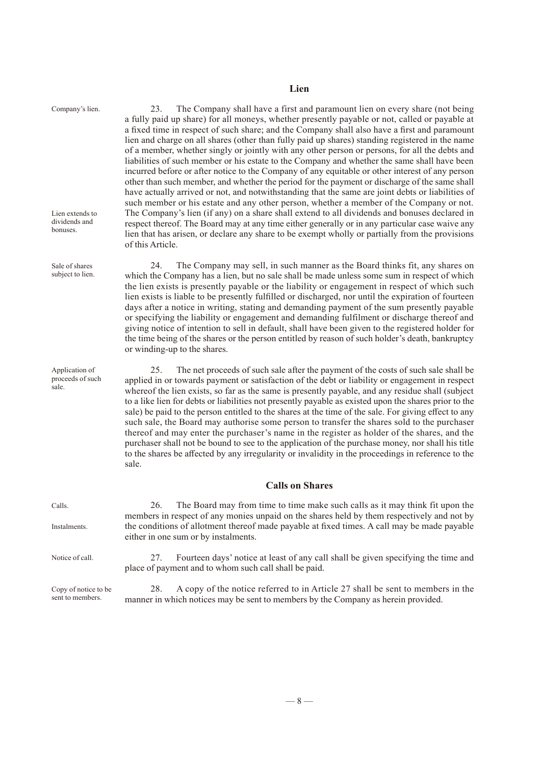## Lien

Company's lien.

23. The Company shall have a first and paramount lien on every share (not being a fully paid up share) for all moneys, whether presently payable or not, called or payable at a fixed time in respect of such share; and the Company shall also have a first and paramount lien and charge on all shares (other than fully paid up shares) standing registered in the name of a member, whether singly or jointly with any other person or persons, for all the debts and liabilities of such member or his estate to the Company and whether the same shall have been incurred before or after notice to the Company of any equitable or other interest of any person other than such member, and whether the period for the payment or discharge of the same shall have actually arrived or not, and notwithstanding that the same are joint debts or liabilities of such member or his estate and any other person, whether a member of the Company or not. The Company's lien (if any) on a share shall extend to all dividends and bonuses declared in respect thereof. The Board may at any time either generally or in any particular case waive any lien that has arisen, or declare any share to be exempt wholly or partially from the provisions of this Article.

Lien extends to dividends and bonuses.

Sale of shares subject to lien.

24. The Company may sell, in such manner as the Board thinks fit, any shares on which the Company has a lien, but no sale shall be made unless some sum in respect of which the lien exists is presently payable or the liability or engagement in respect of which such lien exists is liable to be presently fulfilled or discharged, nor until the expiration of fourteen days after a notice in writing, stating and demanding payment of the sum presently payable or specifying the liability or engagement and demanding fulfilment or discharge thereof and giving notice of intention to sell in default, shall have been given to the registered holder for the time being of the shares or the person entitled by reason of such holder's death, bankruptcy or winding-up to the shares.

Application of proceeds of such sale.

25. The net proceeds of such sale after the payment of the costs of such sale shall be applied in or towards payment or satisfaction of the debt or liability or engagement in respect whereof the lien exists, so far as the same is presently payable, and any residue shall (subject to a like lien for debts or liabilities not presently payable as existed upon the shares prior to the sale) be paid to the person entitled to the shares at the time of the sale. For giving effect to any such sale, the Board may authorise some person to transfer the shares sold to the purchaser thereof and may enter the purchaser's name in the register as holder of the shares, and the purchaser shall not be bound to see to the application of the purchase money, nor shall his title to the shares be affected by any irregularity or invalidity in the proceedings in reference to the sale.

## Calls on Shares

Calls.

Instalments.

26. The Board may from time to time make such calls as it may think fit upon the members in respect of any monies unpaid on the shares held by them respectively and not by the conditions of allotment thereof made payable at fixed times. A call may be made payable either in one sum or by instalments.

Notice of call.

27. Fourteen days' notice at least of any call shall be given specifying the time and place of payment and to whom such call shall be paid.

Copy of notice to be sent to members.

28. A copy of the notice referred to in Article 27 shall be sent to members in the manner in which notices may be sent to members by the Company as herein provided.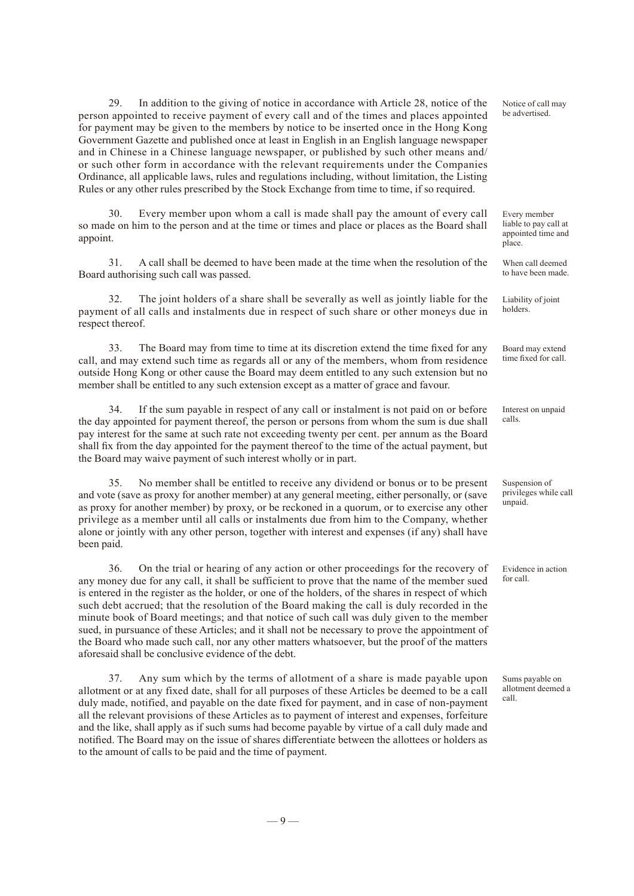29. In addition to the giving of notice in accordance with Article 28, notice of the person appointed to receive payment of every call and of the times and places appointed for payment may be given to the members by notice to be inserted once in the Hong Kong Government Gazette and published once at least in English in an English language newspaper and in Chinese in a Chinese language newspaper, or published by such other means and/or such other form in accordance with the relevant requirements under the Companies Ordinance, all applicable laws, rules and regulations including, without limitation, the Listing Rules or any other rules prescribed by the Stock Exchange from time to time, if so required.

*Notice of call may be advertised.*

30. Every member upon whom a call is made shall pay the amount of every call so made on him to the person and at the time or times and place or places as the Board shall appoint.

*Every member liable to pay call at appointed time and place.*

31. A call shall be deemed to have been made at the time when the resolution of the Board authorising such call was passed.

*When call deemed to have been made.*

32. The joint holders of a share shall be severally as well as jointly liable for the payment of all calls and instalments due in respect of such share or other moneys due in respect thereof.

*Liability of joint holders.*

33. The Board may from time to time at its discretion extend the time fixed for any call, and may extend such time as regards all or any of the members, whom from residence outside Hong Kong or other cause the Board may deem entitled to any such extension but no member shall be entitled to any such extension except as a matter of grace and favour.

*Board may extend time fixed for call.*

34. If the sum payable in respect of any call or instalment is not paid on or before the day appointed for payment thereof, the person or persons from whom the sum is due shall pay interest for the same at such rate not exceeding twenty per cent. per annum as the Board shall fix from the day appointed for the payment thereof to the time of the actual payment, but the Board may waive payment of such interest wholly or in part.

*Interest on unpaid calls.*

35. No member shall be entitled to receive any dividend or bonus or to be present and vote (save as proxy for another member) at any general meeting, either personally, or (save as proxy for another member) by proxy, or be reckoned in a quorum, or to exercise any other privilege as a member until all calls or instalments due from him to the Company, whether alone or jointly with any other person, together with interest and expenses (if any) shall have been paid.

*Suspension of privileges while call unpaid.*

36. On the trial or hearing of any action or other proceedings for the recovery of any money due for any call, it shall be sufficient to prove that the name of the member sued is entered in the register as the holder, or one of the holders, of the shares in respect of which such debt accrued; that the resolution of the Board making the call is duly recorded in the minute book of Board meetings; and that notice of such call was duly given to the member sued, in pursuance of these Articles; and it shall not be necessary to prove the appointment of the Board who made such call, nor any other matters whatsoever, but the proof of the matters aforesaid shall be conclusive evidence of the debt.

*Evidence in action for call.*

37. Any sum which by the terms of allotment of a share is made payable upon allotment or at any fixed date, shall for all purposes of these Articles be deemed to be a call duly made, notified, and payable on the date fixed for payment, and in case of non-payment all the relevant provisions of these Articles as to payment of interest and expenses, forfeiture and the like, shall apply as if such sums had become payable by virtue of a call duly made and notified. The Board may on the issue of shares differentiate between the allottees or holders as to the amount of calls to be paid and the time of payment.

*Sums payable on allotment deemed a call.*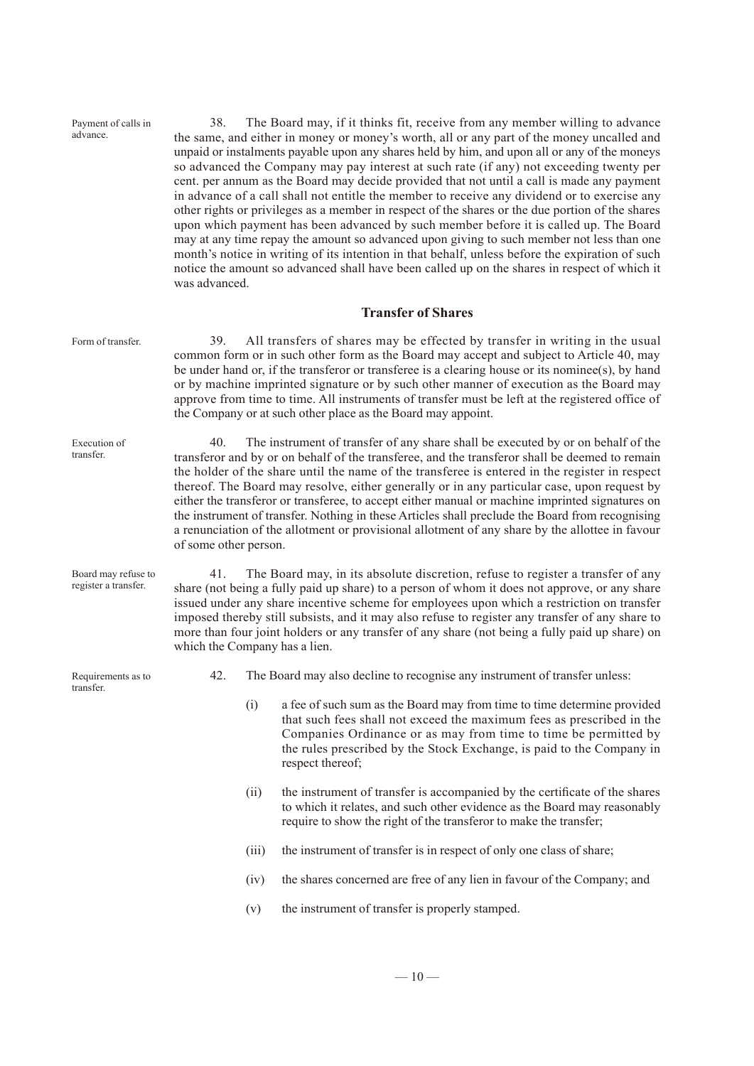Payment of calls in advance.

38. The Board may, if it thinks fit, receive from any member willing to advance the same, and either in money or money's worth, all or any part of the money uncalled and unpaid or instalments payable upon any shares held by him, and upon all or any of the moneys so advanced the Company may pay interest at such rate (if any) not exceeding twenty per cent. per annum as the Board may decide provided that not until a call is made any payment in advance of a call shall not entitle the member to receive any dividend or to exercise any other rights or privileges as a member in respect of the shares or the due portion of the shares upon which payment has been advanced by such member before it is called up. The Board may at any time repay the amount so advanced upon giving to such member not less than one month's notice in writing of its intention in that behalf, unless before the expiration of such notice the amount so advanced shall have been called up on the shares in respect of which it was advanced.

## Transfer of Shares

Form of transfer.

39. All transfers of shares may be effected by transfer in writing in the usual common form or in such other form as the Board may accept and subject to Article 40, may be under hand or, if the transferor or transferee is a clearing house or its nominee(s), by hand or by machine imprinted signature or by such other manner of execution as the Board may approve from time to time. All instruments of transfer must be left at the registered office of the Company or at such other place as the Board may appoint.

Execution of transfer.

40. The instrument of transfer of any share shall be executed by or on behalf of the transferor and by or on behalf of the transferee, and the transferor shall be deemed to remain the holder of the share until the name of the transferee is entered in the register in respect thereof. The Board may resolve, either generally or in any particular case, upon request by either the transferor or transferee, to accept either manual or machine imprinted signatures on the instrument of transfer. Nothing in these Articles shall preclude the Board from recognising a renunciation of the allotment or provisional allotment of any share by the allottee in favour of some other person.

Board may refuse to register a transfer.

41. The Board may, in its absolute discretion, refuse to register a transfer of any share (not being a fully paid up share) to a person of whom it does not approve, or any share issued under any share incentive scheme for employees upon which a restriction on transfer imposed thereby still subsists, and it may also refuse to register any transfer of any share to more than four joint holders or any transfer of any share (not being a fully paid up share) on which the Company has a lien.

Requirements as to transfer.

42. The Board may also decline to recognise any instrument of transfer unless:

(i) a fee of such sum as the Board may from time to time determine provided that such fees shall not exceed the maximum fees as prescribed in the Companies Ordinance or as may from time to time be permitted by the rules prescribed by the Stock Exchange, is paid to the Company in respect thereof;

(ii) the instrument of transfer is accompanied by the certificate of the shares to which it relates, and such other evidence as the Board may reasonably require to show the right of the transferor to make the transfer;

(iii) the instrument of transfer is in respect of only one class of share;

(iv) the shares concerned are free of any lien in favour of the Company; and

(v) the instrument of transfer is properly stamped.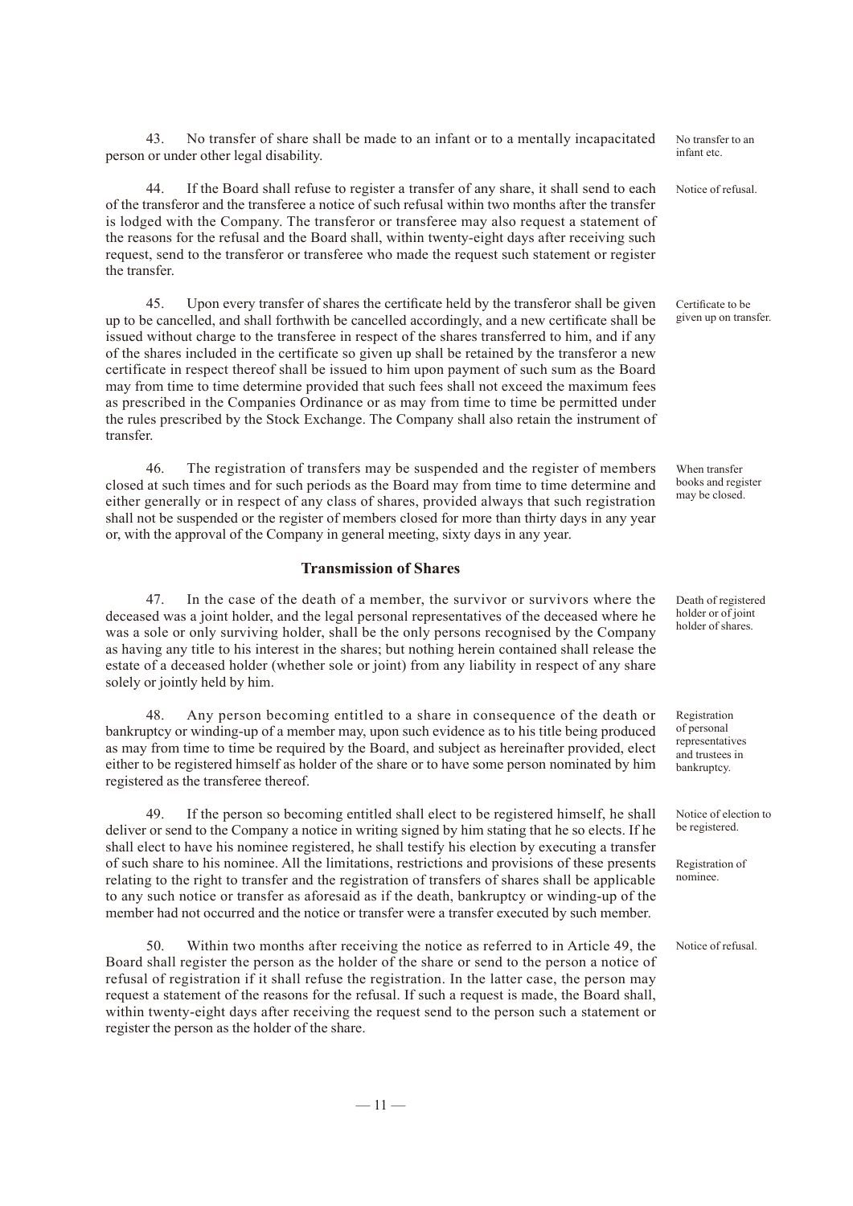43. No transfer of share shall be made to an infant or to a mentally incapacitated person or under other legal disability.

*No transfer to an infant etc.*

44. If the Board shall refuse to register a transfer of any share, it shall send to each of the transferor and the transferee a notice of such refusal within two months after the transfer is lodged with the Company. The transferor or transferee may also request a statement of the reasons for the refusal and the Board shall, within twenty-eight days after receiving such request, send to the transferor or transferee who made the request such statement or register the transfer.

*Notice of refusal.*

45. Upon every transfer of shares the certificate held by the transferor shall be given up to be cancelled, and shall forthwith be cancelled accordingly, and a new certificate shall be issued without charge to the transferee in respect of the shares transferred to him, and if any of the shares included in the certificate so given up shall be retained by the transferor a new certificate in respect thereof shall be issued to him upon payment of such sum as the Board may from time to time determine provided that such fees shall not exceed the maximum fees as prescribed in the Companies Ordinance or as may from time to time be permitted under the rules prescribed by the Stock Exchange. The Company shall also retain the instrument of transfer.

*Certificate to be given up on transfer.*

46. The registration of transfers may be suspended and the register of members closed at such times and for such periods as the Board may from time to time determine and either generally or in respect of any class of shares, provided always that such registration shall not be suspended or the register of members closed for more than thirty days in any year or, with the approval of the Company in general meeting, sixty days in any year.

*When transfer books and register may be closed.*

## Transmission of Shares

47. In the case of the death of a member, the survivor or survivors where the deceased was a joint holder, and the legal personal representatives of the deceased where he was a sole or only surviving holder, shall be the only persons recognised by the Company as having any title to his interest in the shares; but nothing herein contained shall release the estate of a deceased holder (whether sole or joint) from any liability in respect of any share solely or jointly held by him.

*Death of registered holder or of joint holder of shares.*

48. Any person becoming entitled to a share in consequence of the death or bankruptcy or winding-up of a member may, upon such evidence as to his title being produced as may from time to time be required by the Board, and subject as hereinafter provided, elect either to be registered himself as holder of the share or to have some person nominated by him registered as the transferee thereof.

*Registration of personal representatives and trustees in bankruptcy.*

49. If the person so becoming entitled shall elect to be registered himself, he shall deliver or send to the Company a notice in writing signed by him stating that he so elects. If he shall elect to have his nominee registered, he shall testify his election by executing a transfer of such share to his nominee. All the limitations, restrictions and provisions of these presents relating to the right to transfer and the registration of transfers of shares shall be applicable to any such notice or transfer as aforesaid as if the death, bankruptcy or winding-up of the member had not occurred and the notice or transfer were a transfer executed by such member.

*Notice of election to be registered.*

*Registration of nominee.*

50. Within two months after receiving the notice as referred to in Article 49, the Board shall register the person as the holder of the share or send to the person a notice of refusal of registration if it shall refuse the registration. In the latter case, the person may request a statement of the reasons for the refusal. If such a request is made, the Board shall, within twenty-eight days after receiving the request send to the person such a statement or register the person as the holder of the share.

*Notice of refusal.*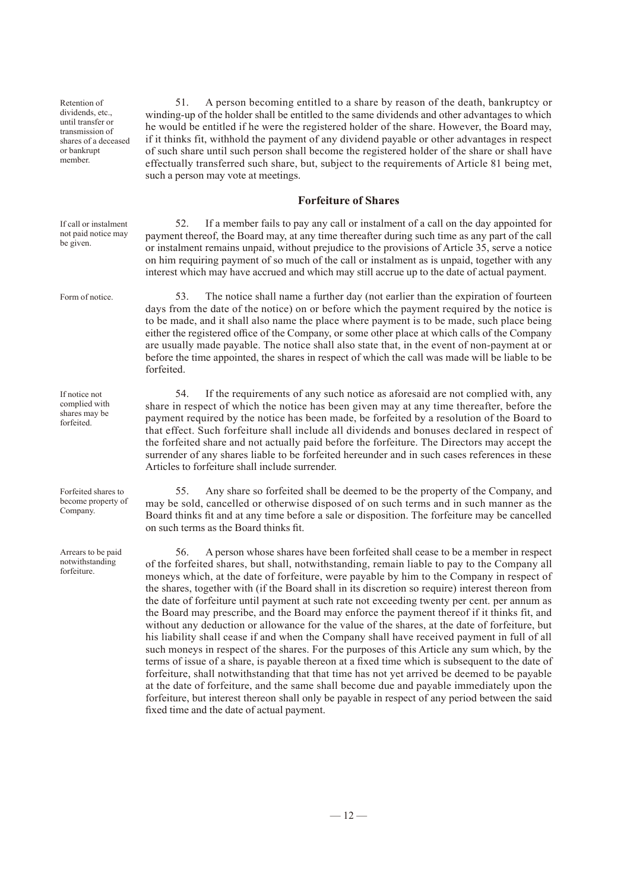Retention of dividends, etc., until transfer or transmission of shares of a deceased or bankrupt member.

51. A person becoming entitled to a share by reason of the death, bankruptcy or winding-up of the holder shall be entitled to the same dividends and other advantages to which he would be entitled if he were the registered holder of the share. However, the Board may, if it thinks fit, withhold the payment of any dividend payable or other advantages in respect of such share until such person shall become the registered holder of the share or shall have effectually transferred such share, but, subject to the requirements of Article 81 being met, such a person may vote at meetings.

## Forfeiture of Shares

If call or instalment not paid notice may be given.

52. If a member fails to pay any call or instalment of a call on the day appointed for payment thereof, the Board may, at any time thereafter during such time as any part of the call or instalment remains unpaid, without prejudice to the provisions of Article 35, serve a notice on him requiring payment of so much of the call or instalment as is unpaid, together with any interest which may have accrued and which may still accrue up to the date of actual payment.

Form of notice.

53. The notice shall name a further day (not earlier than the expiration of fourteen days from the date of the notice) on or before which the payment required by the notice is to be made, and it shall also name the place where payment is to be made, such place being either the registered office of the Company, or some other place at which calls of the Company are usually made payable. The notice shall also state that, in the event of non-payment at or before the time appointed, the shares in respect of which the call was made will be liable to be forfeited.

If notice not complied with shares may be forfeited.

54. If the requirements of any such notice as aforesaid are not complied with, any share in respect of which the notice has been given may at any time thereafter, before the payment required by the notice has been made, be forfeited by a resolution of the Board to that effect. Such forfeiture shall include all dividends and bonuses declared in respect of the forfeited share and not actually paid before the forfeiture. The Directors may accept the surrender of any shares liable to be forfeited hereunder and in such cases references in these Articles to forfeiture shall include surrender.

Forfeited shares to become property of Company.

55. Any share so forfeited shall be deemed to be the property of the Company, and may be sold, cancelled or otherwise disposed of on such terms and in such manner as the Board thinks fit and at any time before a sale or disposition. The forfeiture may be cancelled on such terms as the Board thinks fit.

Arrears to be paid notwithstanding forfeiture.

56. A person whose shares have been forfeited shall cease to be a member in respect of the forfeited shares, but shall, notwithstanding, remain liable to pay to the Company all moneys which, at the date of forfeiture, were payable by him to the Company in respect of the shares, together with (if the Board shall in its discretion so require) interest thereon from the date of forfeiture until payment at such rate not exceeding twenty per cent. per annum as the Board may prescribe, and the Board may enforce the payment thereof if it thinks fit, and without any deduction or allowance for the value of the shares, at the date of forfeiture, but his liability shall cease if and when the Company shall have received payment in full of all such moneys in respect of the shares. For the purposes of this Article any sum which, by the terms of issue of a share, is payable thereon at a fixed time which is subsequent to the date of forfeiture, shall notwithstanding that that time has not yet arrived be deemed to be payable at the date of forfeiture, and the same shall become due and payable immediately upon the forfeiture, but interest thereon shall only be payable in respect of any period between the said fixed time and the date of actual payment.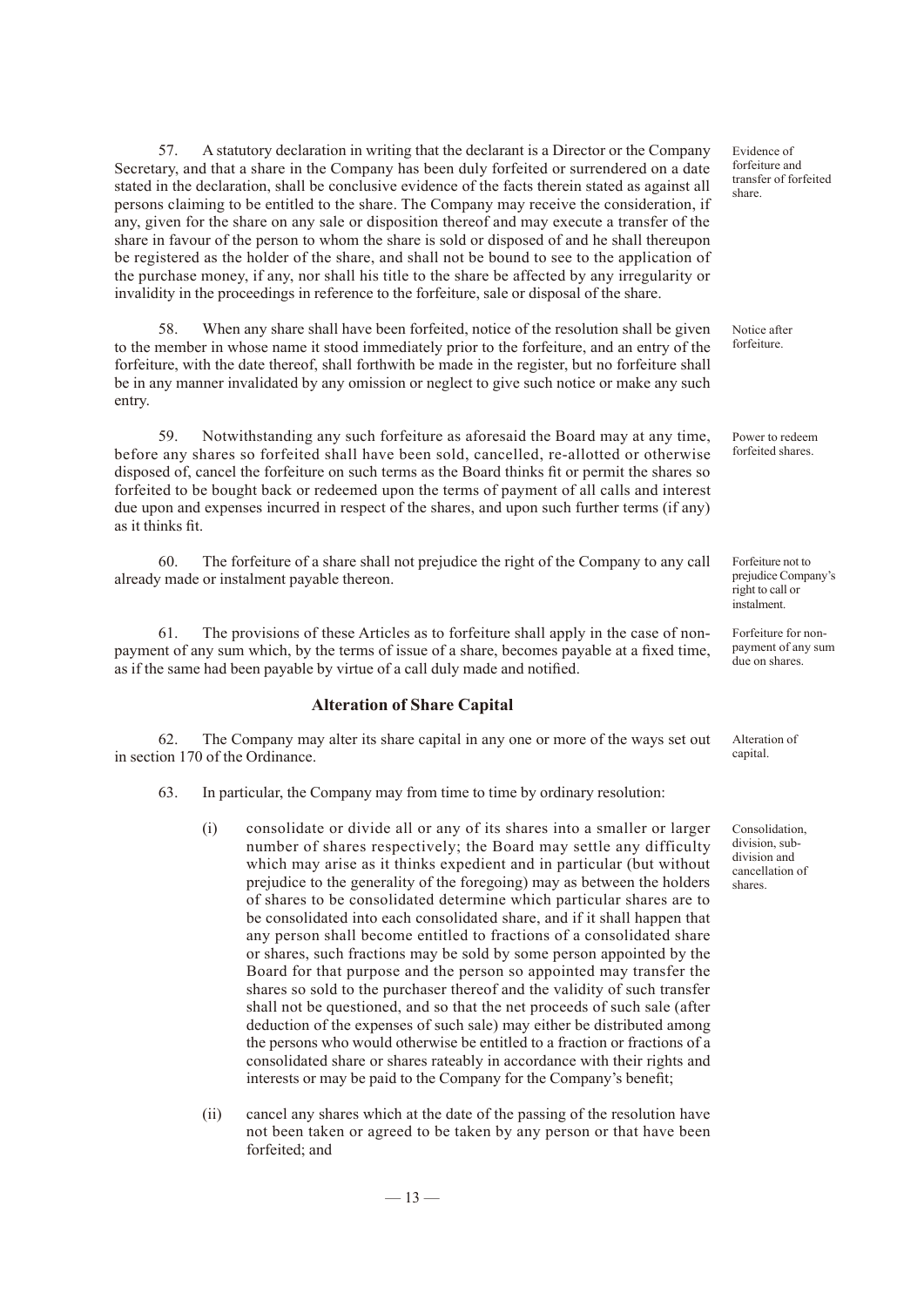57. A statutory declaration in writing that the declarant is a Director or the Company Secretary, and that a share in the Company has been duly forfeited or surrendered on a date stated in the declaration, shall be conclusive evidence of the facts therein stated as against all persons claiming to be entitled to the share. The Company may receive the consideration, if any, given for the share on any sale or disposition thereof and may execute a transfer of the share in favour of the person to whom the share is sold or disposed of and he shall thereupon be registered as the holder of the share, and shall not be bound to see to the application of the purchase money, if any, nor shall his title to the share be affected by any irregularity or invalidity in the proceedings in reference to the forfeiture, sale or disposal of the share.

*Evidence of forfeiture and transfer of forfeited share.*

58. When any share shall have been forfeited, notice of the resolution shall be given to the member in whose name it stood immediately prior to the forfeiture, and an entry of the forfeiture, with the date thereof, shall forthwith be made in the register, but no forfeiture shall be in any manner invalidated by any omission or neglect to give such notice or make any such entry.

*Notice after forfeiture.*

59. Notwithstanding any such forfeiture as aforesaid the Board may at any time, before any shares so forfeited shall have been sold, cancelled, re-allotted or otherwise disposed of, cancel the forfeiture on such terms as the Board thinks fit or permit the shares so forfeited to be bought back or redeemed upon the terms of payment of all calls and interest due upon and expenses incurred in respect of the shares, and upon such further terms (if any) as it thinks fit.

*Power to redeem forfeited shares.*

60. The forfeiture of a share shall not prejudice the right of the Company to any call already made or instalment payable thereon.

*Forfeiture not to prejudice Company's right to call or instalment.*

61. The provisions of these Articles as to forfeiture shall apply in the case of non-payment of any sum which, by the terms of issue of a share, becomes payable at a fixed time, as if the same had been payable by virtue of a call duly made and notified.

*Forfeiture for non-payment of any sum due on shares.*

## Alteration of Share Capital

62. The Company may alter its share capital in any one or more of the ways set out in section 170 of the Ordinance.

*Alteration of capital.*

63. In particular, the Company may from time to time by ordinary resolution:

*Consolidation, division, sub-division and cancellation of shares.*

(i) consolidate or divide all or any of its shares into a smaller or larger number of shares respectively; the Board may settle any difficulty which may arise as it thinks expedient and in particular (but without prejudice to the generality of the foregoing) may as between the holders of shares to be consolidated determine which particular shares are to be consolidated into each consolidated share, and if it shall happen that any person shall become entitled to fractions of a consolidated share or shares, such fractions may be sold by some person appointed by the Board for that purpose and the person so appointed may transfer the shares so sold to the purchaser thereof and the validity of such transfer shall not be questioned, and so that the net proceeds of such sale (after deduction of the expenses of such sale) may either be distributed among the persons who would otherwise be entitled to a fraction or fractions of a consolidated share or shares rateably in accordance with their rights and interests or may be paid to the Company for the Company's benefit;

(ii) cancel any shares which at the date of the passing of the resolution have not been taken or agreed to be taken by any person or that have been forfeited; and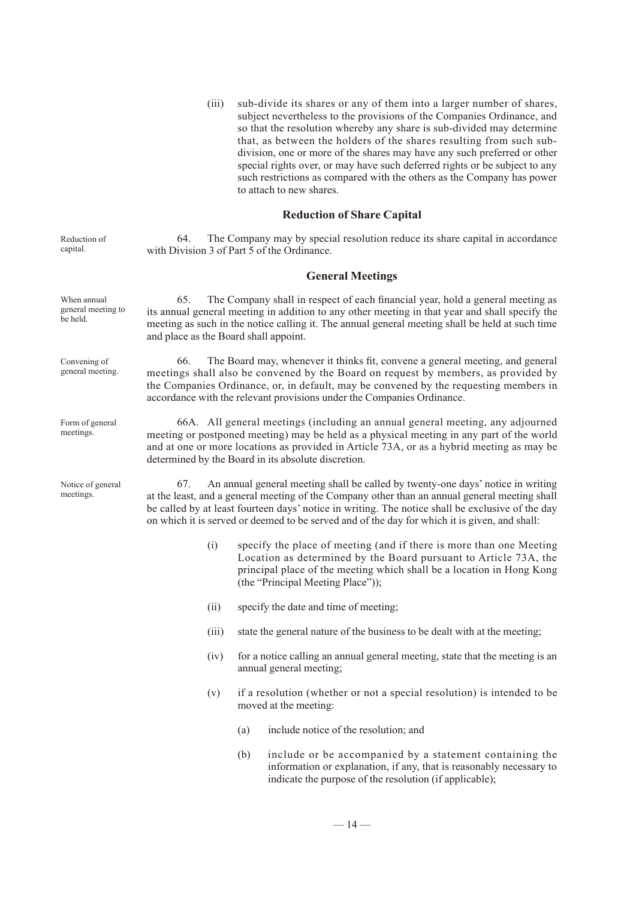(iii) sub-divide its shares or any of them into a larger number of shares, subject nevertheless to the provisions of the Companies Ordinance, and so that the resolution whereby any share is sub-divided may determine that, as between the holders of the shares resulting from such sub-division, one or more of the shares may have any such preferred or other special rights over, or may have such deferred rights or be subject to any such restrictions as compared with the others as the Company has power to attach to new shares.

## Reduction of Share Capital

Reduction of capital.

64. The Company may by special resolution reduce its share capital in accordance with Division 3 of Part 5 of the Ordinance.

## General Meetings

When annual general meeting to be held.

65. The Company shall in respect of each financial year, hold a general meeting as its annual general meeting in addition to any other meeting in that year and shall specify the meeting as such in the notice calling it. The annual general meeting shall be held at such time and place as the Board shall appoint.

Convening of general meeting.

66. The Board may, whenever it thinks fit, convene a general meeting, and general meetings shall also be convened by the Board on request by members, as provided by the Companies Ordinance, or, in default, may be convened by the requesting members in accordance with the relevant provisions under the Companies Ordinance.

Form of general meetings.

66A. All general meetings (including an annual general meeting, any adjourned meeting or postponed meeting) may be held as a physical meeting in any part of the world and at one or more locations as provided in Article 73A, or as a hybrid meeting as may be determined by the Board in its absolute discretion.

Notice of general meetings.

67. An annual general meeting shall be called by twenty-one days' notice in writing at the least, and a general meeting of the Company other than an annual general meeting shall be called by at least fourteen days' notice in writing. The notice shall be exclusive of the day on which it is served or deemed to be served and of the day for which it is given, and shall:

(i) specify the place of meeting (and if there is more than one Meeting Location as determined by the Board pursuant to Article 73A, the principal place of the meeting which shall be a location in Hong Kong (the "Principal Meeting Place"));

(ii) specify the date and time of meeting;

(iii) state the general nature of the business to be dealt with at the meeting;

(iv) for a notice calling an annual general meeting, state that the meeting is an annual general meeting;

(v) if a resolution (whether or not a special resolution) is intended to be moved at the meeting:

(a) include notice of the resolution; and

(b) include or be accompanied by a statement containing the information or explanation, if any, that is reasonably necessary to indicate the purpose of the resolution (if applicable);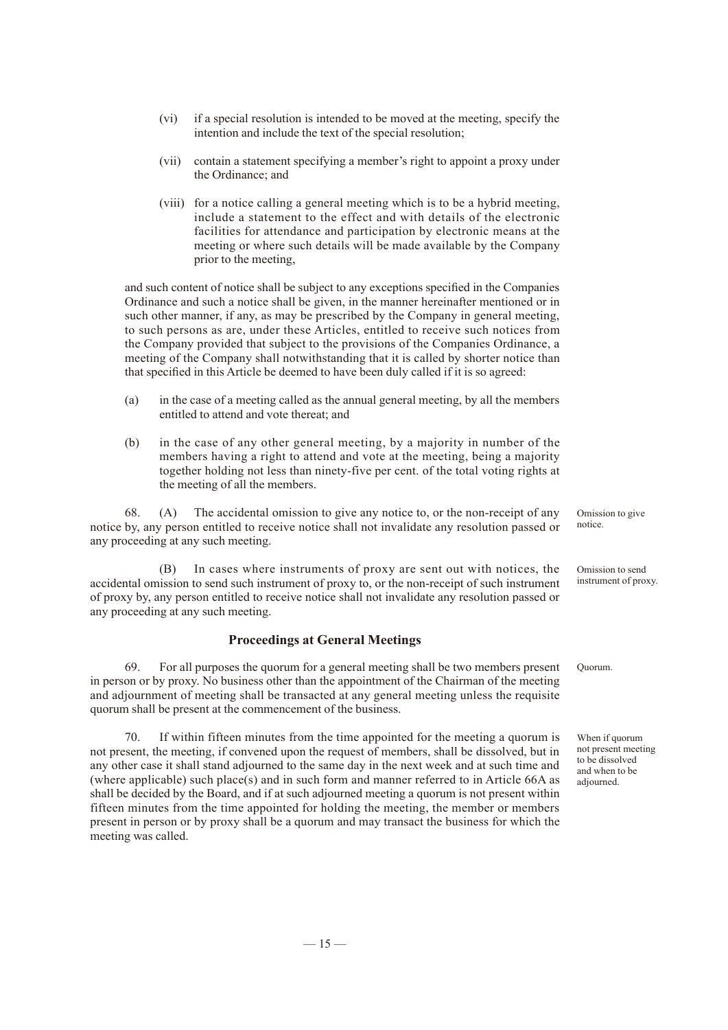(vi) if a special resolution is intended to be moved at the meeting, specify the intention and include the text of the special resolution;

(vii) contain a statement specifying a member's right to appoint a proxy under the Ordinance; and

(viii) for a notice calling a general meeting which is to be a hybrid meeting, include a statement to the effect and with details of the electronic facilities for attendance and participation by electronic means at the meeting or where such details will be made available by the Company prior to the meeting,

and such content of notice shall be subject to any exceptions specified in the Companies Ordinance and such a notice shall be given, in the manner hereinafter mentioned or in such other manner, if any, as may be prescribed by the Company in general meeting, to such persons as are, under these Articles, entitled to receive such notices from the Company provided that subject to the provisions of the Companies Ordinance, a meeting of the Company shall notwithstanding that it is called by shorter notice than that specified in this Article be deemed to have been duly called if it is so agreed:

(a) in the case of a meeting called as the annual general meeting, by all the members entitled to attend and vote thereat; and

(b) in the case of any other general meeting, by a majority in number of the members having a right to attend and vote at the meeting, being a majority together holding not less than ninety-five per cent. of the total voting rights at the meeting of all the members.

*Omission to give notice.*

68. (A) The accidental omission to give any notice to, or the non-receipt of any notice by, any person entitled to receive notice shall not invalidate any resolution passed or any proceeding at any such meeting.

*Omission to send instrument of proxy.*

(B) In cases where instruments of proxy are sent out with notices, the accidental omission to send such instrument of proxy to, or the non-receipt of such instrument of proxy by, any person entitled to receive notice shall not invalidate any resolution passed or any proceeding at any such meeting.

## Proceedings at General Meetings

*Quorum.*

69. For all purposes the quorum for a general meeting shall be two members present in person or by proxy. No business other than the appointment of the Chairman of the meeting and adjournment of meeting shall be transacted at any general meeting unless the requisite quorum shall be present at the commencement of the business.

*When if quorum not present meeting to be dissolved and when to be adjourned.*

70. If within fifteen minutes from the time appointed for the meeting a quorum is not present, the meeting, if convened upon the request of members, shall be dissolved, but in any other case it shall stand adjourned to the same day in the next week and at such time and (where applicable) such place(s) and in such form and manner referred to in Article 66A as shall be decided by the Board, and if at such adjourned meeting a quorum is not present within fifteen minutes from the time appointed for holding the meeting, the member or members present in person or by proxy shall be a quorum and may transact the business for which the meeting was called.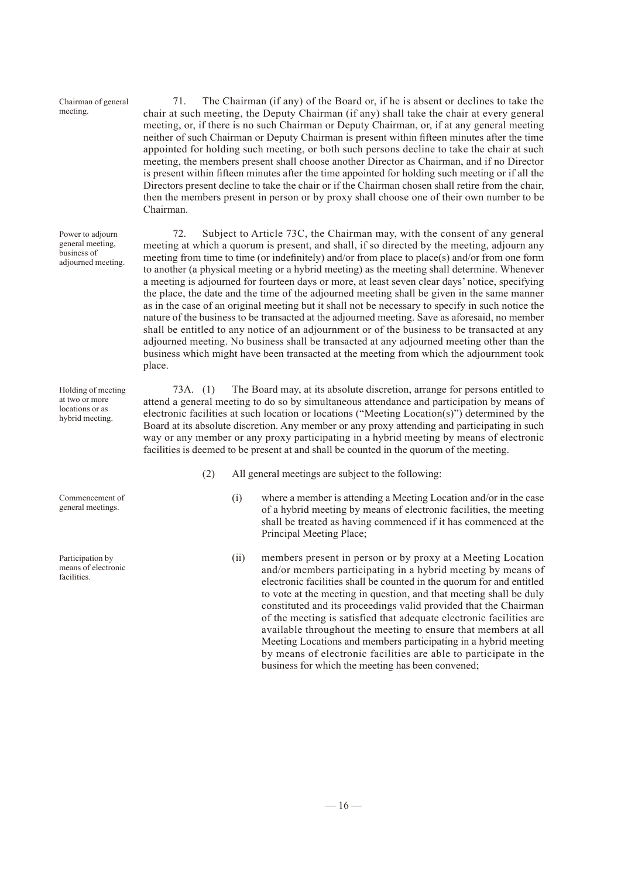*Chairman of general meeting.*

71. The Chairman (if any) of the Board or, if he is absent or declines to take the chair at such meeting, the Deputy Chairman (if any) shall take the chair at every general meeting, or, if there is no such Chairman or Deputy Chairman, or, if at any general meeting neither of such Chairman or Deputy Chairman is present within fifteen minutes after the time appointed for holding such meeting, or both such persons decline to take the chair at such meeting, the members present shall choose another Director as Chairman, and if no Director is present within fifteen minutes after the time appointed for holding such meeting or if all the Directors present decline to take the chair or if the Chairman chosen shall retire from the chair, then the members present in person or by proxy shall choose one of their own number to be Chairman.

*Power to adjourn general meeting, business of adjourned meeting.*

72. Subject to Article 73C, the Chairman may, with the consent of any general meeting at which a quorum is present, and shall, if so directed by the meeting, adjourn any meeting from time to time (or indefinitely) and/or from place to place(s) and/or from one form to another (a physical meeting or a hybrid meeting) as the meeting shall determine. Whenever a meeting is adjourned for fourteen days or more, at least seven clear days' notice, specifying the place, the date and the time of the adjourned meeting shall be given in the same manner as in the case of an original meeting but it shall not be necessary to specify in such notice the nature of the business to be transacted at the adjourned meeting. Save as aforesaid, no member shall be entitled to any notice of an adjournment or of the business to be transacted at any adjourned meeting. No business shall be transacted at any adjourned meeting other than the business which might have been transacted at the meeting from which the adjournment took place.

*Holding of meeting at two or more locations or as hybrid meeting.*

73A. (1) The Board may, at its absolute discretion, arrange for persons entitled to attend a general meeting to do so by simultaneous attendance and participation by means of electronic facilities at such location or locations ("Meeting Location(s)") determined by the Board at its absolute discretion. Any member or any proxy attending and participating in such way or any member or any proxy participating in a hybrid meeting by means of electronic facilities is deemed to be present at and shall be counted in the quorum of the meeting.

(2) All general meetings are subject to the following:

*Commencement of general meetings.*

(i) where a member is attending a Meeting Location and/or in the case of a hybrid meeting by means of electronic facilities, the meeting shall be treated as having commenced if it has commenced at the Principal Meeting Place;

*Participation by means of electronic facilities.*

(ii) members present in person or by proxy at a Meeting Location and/or members participating in a hybrid meeting by means of electronic facilities shall be counted in the quorum for and entitled to vote at the meeting in question, and that meeting shall be duly constituted and its proceedings valid provided that the Chairman of the meeting is satisfied that adequate electronic facilities are available throughout the meeting to ensure that members at all Meeting Locations and members participating in a hybrid meeting by means of electronic facilities are able to participate in the business for which the meeting has been convened;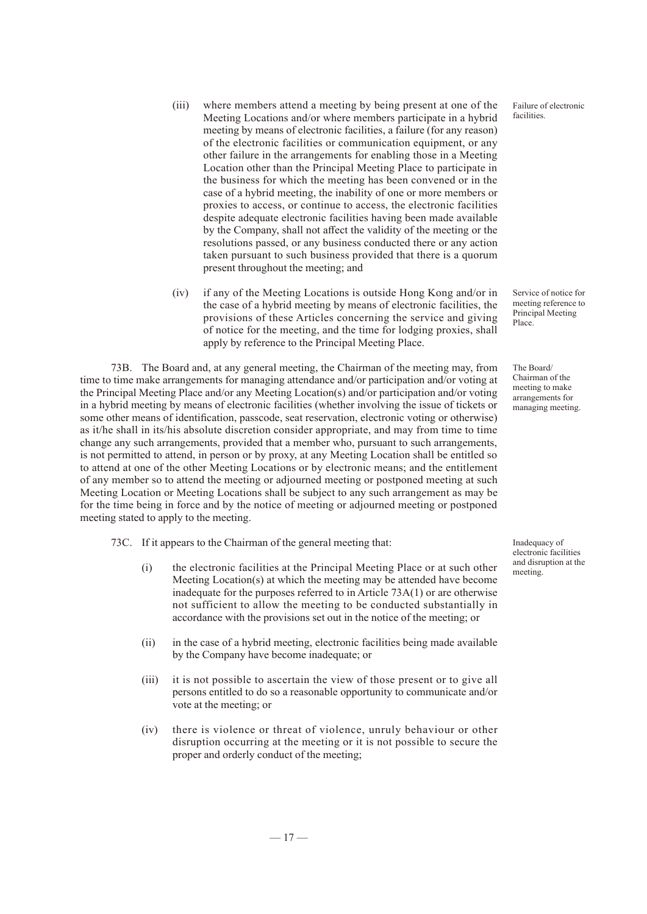(iii) where members attend a meeting by being present at one of the Meeting Locations and/or where members participate in a hybrid meeting by means of electronic facilities, a failure (for any reason) of the electronic facilities or communication equipment, or any other failure in the arrangements for enabling those in a Meeting Location other than the Principal Meeting Place to participate in the business for which the meeting has been convened or in the case of a hybrid meeting, the inability of one or more members or proxies to access, or continue to access, the electronic facilities despite adequate electronic facilities having been made available by the Company, shall not affect the validity of the meeting or the resolutions passed, or any business conducted there or any action taken pursuant to such business provided that there is a quorum present throughout the meeting; and

*Failure of electronic facilities.*

(iv) if any of the Meeting Locations is outside Hong Kong and/or in the case of a hybrid meeting by means of electronic facilities, the provisions of these Articles concerning the service and giving of notice for the meeting, and the time for lodging proxies, shall apply by reference to the Principal Meeting Place.

*Service of notice for meeting reference to Principal Meeting Place.*

73B. The Board and, at any general meeting, the Chairman of the meeting may, from time to time make arrangements for managing attendance and/or participation and/or voting at the Principal Meeting Place and/or any Meeting Location(s) and/or participation and/or voting in a hybrid meeting by means of electronic facilities (whether involving the issue of tickets or some other means of identification, passcode, seat reservation, electronic voting or otherwise) as it/he shall in its/his absolute discretion consider appropriate, and may from time to time change any such arrangements, provided that a member who, pursuant to such arrangements, is not permitted to attend, in person or by proxy, at any Meeting Location shall be entitled so to attend at one of the other Meeting Locations or by electronic means; and the entitlement of any member so to attend the meeting or adjourned meeting or postponed meeting at such Meeting Location or Meeting Locations shall be subject to any such arrangement as may be for the time being in force and by the notice of meeting or adjourned meeting or postponed meeting stated to apply to the meeting.

*The Board/Chairman of the meeting to make arrangements for managing meeting.*

73C. If it appears to the Chairman of the general meeting that:

*Inadequacy of electronic facilities and disruption at the meeting.*

(i) the electronic facilities at the Principal Meeting Place or at such other Meeting Location(s) at which the meeting may be attended have become inadequate for the purposes referred to in Article 73A(1) or are otherwise not sufficient to allow the meeting to be conducted substantially in accordance with the provisions set out in the notice of the meeting; or

(ii) in the case of a hybrid meeting, electronic facilities being made available by the Company have become inadequate; or

(iii) it is not possible to ascertain the view of those present or to give all persons entitled to do so a reasonable opportunity to communicate and/or vote at the meeting; or

(iv) there is violence or threat of violence, unruly behaviour or other disruption occurring at the meeting or it is not possible to secure the proper and orderly conduct of the meeting;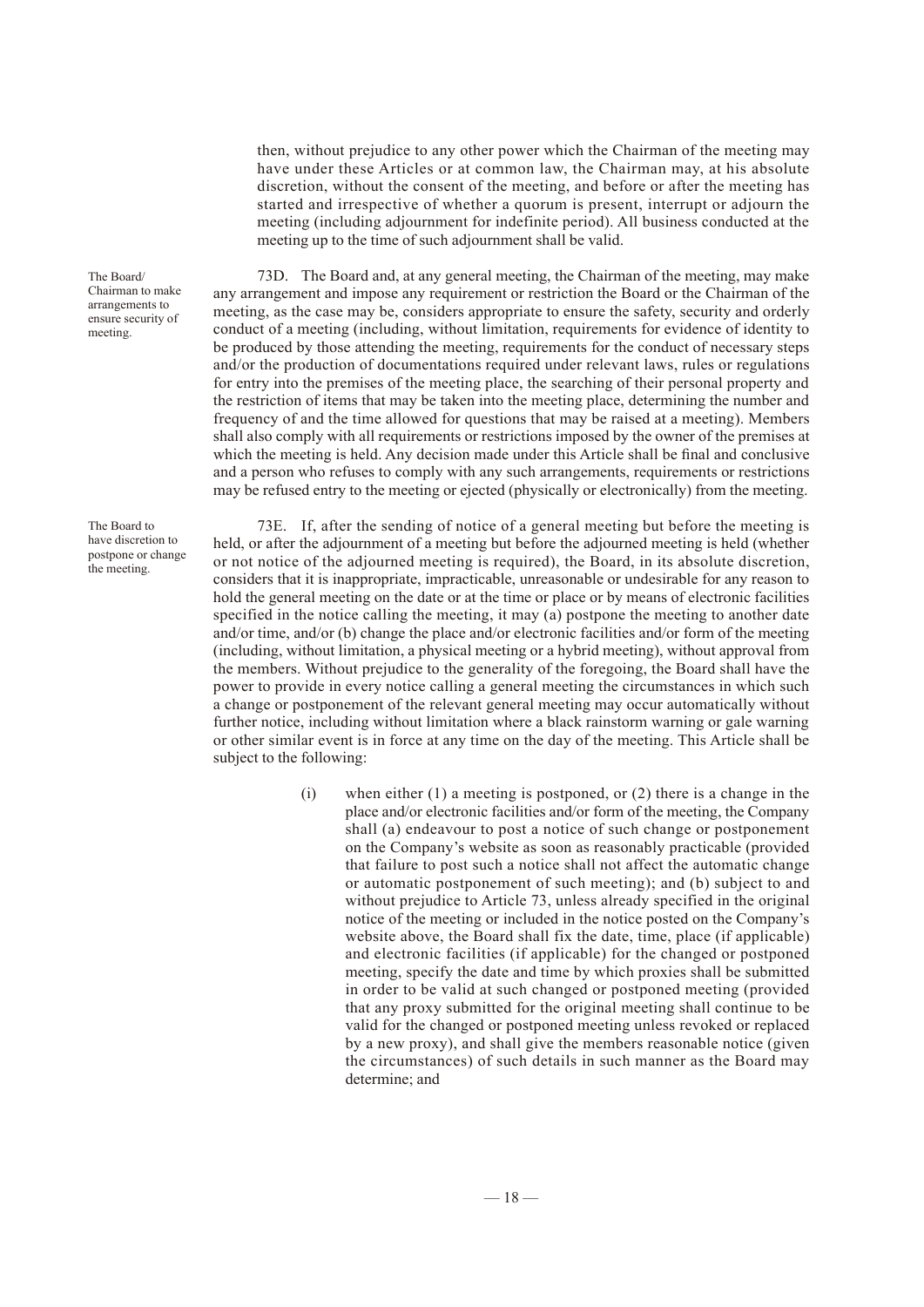then, without prejudice to any other power which the Chairman of the meeting may have under these Articles or at common law, the Chairman may, at his absolute discretion, without the consent of the meeting, and before or after the meeting has started and irrespective of whether a quorum is present, interrupt or adjourn the meeting (including adjournment for indefinite period). All business conducted at the meeting up to the time of such adjournment shall be valid.

*The Board/ Chairman to make arrangements to ensure security of meeting.*

73D. The Board and, at any general meeting, the Chairman of the meeting, may make any arrangement and impose any requirement or restriction the Board or the Chairman of the meeting, as the case may be, considers appropriate to ensure the safety, security and orderly conduct of a meeting (including, without limitation, requirements for evidence of identity to be produced by those attending the meeting, requirements for the conduct of necessary steps and/or the production of documentations required under relevant laws, rules or regulations for entry into the premises of the meeting place, the searching of their personal property and the restriction of items that may be taken into the meeting place, determining the number and frequency of and the time allowed for questions that may be raised at a meeting). Members shall also comply with all requirements or restrictions imposed by the owner of the premises at which the meeting is held. Any decision made under this Article shall be final and conclusive and a person who refuses to comply with any such arrangements, requirements or restrictions may be refused entry to the meeting or ejected (physically or electronically) from the meeting.

*The Board to have discretion to postpone or change the meeting.*

73E. If, after the sending of notice of a general meeting but before the meeting is held, or after the adjournment of a meeting but before the adjourned meeting is held (whether or not notice of the adjourned meeting is required), the Board, in its absolute discretion, considers that it is inappropriate, impracticable, unreasonable or undesirable for any reason to hold the general meeting on the date or at the time or place or by means of electronic facilities specified in the notice calling the meeting, it may (a) postpone the meeting to another date and/or time, and/or (b) change the place and/or electronic facilities and/or form of the meeting (including, without limitation, a physical meeting or a hybrid meeting), without approval from the members. Without prejudice to the generality of the foregoing, the Board shall have the power to provide in every notice calling a general meeting the circumstances in which such a change or postponement of the relevant general meeting may occur automatically without further notice, including without limitation where a black rainstorm warning or gale warning or other similar event is in force at any time on the day of the meeting. This Article shall be subject to the following:

(i) when either (1) a meeting is postponed, or (2) there is a change in the place and/or electronic facilities and/or form of the meeting, the Company shall (a) endeavour to post a notice of such change or postponement on the Company's website as soon as reasonably practicable (provided that failure to post such a notice shall not affect the automatic change or automatic postponement of such meeting); and (b) subject to and without prejudice to Article 73, unless already specified in the original notice of the meeting or included in the notice posted on the Company's website above, the Board shall fix the date, time, place (if applicable) and electronic facilities (if applicable) for the changed or postponed meeting, specify the date and time by which proxies shall be submitted in order to be valid at such changed or postponed meeting (provided that any proxy submitted for the original meeting shall continue to be valid for the changed or postponed meeting unless revoked or replaced by a new proxy), and shall give the members reasonable notice (given the circumstances) of such details in such manner as the Board may determine; and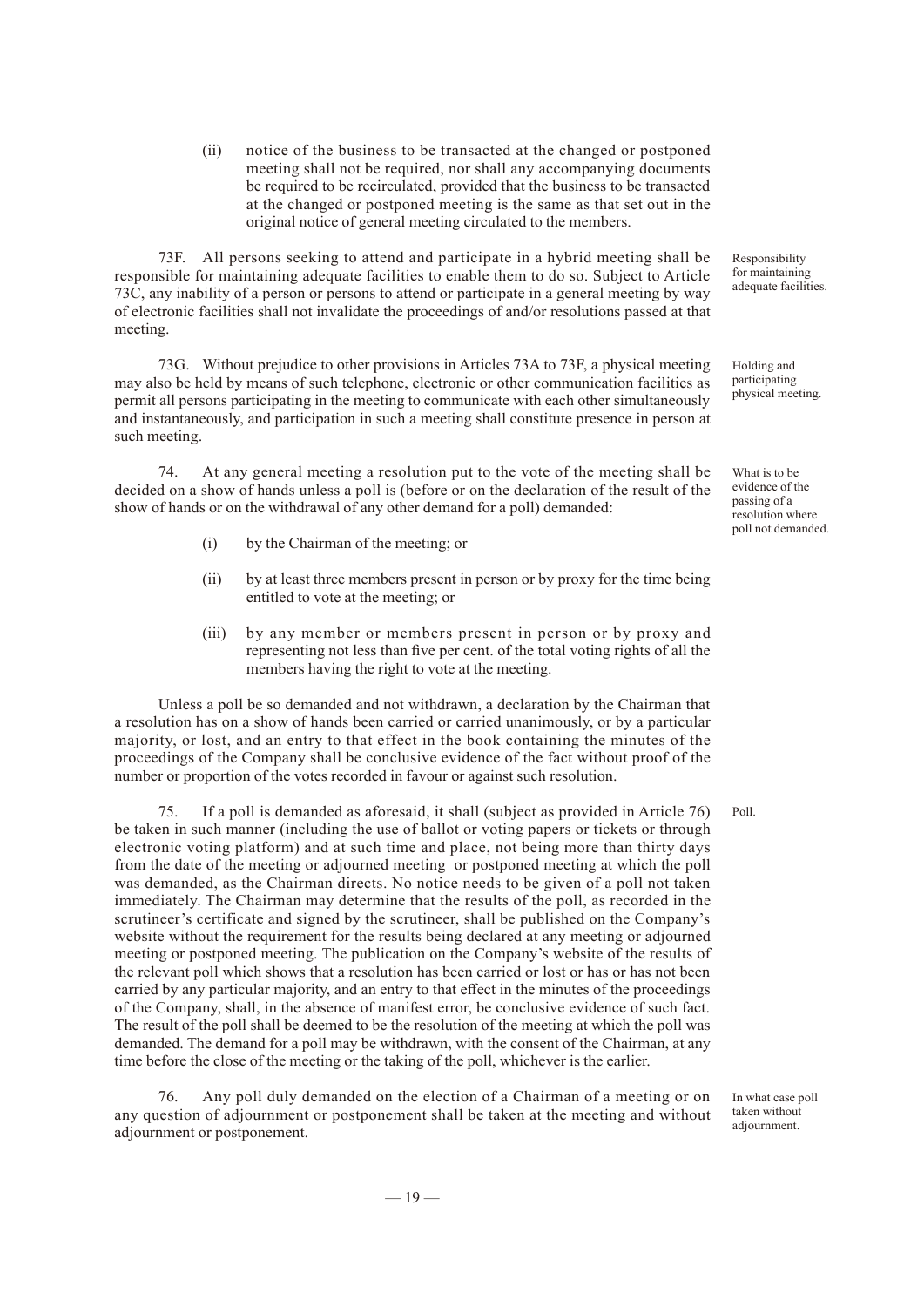(ii) notice of the business to be transacted at the changed or postponed meeting shall not be required, nor shall any accompanying documents be required to be recirculated, provided that the business to be transacted at the changed or postponed meeting is the same as that set out in the original notice of general meeting circulated to the members.

*Responsibility for maintaining adequate facilities.*

73F. All persons seeking to attend and participate in a hybrid meeting shall be responsible for maintaining adequate facilities to enable them to do so. Subject to Article 73C, any inability of a person or persons to attend or participate in a general meeting by way of electronic facilities shall not invalidate the proceedings of and/or resolutions passed at that meeting.

*Holding and participating physical meeting.*

73G. Without prejudice to other provisions in Articles 73A to 73F, a physical meeting may also be held by means of such telephone, electronic or other communication facilities as permit all persons participating in the meeting to communicate with each other simultaneously and instantaneously, and participation in such a meeting shall constitute presence in person at such meeting.

*What is to be evidence of the passing of a resolution where poll not demanded.*

74. At any general meeting a resolution put to the vote of the meeting shall be decided on a show of hands unless a poll is (before or on the declaration of the result of the show of hands or on the withdrawal of any other demand for a poll) demanded:

(i) by the Chairman of the meeting; or

(ii) by at least three members present in person or by proxy for the time being entitled to vote at the meeting; or

(iii) by any member or members present in person or by proxy and representing not less than five per cent. of the total voting rights of all the members having the right to vote at the meeting.

Unless a poll be so demanded and not withdrawn, a declaration by the Chairman that a resolution has on a show of hands been carried or carried unanimously, or by a particular majority, or lost, and an entry to that effect in the book containing the minutes of the proceedings of the Company shall be conclusive evidence of the fact without proof of the number or proportion of the votes recorded in favour or against such resolution.

*Poll.*

75. If a poll is demanded as aforesaid, it shall (subject as provided in Article 76) be taken in such manner (including the use of ballot or voting papers or tickets or through electronic voting platform) and at such time and place, not being more than thirty days from the date of the meeting or adjourned meeting or postponed meeting at which the poll was demanded, as the Chairman directs. No notice needs to be given of a poll not taken immediately. The Chairman may determine that the results of the poll, as recorded in the scrutineer's certificate and signed by the scrutineer, shall be published on the Company's website without the requirement for the results being declared at any meeting or adjourned meeting or postponed meeting. The publication on the Company's website of the results of the relevant poll which shows that a resolution has been carried or lost or has or has not been carried by any particular majority, and an entry to that effect in the minutes of the proceedings of the Company, shall, in the absence of manifest error, be conclusive evidence of such fact. The result of the poll shall be deemed to be the resolution of the meeting at which the poll was demanded. The demand for a poll may be withdrawn, with the consent of the Chairman, at any time before the close of the meeting or the taking of the poll, whichever is the earlier.

*In what case poll taken without adjournment.*

76. Any poll duly demanded on the election of a Chairman of a meeting or on any question of adjournment or postponement shall be taken at the meeting and without adjournment or postponement.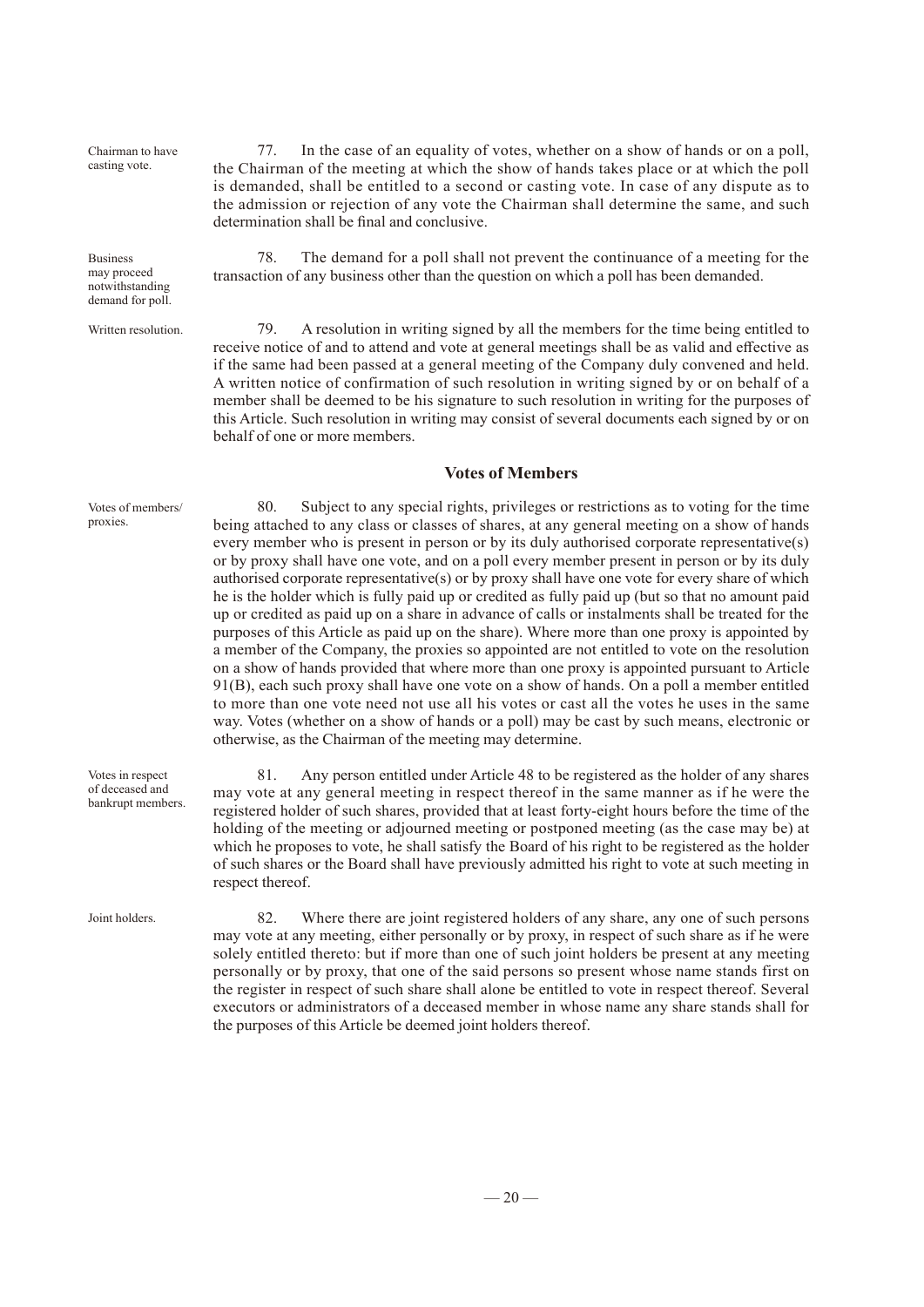Chairman to have casting vote.

77. In the case of an equality of votes, whether on a show of hands or on a poll, the Chairman of the meeting at which the show of hands takes place or at which the poll is demanded, shall be entitled to a second or casting vote. In case of any dispute as to the admission or rejection of any vote the Chairman shall determine the same, and such determination shall be final and conclusive.

Business may proceed notwithstanding demand for poll.

78. The demand for a poll shall not prevent the continuance of a meeting for the transaction of any business other than the question on which a poll has been demanded.

Written resolution.

79. A resolution in writing signed by all the members for the time being entitled to receive notice of and to attend and vote at general meetings shall be as valid and effective as if the same had been passed at a general meeting of the Company duly convened and held. A written notice of confirmation of such resolution in writing signed by or on behalf of a member shall be deemed to be his signature to such resolution in writing for the purposes of this Article. Such resolution in writing may consist of several documents each signed by or on behalf of one or more members.

## Votes of Members

Votes of members/ proxies.

80. Subject to any special rights, privileges or restrictions as to voting for the time being attached to any class or classes of shares, at any general meeting on a show of hands every member who is present in person or by its duly authorised corporate representative(s) or by proxy shall have one vote, and on a poll every member present in person or by its duly authorised corporate representative(s) or by proxy shall have one vote for every share of which he is the holder which is fully paid up or credited as fully paid up (but so that no amount paid up or credited as paid up on a share in advance of calls or instalments shall be treated for the purposes of this Article as paid up on the share). Where more than one proxy is appointed by a member of the Company, the proxies so appointed are not entitled to vote on the resolution on a show of hands provided that where more than one proxy is appointed pursuant to Article 91(B), each such proxy shall have one vote on a show of hands. On a poll a member entitled to more than one vote need not use all his votes or cast all the votes he uses in the same way. Votes (whether on a show of hands or a poll) may be cast by such means, electronic or otherwise, as the Chairman of the meeting may determine.

Votes in respect of deceased and bankrupt members.

81. Any person entitled under Article 48 to be registered as the holder of any shares may vote at any general meeting in respect thereof in the same manner as if he were the registered holder of such shares, provided that at least forty-eight hours before the time of the holding of the meeting or adjourned meeting or postponed meeting (as the case may be) at which he proposes to vote, he shall satisfy the Board of his right to be registered as the holder of such shares or the Board shall have previously admitted his right to vote at such meeting in respect thereof.

Joint holders.

82. Where there are joint registered holders of any share, any one of such persons may vote at any meeting, either personally or by proxy, in respect of such share as if he were solely entitled thereto: but if more than one of such joint holders be present at any meeting personally or by proxy, that one of the said persons so present whose name stands first on the register in respect of such share shall alone be entitled to vote in respect thereof. Several executors or administrators of a deceased member in whose name any share stands shall for the purposes of this Article be deemed joint holders thereof.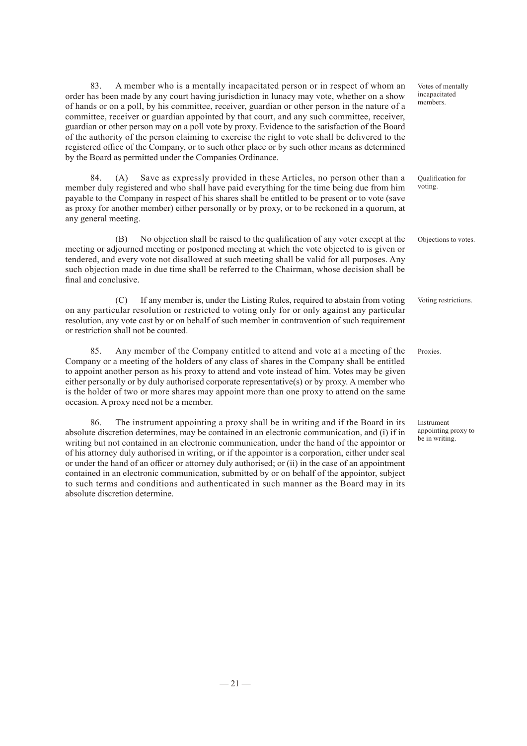83. A member who is a mentally incapacitated person or in respect of whom an order has been made by any court having jurisdiction in lunacy may vote, whether on a show of hands or on a poll, by his committee, receiver, guardian or other person in the nature of a committee, receiver or guardian appointed by that court, and any such committee, receiver, guardian or other person may on a poll vote by proxy. Evidence to the satisfaction of the Board of the authority of the person claiming to exercise the right to vote shall be delivered to the registered office of the Company, or to such other place or by such other means as determined by the Board as permitted under the Companies Ordinance.

*Votes of mentally incapacitated members.*

84. (A) Save as expressly provided in these Articles, no person other than a member duly registered and who shall have paid everything for the time being due from him payable to the Company in respect of his shares shall be entitled to be present or to vote (save as proxy for another member) either personally or by proxy, or to be reckoned in a quorum, at any general meeting.

*Qualification for voting.*

(B) No objection shall be raised to the qualification of any voter except at the meeting or adjourned meeting or postponed meeting at which the vote objected to is given or tendered, and every vote not disallowed at such meeting shall be valid for all purposes. Any such objection made in due time shall be referred to the Chairman, whose decision shall be final and conclusive.

*Objections to votes.*

(C) If any member is, under the Listing Rules, required to abstain from voting on any particular resolution or restricted to voting only for or only against any particular resolution, any vote cast by or on behalf of such member in contravention of such requirement or restriction shall not be counted.

*Voting restrictions.*

85. Any member of the Company entitled to attend and vote at a meeting of the Company or a meeting of the holders of any class of shares in the Company shall be entitled to appoint another person as his proxy to attend and vote instead of him. Votes may be given either personally or by duly authorised corporate representative(s) or by proxy. A member who is the holder of two or more shares may appoint more than one proxy to attend on the same occasion. A proxy need not be a member.

*Proxies.*

86. The instrument appointing a proxy shall be in writing and if the Board in its absolute discretion determines, may be contained in an electronic communication, and (i) if in writing but not contained in an electronic communication, under the hand of the appointor or of his attorney duly authorised in writing, or if the appointor is a corporation, either under seal or under the hand of an officer or attorney duly authorised; or (ii) in the case of an appointment contained in an electronic communication, submitted by or on behalf of the appointor, subject to such terms and conditions and authenticated in such manner as the Board may in its absolute discretion determine.

*Instrument appointing proxy to be in writing.*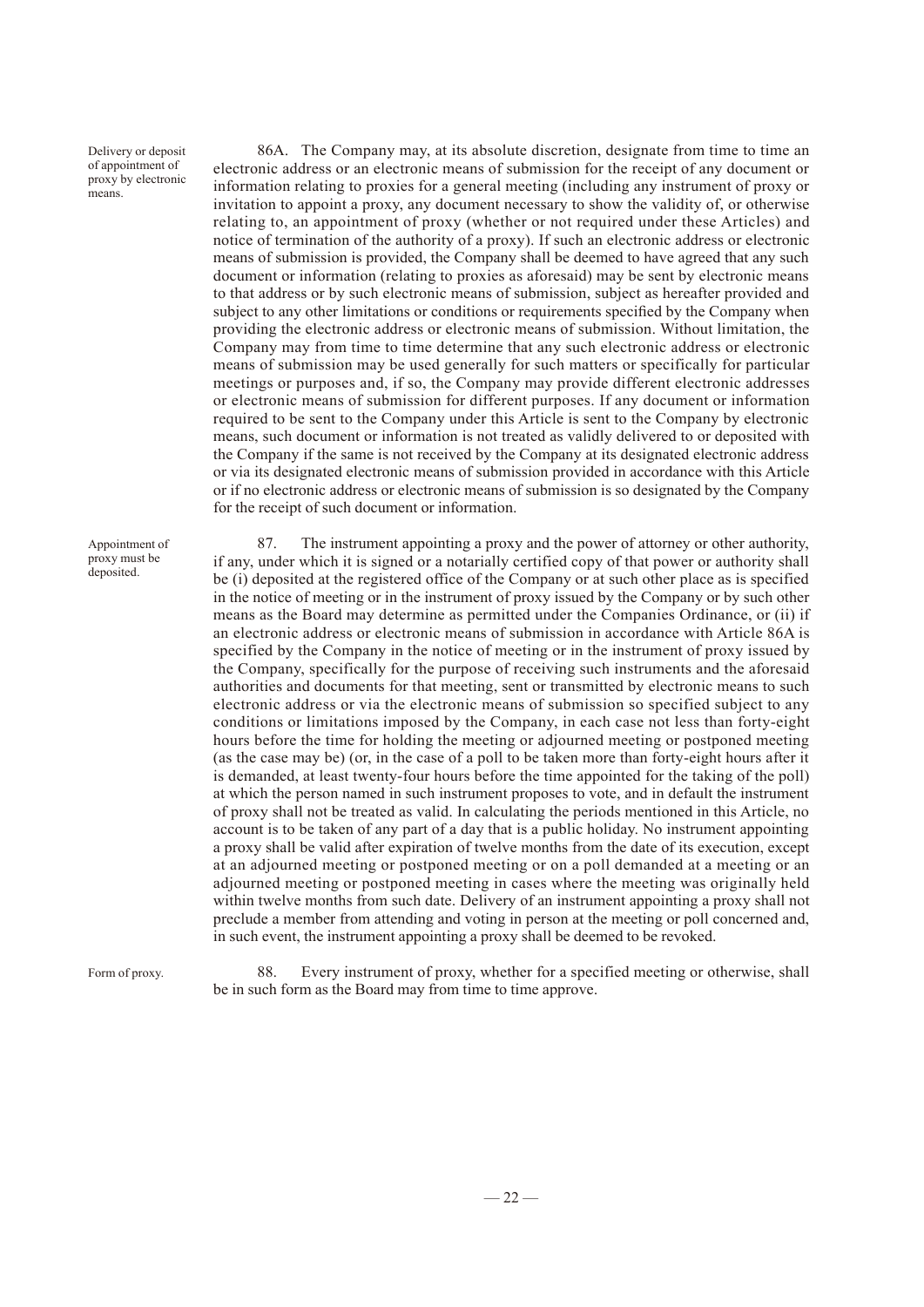*Delivery or deposit of appointment of proxy by electronic means.*

86A. The Company may, at its absolute discretion, designate from time to time an electronic address or an electronic means of submission for the receipt of any document or information relating to proxies for a general meeting (including any instrument of proxy or invitation to appoint a proxy, any document necessary to show the validity of, or otherwise relating to, an appointment of proxy (whether or not required under these Articles) and notice of termination of the authority of a proxy). If such an electronic address or electronic means of submission is provided, the Company shall be deemed to have agreed that any such document or information (relating to proxies as aforesaid) may be sent by electronic means to that address or by such electronic means of submission, subject as hereafter provided and subject to any other limitations or conditions or requirements specified by the Company when providing the electronic address or electronic means of submission. Without limitation, the Company may from time to time determine that any such electronic address or electronic means of submission may be used generally for such matters or specifically for particular meetings or purposes and, if so, the Company may provide different electronic addresses or electronic means of submission for different purposes. If any document or information required to be sent to the Company under this Article is sent to the Company by electronic means, such document or information is not treated as validly delivered to or deposited with the Company if the same is not received by the Company at its designated electronic address or via its designated electronic means of submission provided in accordance with this Article or if no electronic address or electronic means of submission is so designated by the Company for the receipt of such document or information.

*Appointment of proxy must be deposited.*

87. The instrument appointing a proxy and the power of attorney or other authority, if any, under which it is signed or a notarially certified copy of that power or authority shall be (i) deposited at the registered office of the Company or at such other place as is specified in the notice of meeting or in the instrument of proxy issued by the Company or by such other means as the Board may determine as permitted under the Companies Ordinance, or (ii) if an electronic address or electronic means of submission in accordance with Article 86A is specified by the Company in the notice of meeting or in the instrument of proxy issued by the Company, specifically for the purpose of receiving such instruments and the aforesaid authorities and documents for that meeting, sent or transmitted by electronic means to such electronic address or via the electronic means of submission so specified subject to any conditions or limitations imposed by the Company, in each case not less than forty-eight hours before the time for holding the meeting or adjourned meeting or postponed meeting (as the case may be) (or, in the case of a poll to be taken more than forty-eight hours after it is demanded, at least twenty-four hours before the time appointed for the taking of the poll) at which the person named in such instrument proposes to vote, and in default the instrument of proxy shall not be treated as valid. In calculating the periods mentioned in this Article, no account is to be taken of any part of a day that is a public holiday. No instrument appointing a proxy shall be valid after expiration of twelve months from the date of its execution, except at an adjourned meeting or postponed meeting or on a poll demanded at a meeting or an adjourned meeting or postponed meeting in cases where the meeting was originally held within twelve months from such date. Delivery of an instrument appointing a proxy shall not preclude a member from attending and voting in person at the meeting or poll concerned and, in such event, the instrument appointing a proxy shall be deemed to be revoked.

*Form of proxy.*

88. Every instrument of proxy, whether for a specified meeting or otherwise, shall be in such form as the Board may from time to time approve.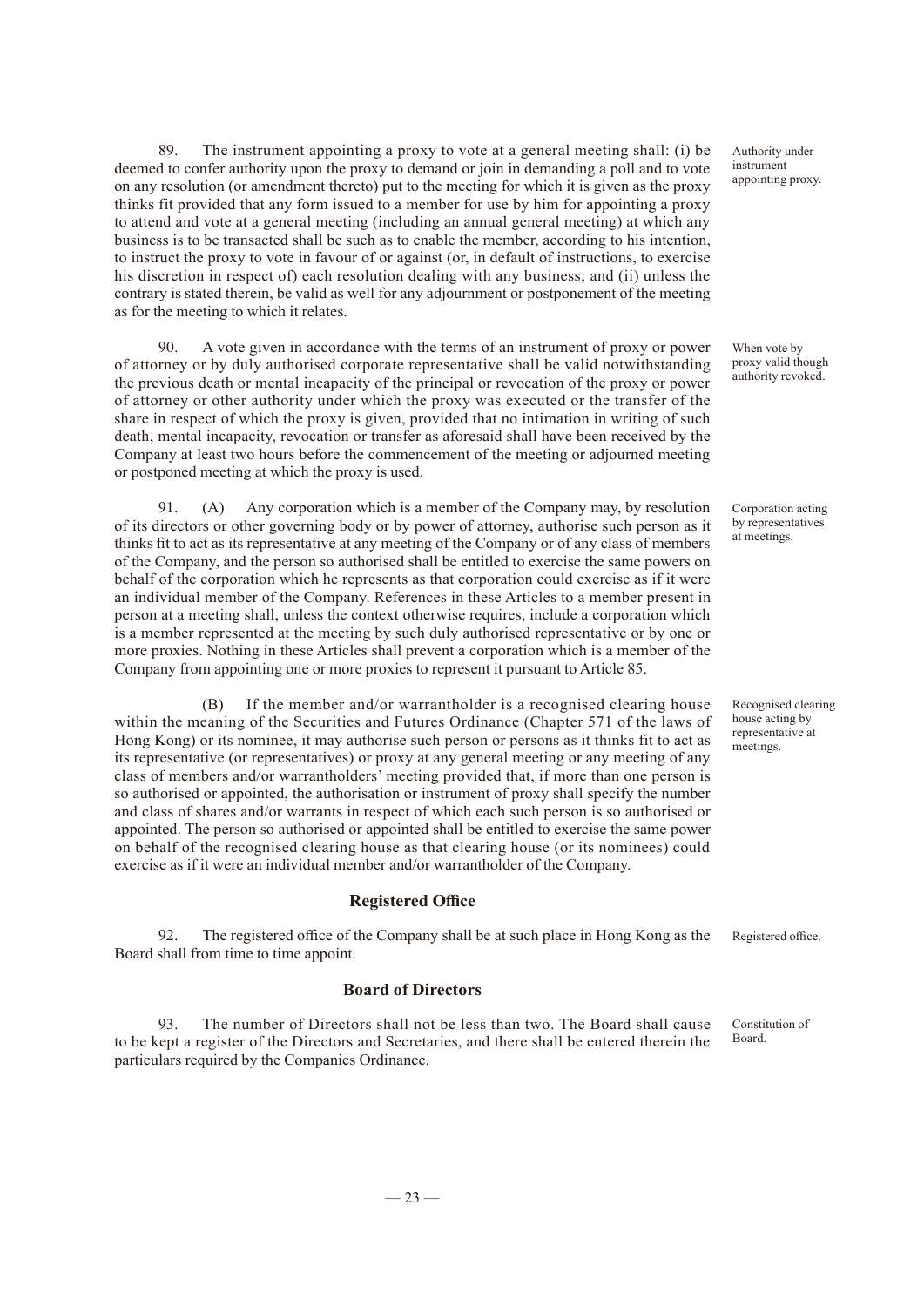89. The instrument appointing a proxy to vote at a general meeting shall: (i) be deemed to confer authority upon the proxy to demand or join in demanding a poll and to vote on any resolution (or amendment thereto) put to the meeting for which it is given as the proxy thinks fit provided that any form issued to a member for use by him for appointing a proxy to attend and vote at a general meeting (including an annual general meeting) at which any business is to be transacted shall be such as to enable the member, according to his intention, to instruct the proxy to vote in favour of or against (or, in default of instructions, to exercise his discretion in respect of) each resolution dealing with any business; and (ii) unless the contrary is stated therein, be valid as well for any adjournment or postponement of the meeting as for the meeting to which it relates.

Authority under instrument appointing proxy.

90. A vote given in accordance with the terms of an instrument of proxy or power of attorney or by duly authorised corporate representative shall be valid notwithstanding the previous death or mental incapacity of the principal or revocation of the proxy or power of attorney or other authority under which the proxy was executed or the transfer of the share in respect of which the proxy is given, provided that no intimation in writing of such death, mental incapacity, revocation or transfer as aforesaid shall have been received by the Company at least two hours before the commencement of the meeting or adjourned meeting or postponed meeting at which the proxy is used.

When vote by proxy valid though authority revoked.

91. (A) Any corporation which is a member of the Company may, by resolution of its directors or other governing body or by power of attorney, authorise such person as it thinks fit to act as its representative at any meeting of the Company or of any class of members of the Company, and the person so authorised shall be entitled to exercise the same powers on behalf of the corporation which he represents as that corporation could exercise as if it were an individual member of the Company. References in these Articles to a member present in person at a meeting shall, unless the context otherwise requires, include a corporation which is a member represented at the meeting by such duly authorised representative or by one or more proxies. Nothing in these Articles shall prevent a corporation which is a member of the Company from appointing one or more proxies to represent it pursuant to Article 85.

Corporation acting by representatives at meetings.

(B) If the member and/or warrantholder is a recognised clearing house within the meaning of the Securities and Futures Ordinance (Chapter 571 of the laws of Hong Kong) or its nominee, it may authorise such person or persons as it thinks fit to act as its representative (or representatives) or proxy at any general meeting or any meeting of any class of members and/or warrantholders' meeting provided that, if more than one person is so authorised or appointed, the authorisation or instrument of proxy shall specify the number and class of shares and/or warrants in respect of which each such person is so authorised or appointed. The person so authorised or appointed shall be entitled to exercise the same power on behalf of the recognised clearing house as that clearing house (or its nominees) could exercise as if it were an individual member and/or warrantholder of the Company.

Recognised clearing house acting by representative at meetings.

## Registered Office

92. The registered office of the Company shall be at such place in Hong Kong as the Board shall from time to time appoint.

Registered office.

## Board of Directors

93. The number of Directors shall not be less than two. The Board shall cause to be kept a register of the Directors and Secretaries, and there shall be entered therein the particulars required by the Companies Ordinance.

Constitution of Board.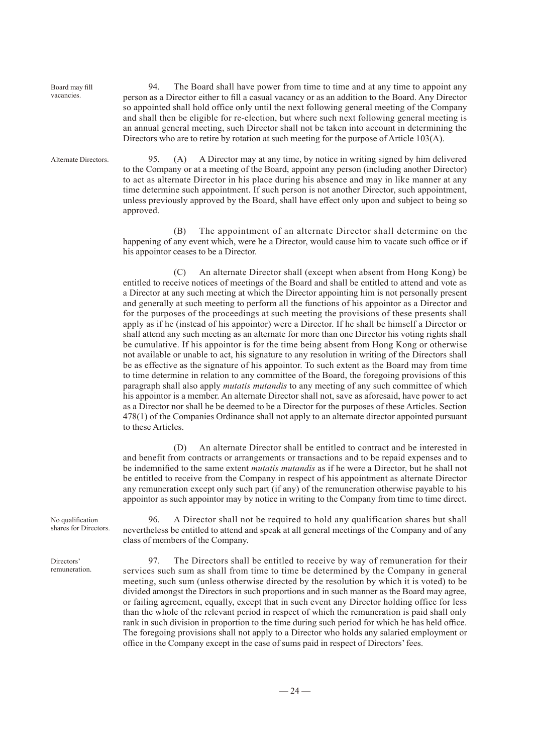Board may fill vacancies.

94. The Board shall have power from time to time and at any time to appoint any person as a Director either to fill a casual vacancy or as an addition to the Board. Any Director so appointed shall hold office only until the next following general meeting of the Company and shall then be eligible for re-election, but where such next following general meeting is an annual general meeting, such Director shall not be taken into account in determining the Directors who are to retire by rotation at such meeting for the purpose of Article 103(A).

Alternate Directors.

95. (A) A Director may at any time, by notice in writing signed by him delivered to the Company or at a meeting of the Board, appoint any person (including another Director) to act as alternate Director in his place during his absence and may in like manner at any time determine such appointment. If such person is not another Director, such appointment, unless previously approved by the Board, shall have effect only upon and subject to being so approved.

(B) The appointment of an alternate Director shall determine on the happening of any event which, were he a Director, would cause him to vacate such office or if his appointor ceases to be a Director.

(C) An alternate Director shall (except when absent from Hong Kong) be entitled to receive notices of meetings of the Board and shall be entitled to attend and vote as a Director at any such meeting at which the Director appointing him is not personally present and generally at such meeting to perform all the functions of his appointor as a Director and for the purposes of the proceedings at such meeting the provisions of these presents shall apply as if he (instead of his appointor) were a Director. If he shall be himself a Director or shall attend any such meeting as an alternate for more than one Director his voting rights shall be cumulative. If his appointor is for the time being absent from Hong Kong or otherwise not available or unable to act, his signature to any resolution in writing of the Directors shall be as effective as the signature of his appointor. To such extent as the Board may from time to time determine in relation to any committee of the Board, the foregoing provisions of this paragraph shall also apply *mutatis mutandis* to any meeting of any such committee of which his appointor is a member. An alternate Director shall not, save as aforesaid, have power to act as a Director nor shall he be deemed to be a Director for the purposes of these Articles. Section 478(1) of the Companies Ordinance shall not apply to an alternate director appointed pursuant to these Articles.

(D) An alternate Director shall be entitled to contract and be interested in and benefit from contracts or arrangements or transactions and to be repaid expenses and to be indemnified to the same extent *mutatis mutandis* as if he were a Director, but he shall not be entitled to receive from the Company in respect of his appointment as alternate Director any remuneration except only such part (if any) of the remuneration otherwise payable to his appointor as such appointor may by notice in writing to the Company from time to time direct.

No qualification shares for Directors.

96. A Director shall not be required to hold any qualification shares but shall nevertheless be entitled to attend and speak at all general meetings of the Company and of any class of members of the Company.

Directors' remuneration.

97. The Directors shall be entitled to receive by way of remuneration for their services such sum as shall from time to time be determined by the Company in general meeting, such sum (unless otherwise directed by the resolution by which it is voted) to be divided amongst the Directors in such proportions and in such manner as the Board may agree, or failing agreement, equally, except that in such event any Director holding office for less than the whole of the relevant period in respect of which the remuneration is paid shall only rank in such division in proportion to the time during such period for which he has held office. The foregoing provisions shall not apply to a Director who holds any salaried employment or office in the Company except in the case of sums paid in respect of Directors' fees.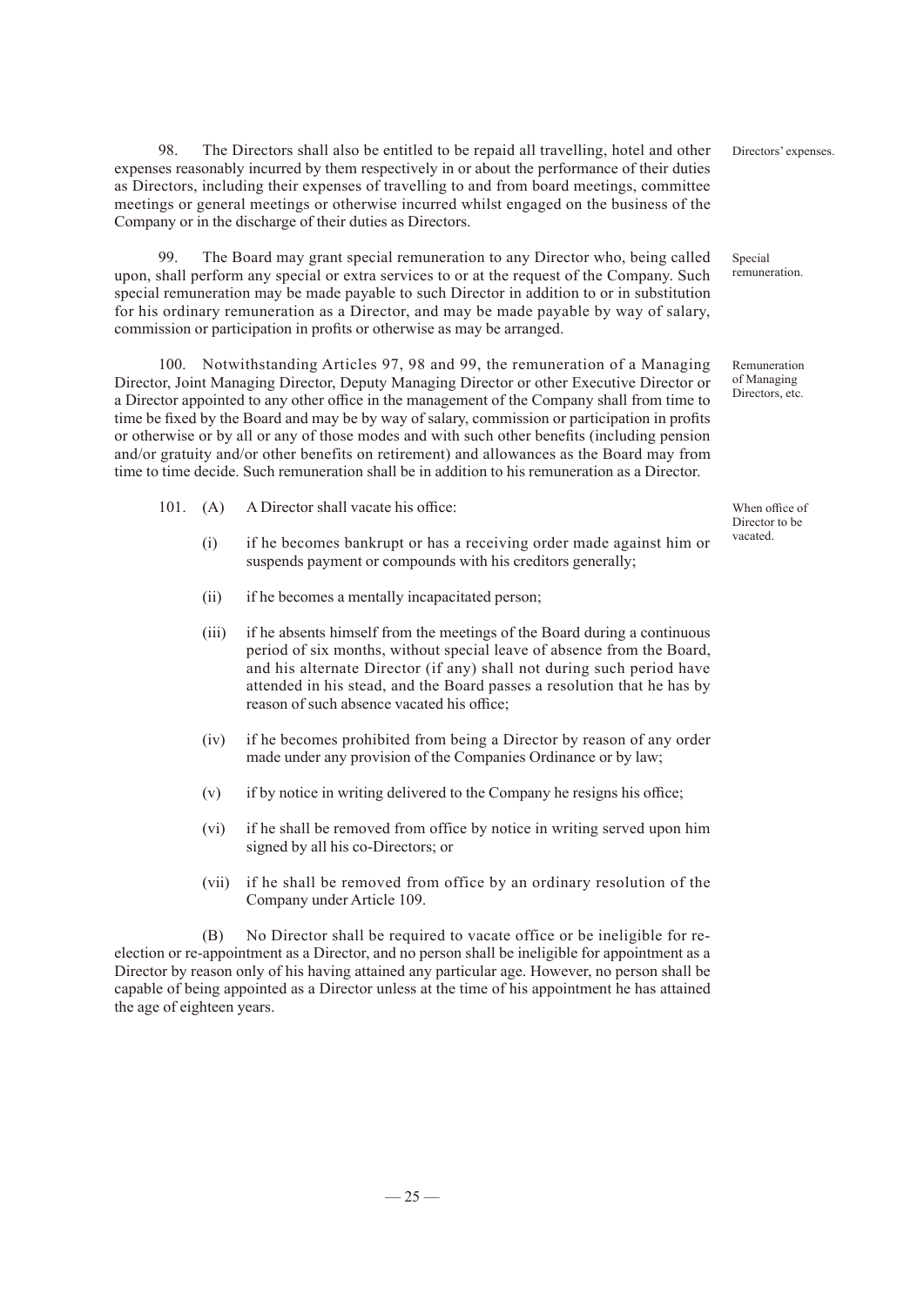98. The Directors shall also be entitled to be repaid all travelling, hotel and other expenses reasonably incurred by them respectively in or about the performance of their duties as Directors, including their expenses of travelling to and from board meetings, committee meetings or general meetings or otherwise incurred whilst engaged on the business of the Company or in the discharge of their duties as Directors.

*Directors' expenses.*

99. The Board may grant special remuneration to any Director who, being called upon, shall perform any special or extra services to or at the request of the Company. Such special remuneration may be made payable to such Director in addition to or in substitution for his ordinary remuneration as a Director, and may be made payable by way of salary, commission or participation in profits or otherwise as may be arranged.

*Special remuneration.*

100. Notwithstanding Articles 97, 98 and 99, the remuneration of a Managing Director, Joint Managing Director, Deputy Managing Director or other Executive Director or a Director appointed to any other office in the management of the Company shall from time to time be fixed by the Board and may be by way of salary, commission or participation in profits or otherwise or by all or any of those modes and with such other benefits (including pension and/or gratuity and/or other benefits on retirement) and allowances as the Board may from time to time decide. Such remuneration shall be in addition to his remuneration as a Director.

*Remuneration of Managing Directors, etc.*

101. (A) A Director shall vacate his office:

*When office of Director to be vacated.*

(i) if he becomes bankrupt or has a receiving order made against him or suspends payment or compounds with his creditors generally;

(ii) if he becomes a mentally incapacitated person;

(iii) if he absents himself from the meetings of the Board during a continuous period of six months, without special leave of absence from the Board, and his alternate Director (if any) shall not during such period have attended in his stead, and the Board passes a resolution that he has by reason of such absence vacated his office;

(iv) if he becomes prohibited from being a Director by reason of any order made under any provision of the Companies Ordinance or by law;

(v) if by notice in writing delivered to the Company he resigns his office;

(vi) if he shall be removed from office by notice in writing served upon him signed by all his co-Directors; or

(vii) if he shall be removed from office by an ordinary resolution of the Company under Article 109.

(B) No Director shall be required to vacate office or be ineligible for re-election or re-appointment as a Director, and no person shall be ineligible for appointment as a Director by reason only of his having attained any particular age. However, no person shall be capable of being appointed as a Director unless at the time of his appointment he has attained the age of eighteen years.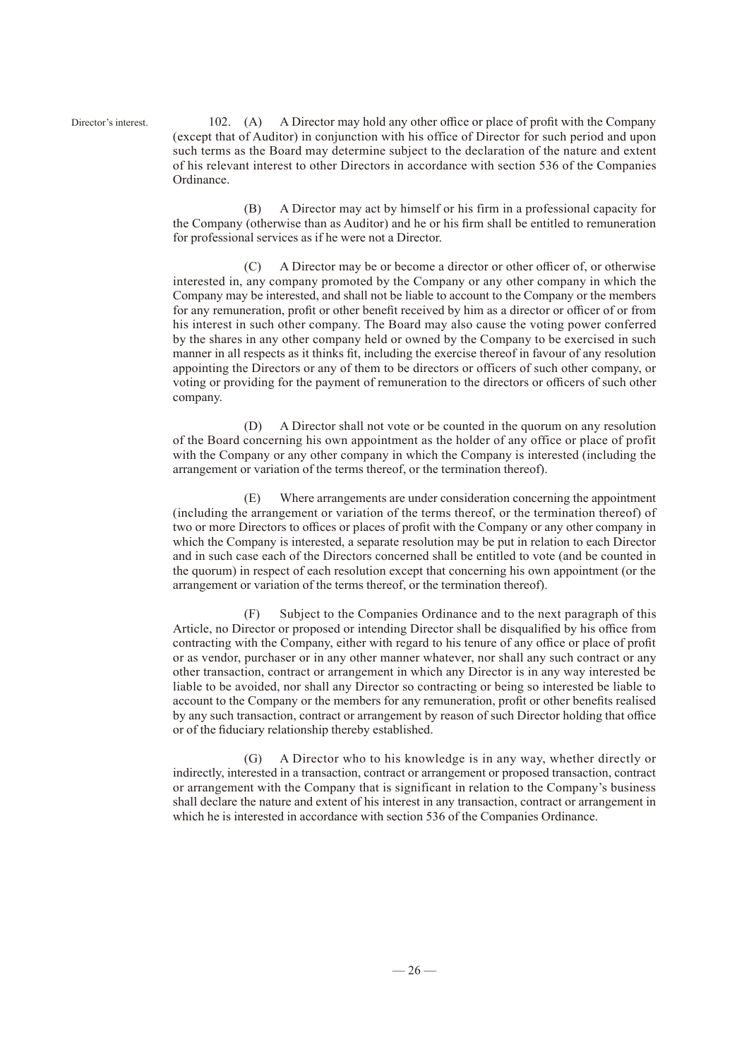Director's interest.

102. (A) A Director may hold any other office or place of profit with the Company (except that of Auditor) in conjunction with his office of Director for such period and upon such terms as the Board may determine subject to the declaration of the nature and extent of his relevant interest to other Directors in accordance with section 536 of the Companies Ordinance.

(B) A Director may act by himself or his firm in a professional capacity for the Company (otherwise than as Auditor) and he or his firm shall be entitled to remuneration for professional services as if he were not a Director.

(C) A Director may be or become a director or other officer of, or otherwise interested in, any company promoted by the Company or any other company in which the Company may be interested, and shall not be liable to account to the Company or the members for any remuneration, profit or other benefit received by him as a director or officer of or from his interest in such other company. The Board may also cause the voting power conferred by the shares in any other company held or owned by the Company to be exercised in such manner in all respects as it thinks fit, including the exercise thereof in favour of any resolution appointing the Directors or any of them to be directors or officers of such other company, or voting or providing for the payment of remuneration to the directors or officers of such other company.

(D) A Director shall not vote or be counted in the quorum on any resolution of the Board concerning his own appointment as the holder of any office or place of profit with the Company or any other company in which the Company is interested (including the arrangement or variation of the terms thereof, or the termination thereof).

(E) Where arrangements are under consideration concerning the appointment (including the arrangement or variation of the terms thereof, or the termination thereof) of two or more Directors to offices or places of profit with the Company or any other company in which the Company is interested, a separate resolution may be put in relation to each Director and in such case each of the Directors concerned shall be entitled to vote (and be counted in the quorum) in respect of each resolution except that concerning his own appointment (or the arrangement or variation of the terms thereof, or the termination thereof).

(F) Subject to the Companies Ordinance and to the next paragraph of this Article, no Director or proposed or intending Director shall be disqualified by his office from contracting with the Company, either with regard to his tenure of any office or place of profit or as vendor, purchaser or in any other manner whatever, nor shall any such contract or any other transaction, contract or arrangement in which any Director is in any way interested be liable to be avoided, nor shall any Director so contracting or being so interested be liable to account to the Company or the members for any remuneration, profit or other benefits realised by any such transaction, contract or arrangement by reason of such Director holding that office or of the fiduciary relationship thereby established.

(G) A Director who to his knowledge is in any way, whether directly or indirectly, interested in a transaction, contract or arrangement or proposed transaction, contract or arrangement with the Company that is significant in relation to the Company's business shall declare the nature and extent of his interest in any transaction, contract or arrangement in which he is interested in accordance with section 536 of the Companies Ordinance.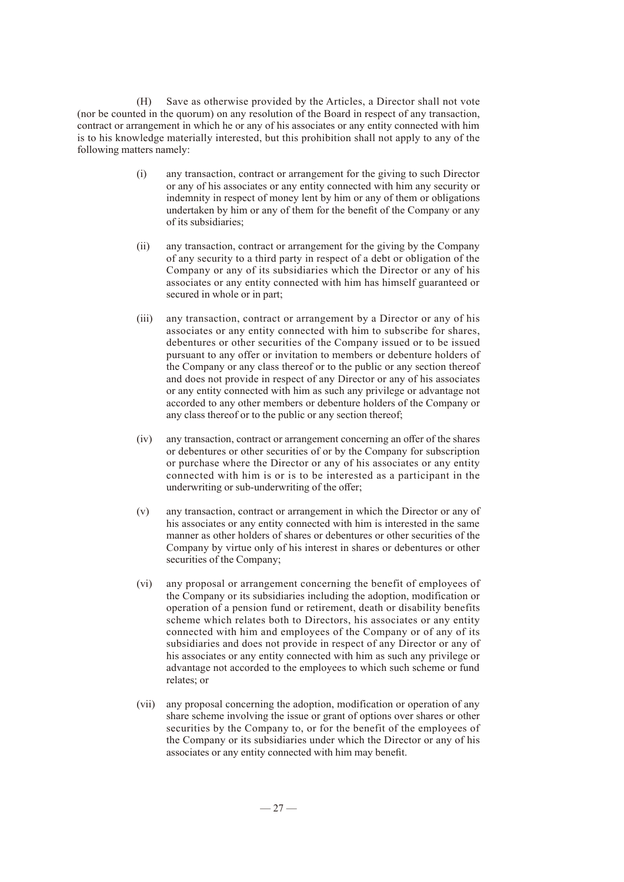(H) Save as otherwise provided by the Articles, a Director shall not vote (nor be counted in the quorum) on any resolution of the Board in respect of any transaction, contract or arrangement in which he or any of his associates or any entity connected with him is to his knowledge materially interested, but this prohibition shall not apply to any of the following matters namely:

(i) any transaction, contract or arrangement for the giving to such Director or any of his associates or any entity connected with him any security or indemnity in respect of money lent by him or any of them or obligations undertaken by him or any of them for the benefit of the Company or any of its subsidiaries;

(ii) any transaction, contract or arrangement for the giving by the Company of any security to a third party in respect of a debt or obligation of the Company or any of its subsidiaries which the Director or any of his associates or any entity connected with him has himself guaranteed or secured in whole or in part;

(iii) any transaction, contract or arrangement by a Director or any of his associates or any entity connected with him to subscribe for shares, debentures or other securities of the Company issued or to be issued pursuant to any offer or invitation to members or debenture holders of the Company or any class thereof or to the public or any section thereof and does not provide in respect of any Director or any of his associates or any entity connected with him as such any privilege or advantage not accorded to any other members or debenture holders of the Company or any class thereof or to the public or any section thereof;

(iv) any transaction, contract or arrangement concerning an offer of the shares or debentures or other securities of or by the Company for subscription or purchase where the Director or any of his associates or any entity connected with him is or is to be interested as a participant in the underwriting or sub-underwriting of the offer;

(v) any transaction, contract or arrangement in which the Director or any of his associates or any entity connected with him is interested in the same manner as other holders of shares or debentures or other securities of the Company by virtue only of his interest in shares or debentures or other securities of the Company;

(vi) any proposal or arrangement concerning the benefit of employees of the Company or its subsidiaries including the adoption, modification or operation of a pension fund or retirement, death or disability benefits scheme which relates both to Directors, his associates or any entity connected with him and employees of the Company or of any of its subsidiaries and does not provide in respect of any Director or any of his associates or any entity connected with him as such any privilege or advantage not accorded to the employees to which such scheme or fund relates; or

(vii) any proposal concerning the adoption, modification or operation of any share scheme involving the issue or grant of options over shares or other securities by the Company to, or for the benefit of the employees of the Company or its subsidiaries under which the Director or any of his associates or any entity connected with him may benefit.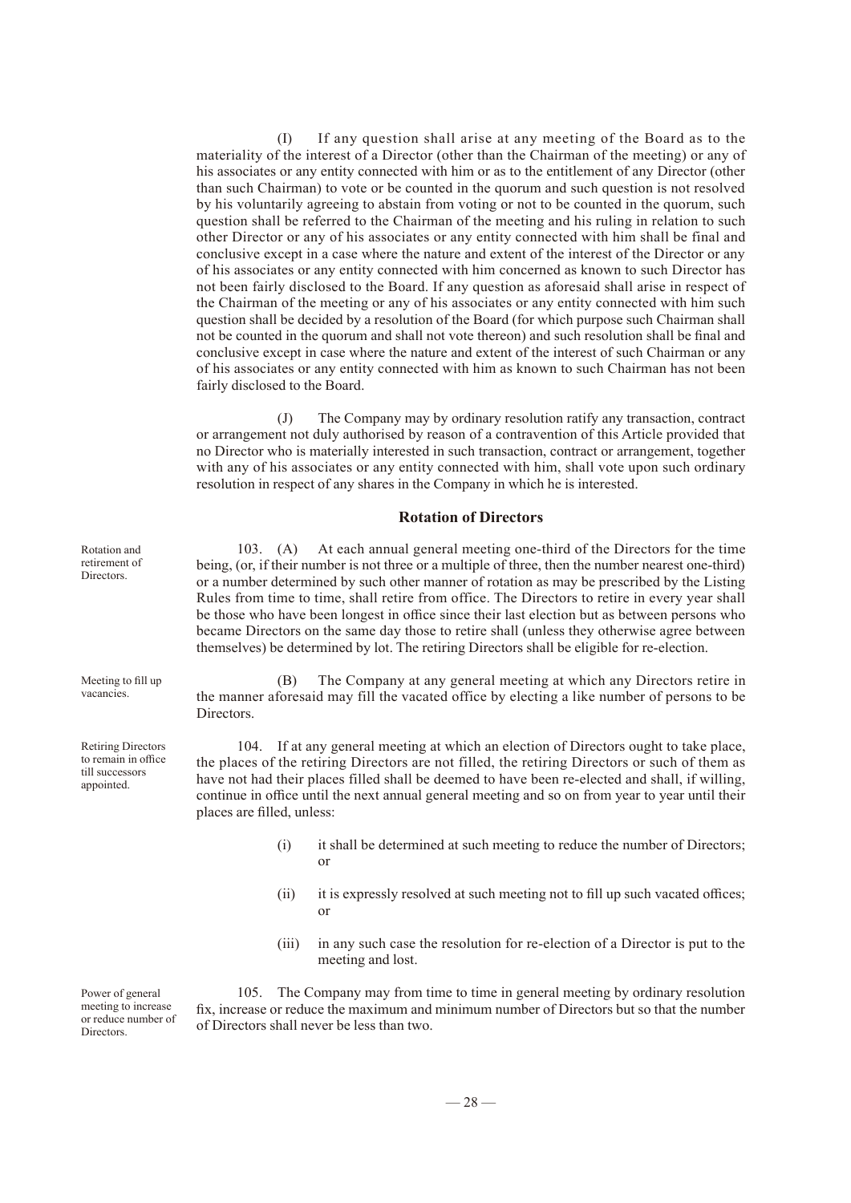(I) If any question shall arise at any meeting of the Board as to the materiality of the interest of a Director (other than the Chairman of the meeting) or any of his associates or any entity connected with him or as to the entitlement of any Director (other than such Chairman) to vote or be counted in the quorum and such question is not resolved by his voluntarily agreeing to abstain from voting or not to be counted in the quorum, such question shall be referred to the Chairman of the meeting and his ruling in relation to such other Director or any of his associates or any entity connected with him shall be final and conclusive except in a case where the nature and extent of the interest of the Director or any of his associates or any entity connected with him concerned as known to such Director has not been fairly disclosed to the Board. If any question as aforesaid shall arise in respect of the Chairman of the meeting or any of his associates or any entity connected with him such question shall be decided by a resolution of the Board (for which purpose such Chairman shall not be counted in the quorum and shall not vote thereon) and such resolution shall be final and conclusive except in case where the nature and extent of the interest of such Chairman or any of his associates or any entity connected with him as known to such Chairman has not been fairly disclosed to the Board.

(J) The Company may by ordinary resolution ratify any transaction, contract or arrangement not duly authorised by reason of a contravention of this Article provided that no Director who is materially interested in such transaction, contract or arrangement, together with any of his associates or any entity connected with him, shall vote upon such ordinary resolution in respect of any shares in the Company in which he is interested.

## Rotation of Directors

*Rotation and retirement of Directors.*

103. (A) At each annual general meeting one-third of the Directors for the time being, (or, if their number is not three or a multiple of three, then the number nearest one-third) or a number determined by such other manner of rotation as may be prescribed by the Listing Rules from time to time, shall retire from office. The Directors to retire in every year shall be those who have been longest in office since their last election but as between persons who became Directors on the same day those to retire shall (unless they otherwise agree between themselves) be determined by lot. The retiring Directors shall be eligible for re-election.

*Meeting to fill up vacancies.*

(B) The Company at any general meeting at which any Directors retire in the manner aforesaid may fill the vacated office by electing a like number of persons to be Directors.

*Retiring Directors to remain in office till successors appointed.*

104. If at any general meeting at which an election of Directors ought to take place, the places of the retiring Directors are not filled, the retiring Directors or such of them as have not had their places filled shall be deemed to have been re-elected and shall, if willing, continue in office until the next annual general meeting and so on from year to year until their places are filled, unless:

(i) it shall be determined at such meeting to reduce the number of Directors; or

(ii) it is expressly resolved at such meeting not to fill up such vacated offices; or

(iii) in any such case the resolution for re-election of a Director is put to the meeting and lost.

*Power of general meeting to increase or reduce number of Directors.*

105. The Company may from time to time in general meeting by ordinary resolution fix, increase or reduce the maximum and minimum number of Directors but so that the number of Directors shall never be less than two.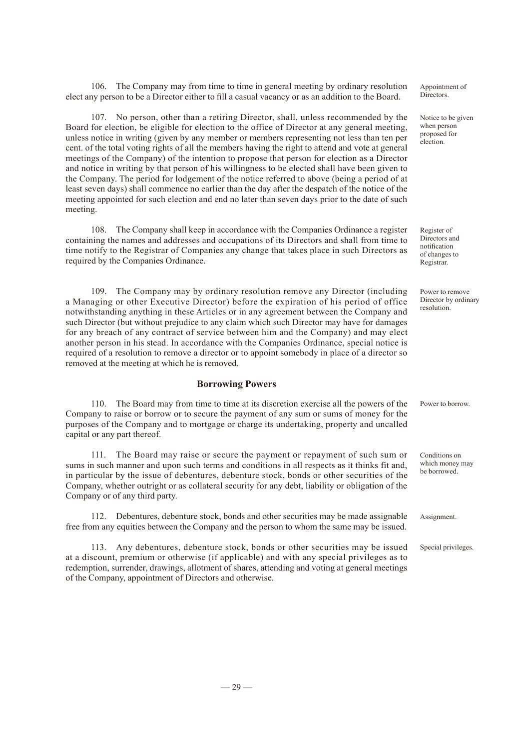106. The Company may from time to time in general meeting by ordinary resolution elect any person to be a Director either to fill a casual vacancy or as an addition to the Board.

*Appointment of Directors.*

107. No person, other than a retiring Director, shall, unless recommended by the Board for election, be eligible for election to the office of Director at any general meeting, unless notice in writing (given by any member or members representing not less than ten per cent. of the total voting rights of all the members having the right to attend and vote at general meetings of the Company) of the intention to propose that person for election as a Director and notice in writing by that person of his willingness to be elected shall have been given to the Company. The period for lodgement of the notice referred to above (being a period of at least seven days) shall commence no earlier than the day after the despatch of the notice of the meeting appointed for such election and end no later than seven days prior to the date of such meeting.

*Notice to be given when person proposed for election.*

108. The Company shall keep in accordance with the Companies Ordinance a register containing the names and addresses and occupations of its Directors and shall from time to time notify to the Registrar of Companies any change that takes place in such Directors as required by the Companies Ordinance.

*Register of Directors and notification of changes to Registrar.*

109. The Company may by ordinary resolution remove any Director (including a Managing or other Executive Director) before the expiration of his period of office notwithstanding anything in these Articles or in any agreement between the Company and such Director (but without prejudice to any claim which such Director may have for damages for any breach of any contract of service between him and the Company) and may elect another person in his stead. In accordance with the Companies Ordinance, special notice is required of a resolution to remove a director or to appoint somebody in place of a director so removed at the meeting at which he is removed.

*Power to remove Director by ordinary resolution.*

## Borrowing Powers

110. The Board may from time to time at its discretion exercise all the powers of the Company to raise or borrow or to secure the payment of any sum or sums of money for the purposes of the Company and to mortgage or charge its undertaking, property and uncalled capital or any part thereof.

*Power to borrow.*

111. The Board may raise or secure the payment or repayment of such sum or sums in such manner and upon such terms and conditions in all respects as it thinks fit and, in particular by the issue of debentures, debenture stock, bonds or other securities of the Company, whether outright or as collateral security for any debt, liability or obligation of the Company or of any third party.

*Conditions on which money may be borrowed.*

112. Debentures, debenture stock, bonds and other securities may be made assignable free from any equities between the Company and the person to whom the same may be issued.

*Assignment.*

113. Any debentures, debenture stock, bonds or other securities may be issued at a discount, premium or otherwise (if applicable) and with any special privileges as to redemption, surrender, drawings, allotment of shares, attending and voting at general meetings of the Company, appointment of Directors and otherwise.

*Special privileges.*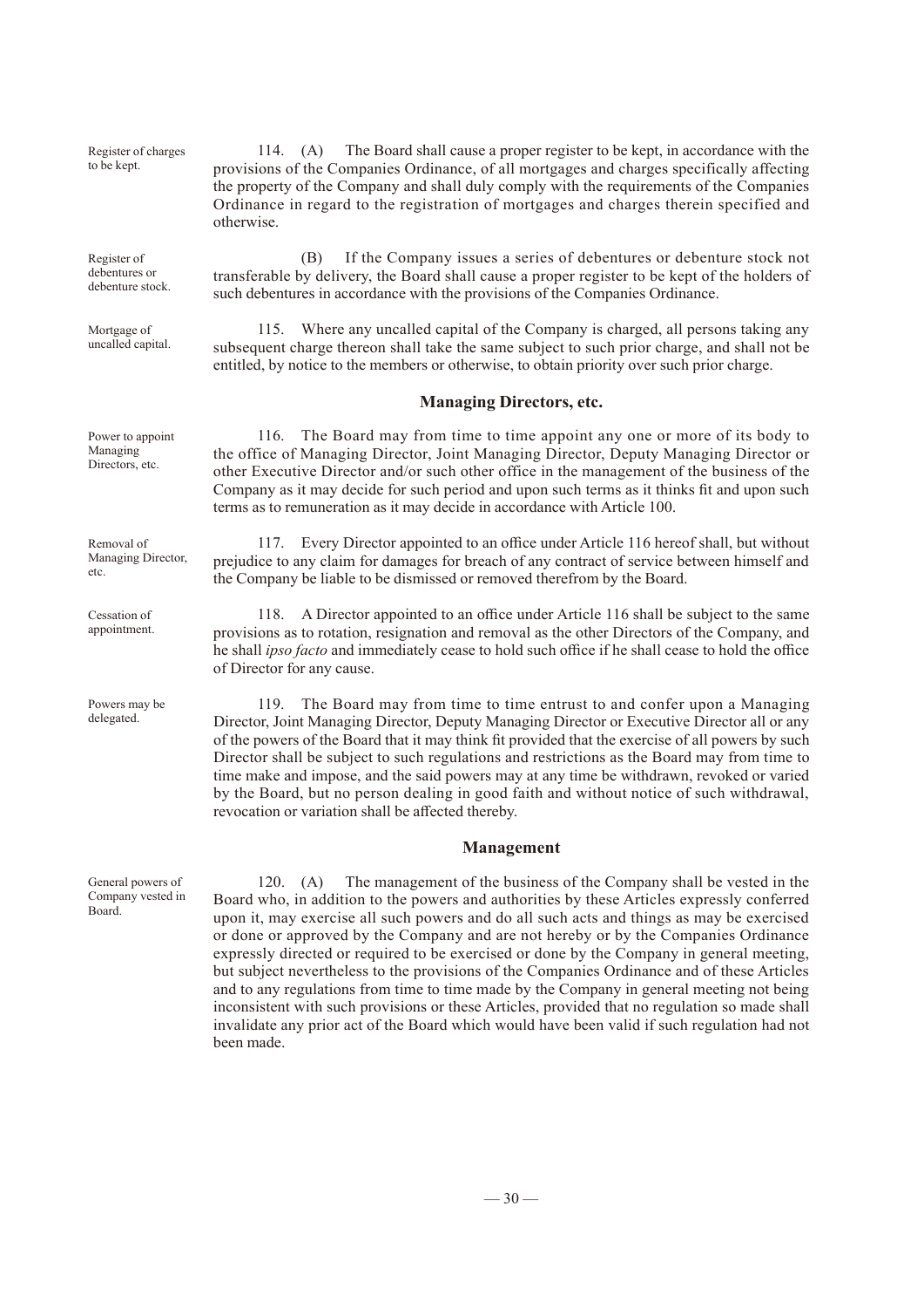Register of charges to be kept.

114. (A) The Board shall cause a proper register to be kept, in accordance with the provisions of the Companies Ordinance, of all mortgages and charges specifically affecting the property of the Company and shall duly comply with the requirements of the Companies Ordinance in regard to the registration of mortgages and charges therein specified and otherwise.

Register of debentures or debenture stock.

(B) If the Company issues a series of debentures or debenture stock not transferable by delivery, the Board shall cause a proper register to be kept of the holders of such debentures in accordance with the provisions of the Companies Ordinance.

Mortgage of uncalled capital.

115. Where any uncalled capital of the Company is charged, all persons taking any subsequent charge thereon shall take the same subject to such prior charge, and shall not be entitled, by notice to the members or otherwise, to obtain priority over such prior charge.

## Managing Directors, etc.

Power to appoint Managing Directors, etc.

116. The Board may from time to time appoint any one or more of its body to the office of Managing Director, Joint Managing Director, Deputy Managing Director or other Executive Director and/or such other office in the management of the business of the Company as it may decide for such period and upon such terms as it thinks fit and upon such terms as to remuneration as it may decide in accordance with Article 100.

Removal of Managing Director, etc.

117. Every Director appointed to an office under Article 116 hereof shall, but without prejudice to any claim for damages for breach of any contract of service between himself and the Company be liable to be dismissed or removed therefrom by the Board.

Cessation of appointment.

118. A Director appointed to an office under Article 116 shall be subject to the same provisions as to rotation, resignation and removal as the other Directors of the Company, and he shall *ipso facto* and immediately cease to hold such office if he shall cease to hold the office of Director for any cause.

Powers may be delegated.

119. The Board may from time to time entrust to and confer upon a Managing Director, Joint Managing Director, Deputy Managing Director or Executive Director all or any of the powers of the Board that it may think fit provided that the exercise of all powers by such Director shall be subject to such regulations and restrictions as the Board may from time to time make and impose, and the said powers may at any time be withdrawn, revoked or varied by the Board, but no person dealing in good faith and without notice of such withdrawal, revocation or variation shall be affected thereby.

## Management

General powers of Company vested in Board.

120. (A) The management of the business of the Company shall be vested in the Board who, in addition to the powers and authorities by these Articles expressly conferred upon it, may exercise all such powers and do all such acts and things as may be exercised or done or approved by the Company and are not hereby or by the Companies Ordinance expressly directed or required to be exercised or done by the Company in general meeting, but subject nevertheless to the provisions of the Companies Ordinance and of these Articles and to any regulations from time to time made by the Company in general meeting not being inconsistent with such provisions or these Articles, provided that no regulation so made shall invalidate any prior act of the Board which would have been valid if such regulation had not been made.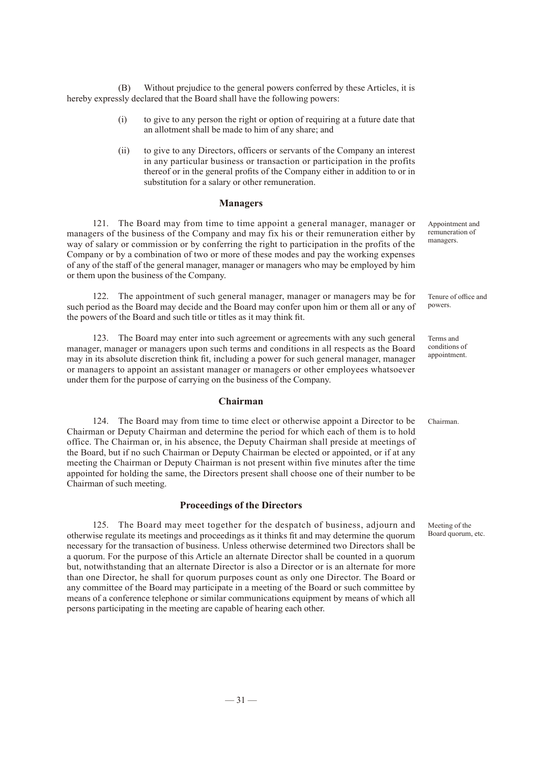(B) Without prejudice to the general powers conferred by these Articles, it is hereby expressly declared that the Board shall have the following powers:

(i) to give to any person the right or option of requiring at a future date that an allotment shall be made to him of any share; and

(ii) to give to any Directors, officers or servants of the Company an interest in any particular business or transaction or participation in the profits thereof or in the general profits of the Company either in addition to or in substitution for a salary or other remuneration.

## Managers

Appointment and remuneration of managers.

121. The Board may from time to time appoint a general manager, manager or managers of the business of the Company and may fix his or their remuneration either by way of salary or commission or by conferring the right to participation in the profits of the Company or by a combination of two or more of these modes and pay the working expenses of any of the staff of the general manager, manager or managers who may be employed by him or them upon the business of the Company.

Tenure of office and powers.

122. The appointment of such general manager, manager or managers may be for such period as the Board may decide and the Board may confer upon him or them all or any of the powers of the Board and such title or titles as it may think fit.

Terms and conditions of appointment.

123. The Board may enter into such agreement or agreements with any such general manager, manager or managers upon such terms and conditions in all respects as the Board may in its absolute discretion think fit, including a power for such general manager, manager or managers to appoint an assistant manager or managers or other employees whatsoever under them for the purpose of carrying on the business of the Company.

## Chairman

Chairman.

124. The Board may from time to time elect or otherwise appoint a Director to be Chairman or Deputy Chairman and determine the period for which each of them is to hold office. The Chairman or, in his absence, the Deputy Chairman shall preside at meetings of the Board, but if no such Chairman or Deputy Chairman be elected or appointed, or if at any meeting the Chairman or Deputy Chairman is not present within five minutes after the time appointed for holding the same, the Directors present shall choose one of their number to be Chairman of such meeting.

## Proceedings of the Directors

Meeting of the Board quorum, etc.

125. The Board may meet together for the despatch of business, adjourn and otherwise regulate its meetings and proceedings as it thinks fit and may determine the quorum necessary for the transaction of business. Unless otherwise determined two Directors shall be a quorum. For the purpose of this Article an alternate Director shall be counted in a quorum but, notwithstanding that an alternate Director is also a Director or is an alternate for more than one Director, he shall for quorum purposes count as only one Director. The Board or any committee of the Board may participate in a meeting of the Board or such committee by means of a conference telephone or similar communications equipment by means of which all persons participating in the meeting are capable of hearing each other.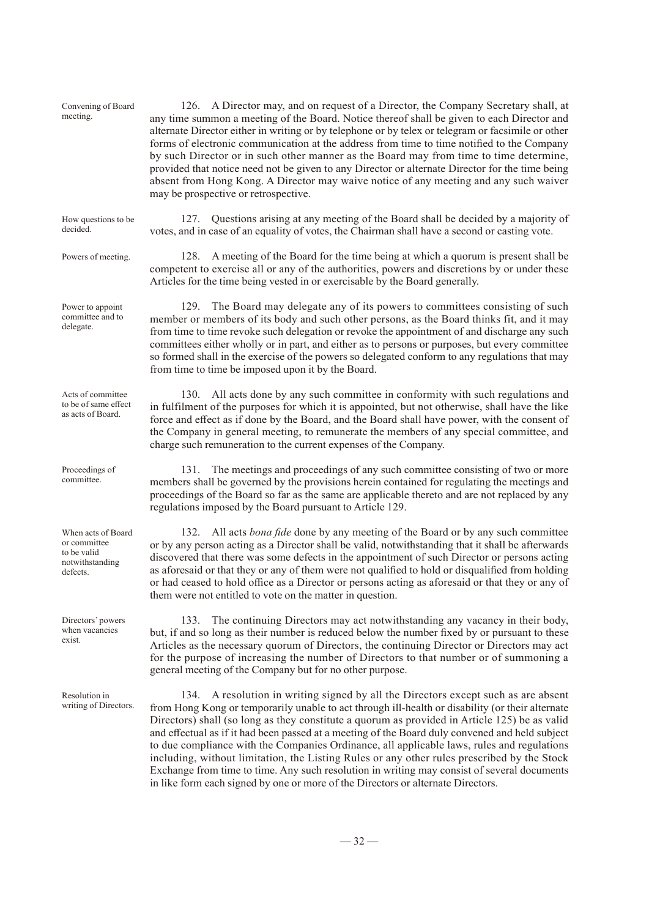Convening of Board meeting.

126. A Director may, and on request of a Director, the Company Secretary shall, at any time summon a meeting of the Board. Notice thereof shall be given to each Director and alternate Director either in writing or by telephone or by telex or telegram or facsimile or other forms of electronic communication at the address from time to time notified to the Company by such Director or in such other manner as the Board may from time to time determine, provided that notice need not be given to any Director or alternate Director for the time being absent from Hong Kong. A Director may waive notice of any meeting and any such waiver may be prospective or retrospective.

How questions to be decided.

127. Questions arising at any meeting of the Board shall be decided by a majority of votes, and in case of an equality of votes, the Chairman shall have a second or casting vote.

Powers of meeting.

128. A meeting of the Board for the time being at which a quorum is present shall be competent to exercise all or any of the authorities, powers and discretions by or under these Articles for the time being vested in or exercisable by the Board generally.

Power to appoint committee and to delegate.

129. The Board may delegate any of its powers to committees consisting of such member or members of its body and such other persons, as the Board thinks fit, and it may from time to time revoke such delegation or revoke the appointment of and discharge any such committees either wholly or in part, and either as to persons or purposes, but every committee so formed shall in the exercise of the powers so delegated conform to any regulations that may from time to time be imposed upon it by the Board.

Acts of committee to be of same effect as acts of Board.

130. All acts done by any such committee in conformity with such regulations and in fulfilment of the purposes for which it is appointed, but not otherwise, shall have the like force and effect as if done by the Board, and the Board shall have power, with the consent of the Company in general meeting, to remunerate the members of any special committee, and charge such remuneration to the current expenses of the Company.

Proceedings of committee.

131. The meetings and proceedings of any such committee consisting of two or more members shall be governed by the provisions herein contained for regulating the meetings and proceedings of the Board so far as the same are applicable thereto and are not replaced by any regulations imposed by the Board pursuant to Article 129.

When acts of Board or committee to be valid notwithstanding defects.

132. All acts *bona fide* done by any meeting of the Board or by any such committee or by any person acting as a Director shall be valid, notwithstanding that it shall be afterwards discovered that there was some defects in the appointment of such Director or persons acting as aforesaid or that they or any of them were not qualified to hold or disqualified from holding or had ceased to hold office as a Director or persons acting as aforesaid or that they or any of them were not entitled to vote on the matter in question.

Directors' powers when vacancies exist.

133. The continuing Directors may act notwithstanding any vacancy in their body, but, if and so long as their number is reduced below the number fixed by or pursuant to these Articles as the necessary quorum of Directors, the continuing Director or Directors may act for the purpose of increasing the number of Directors to that number or of summoning a general meeting of the Company but for no other purpose.

Resolution in writing of Directors.

134. A resolution in writing signed by all the Directors except such as are absent from Hong Kong or temporarily unable to act through ill-health or disability (or their alternate Directors) shall (so long as they constitute a quorum as provided in Article 125) be as valid and effectual as if it had been passed at a meeting of the Board duly convened and held subject to due compliance with the Companies Ordinance, all applicable laws, rules and regulations including, without limitation, the Listing Rules or any other rules prescribed by the Stock Exchange from time to time. Any such resolution in writing may consist of several documents in like form each signed by one or more of the Directors or alternate Directors.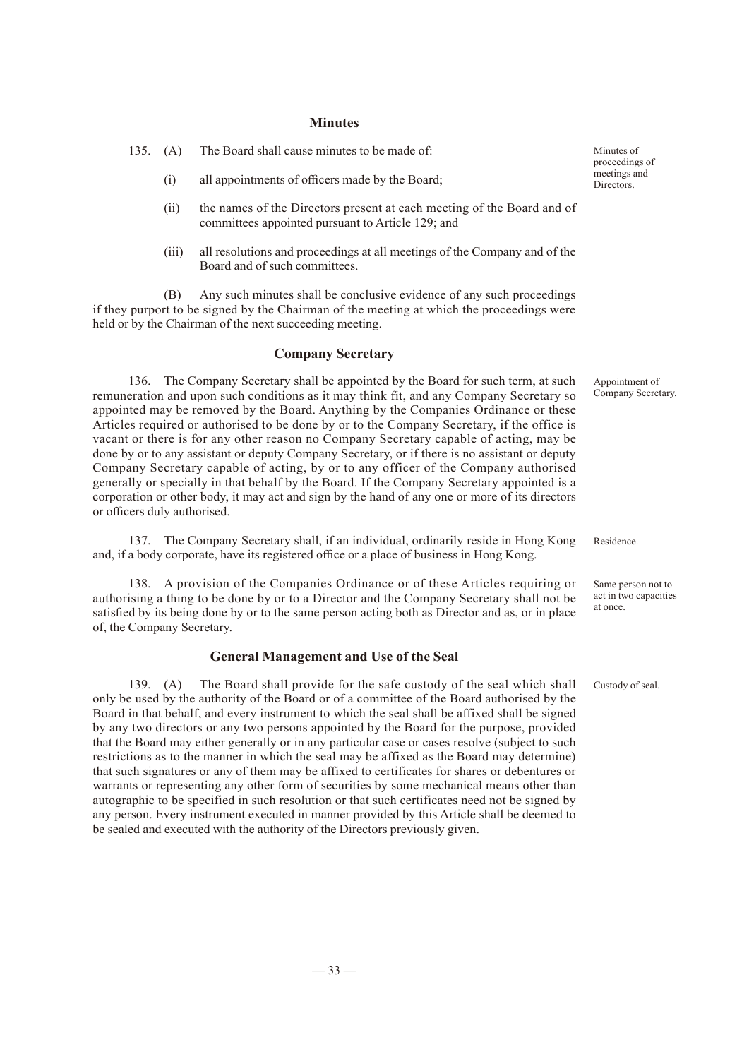## Minutes

135. (A) The Board shall cause minutes to be made of:

Minutes of proceedings of meetings and Directors.

(i) all appointments of officers made by the Board;

(ii) the names of the Directors present at each meeting of the Board and of committees appointed pursuant to Article 129; and

(iii) all resolutions and proceedings at all meetings of the Company and of the Board and of such committees.

(B) Any such minutes shall be conclusive evidence of any such proceedings if they purport to be signed by the Chairman of the meeting at which the proceedings were held or by the Chairman of the next succeeding meeting.

## Company Secretary

Appointment of Company Secretary.

136. The Company Secretary shall be appointed by the Board for such term, at such remuneration and upon such conditions as it may think fit, and any Company Secretary so appointed may be removed by the Board. Anything by the Companies Ordinance or these Articles required or authorised to be done by or to the Company Secretary, if the office is vacant or there is for any other reason no Company Secretary capable of acting, may be done by or to any assistant or deputy Company Secretary, or if there is no assistant or deputy Company Secretary capable of acting, by or to any officer of the Company authorised generally or specially in that behalf by the Board. If the Company Secretary appointed is a corporation or other body, it may act and sign by the hand of any one or more of its directors or officers duly authorised.

Residence.

137. The Company Secretary shall, if an individual, ordinarily reside in Hong Kong and, if a body corporate, have its registered office or a place of business in Hong Kong.

Same person not to act in two capacities at once.

138. A provision of the Companies Ordinance or of these Articles requiring or authorising a thing to be done by or to a Director and the Company Secretary shall not be satisfied by its being done by or to the same person acting both as Director and as, or in place of, the Company Secretary.

## General Management and Use of the Seal

Custody of seal.

139. (A) The Board shall provide for the safe custody of the seal which shall only be used by the authority of the Board or of a committee of the Board authorised by the Board in that behalf, and every instrument to which the seal shall be affixed shall be signed by any two directors or any two persons appointed by the Board for the purpose, provided that the Board may either generally or in any particular case or cases resolve (subject to such restrictions as to the manner in which the seal may be affixed as the Board may determine) that such signatures or any of them may be affixed to certificates for shares or debentures or warrants or representing any other form of securities by some mechanical means other than autographic to be specified in such resolution or that such certificates need not be signed by any person. Every instrument executed in manner provided by this Article shall be deemed to be sealed and executed with the authority of the Directors previously given.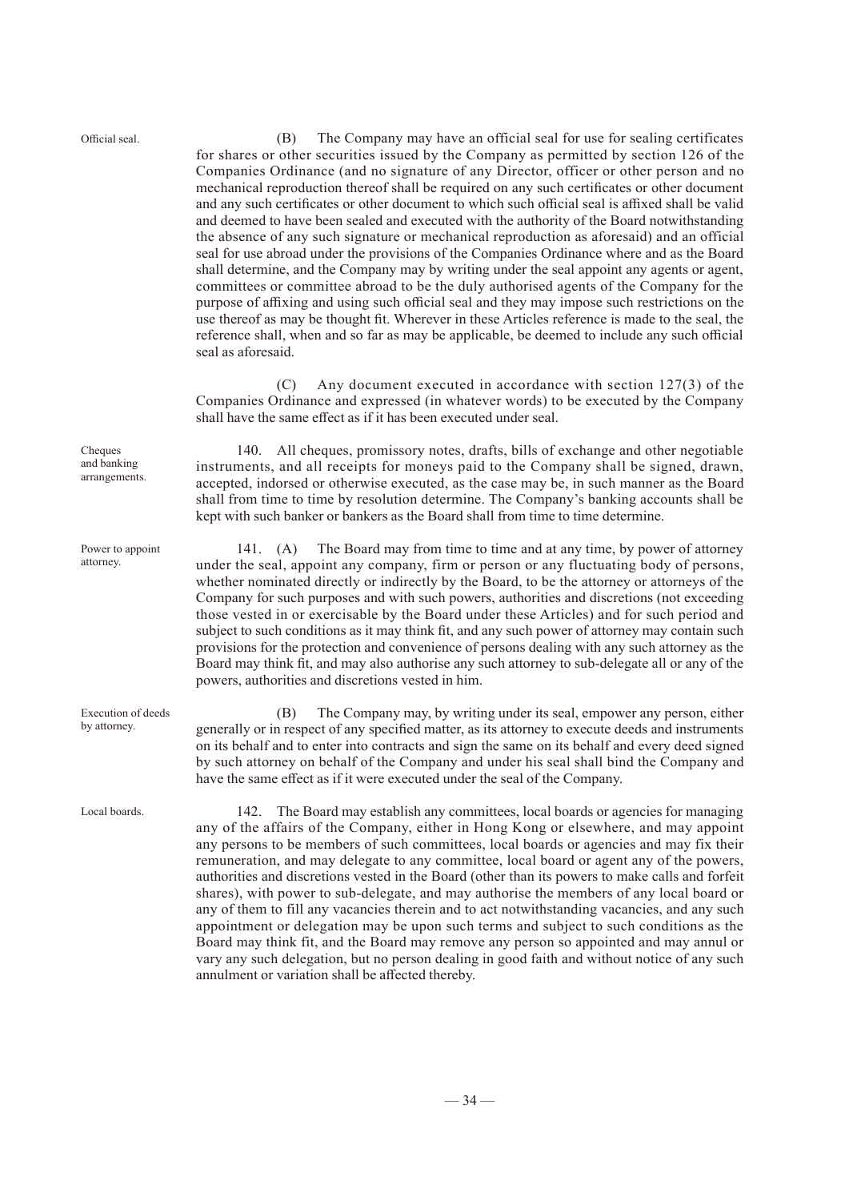Official seal.

(B) The Company may have an official seal for use for sealing certificates for shares or other securities issued by the Company as permitted by section 126 of the Companies Ordinance (and no signature of any Director, officer or other person and no mechanical reproduction thereof shall be required on any such certificates or other document and any such certificates or other document to which such official seal is affixed shall be valid and deemed to have been sealed and executed with the authority of the Board notwithstanding the absence of any such signature or mechanical reproduction as aforesaid) and an official seal for use abroad under the provisions of the Companies Ordinance where and as the Board shall determine, and the Company may by writing under the seal appoint any agents or agent, committees or committee abroad to be the duly authorised agents of the Company for the purpose of affixing and using such official seal and they may impose such restrictions on the use thereof as may be thought fit. Wherever in these Articles reference is made to the seal, the reference shall, when and so far as may be applicable, be deemed to include any such official seal as aforesaid.

(C) Any document executed in accordance with section 127(3) of the Companies Ordinance and expressed (in whatever words) to be executed by the Company shall have the same effect as if it has been executed under seal.

Cheques and banking arrangements.

140. All cheques, promissory notes, drafts, bills of exchange and other negotiable instruments, and all receipts for moneys paid to the Company shall be signed, drawn, accepted, indorsed or otherwise executed, as the case may be, in such manner as the Board shall from time to time by resolution determine. The Company's banking accounts shall be kept with such banker or bankers as the Board shall from time to time determine.

Power to appoint attorney.

141. (A) The Board may from time to time and at any time, by power of attorney under the seal, appoint any company, firm or person or any fluctuating body of persons, whether nominated directly or indirectly by the Board, to be the attorney or attorneys of the Company for such purposes and with such powers, authorities and discretions (not exceeding those vested in or exercisable by the Board under these Articles) and for such period and subject to such conditions as it may think fit, and any such power of attorney may contain such provisions for the protection and convenience of persons dealing with any such attorney as the Board may think fit, and may also authorise any such attorney to sub-delegate all or any of the powers, authorities and discretions vested in him.

Execution of deeds by attorney.

(B) The Company may, by writing under its seal, empower any person, either generally or in respect of any specified matter, as its attorney to execute deeds and instruments on its behalf and to enter into contracts and sign the same on its behalf and every deed signed by such attorney on behalf of the Company and under his seal shall bind the Company and have the same effect as if it were executed under the seal of the Company.

Local boards.

142. The Board may establish any committees, local boards or agencies for managing any of the affairs of the Company, either in Hong Kong or elsewhere, and may appoint any persons to be members of such committees, local boards or agencies and may fix their remuneration, and may delegate to any committee, local board or agent any of the powers, authorities and discretions vested in the Board (other than its powers to make calls and forfeit shares), with power to sub-delegate, and may authorise the members of any local board or any of them to fill any vacancies therein and to act notwithstanding vacancies, and any such appointment or delegation may be upon such terms and subject to such conditions as the Board may think fit, and the Board may remove any person so appointed and may annul or vary any such delegation, but no person dealing in good faith and without notice of any such annulment or variation shall be affected thereby.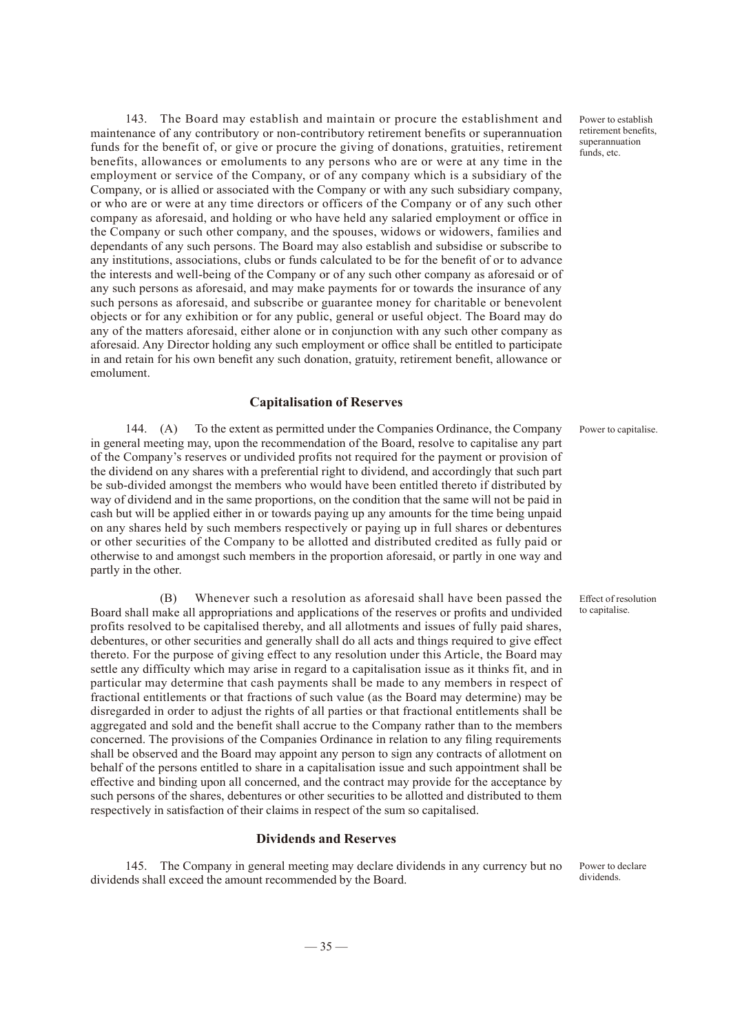143. The Board may establish and maintain or procure the establishment and maintenance of any contributory or non-contributory retirement benefits or superannuation funds for the benefit of, or give or procure the giving of donations, gratuities, retirement benefits, allowances or emoluments to any persons who are or were at any time in the employment or service of the Company, or of any company which is a subsidiary of the Company, or is allied or associated with the Company or with any such subsidiary company, or who are or were at any time directors or officers of the Company or of any such other company as aforesaid, and holding or who have held any salaried employment or office in the Company or such other company, and the spouses, widows or widowers, families and dependants of any such persons. The Board may also establish and subsidise or subscribe to any institutions, associations, clubs or funds calculated to be for the benefit of or to advance the interests and well-being of the Company or of any such other company as aforesaid or of any such persons as aforesaid, and may make payments for or towards the insurance of any such persons as aforesaid, and subscribe or guarantee money for charitable or benevolent objects or for any exhibition or for any public, general or useful object. The Board may do any of the matters aforesaid, either alone or in conjunction with any such other company as aforesaid. Any Director holding any such employment or office shall be entitled to participate in and retain for his own benefit any such donation, gratuity, retirement benefit, allowance or emolument.

Power to establish retirement benefits, superannuation funds, etc.

## Capitalisation of Reserves

144. (A) To the extent as permitted under the Companies Ordinance, the Company in general meeting may, upon the recommendation of the Board, resolve to capitalise any part of the Company's reserves or undivided profits not required for the payment or provision of the dividend on any shares with a preferential right to dividend, and accordingly that such part be sub-divided amongst the members who would have been entitled thereto if distributed by way of dividend and in the same proportions, on the condition that the same will not be paid in cash but will be applied either in or towards paying up any amounts for the time being unpaid on any shares held by such members respectively or paying up in full shares or debentures or other securities of the Company to be allotted and distributed credited as fully paid or otherwise to and amongst such members in the proportion aforesaid, or partly in one way and partly in the other.

Power to capitalise.

(B) Whenever such a resolution as aforesaid shall have been passed the Board shall make all appropriations and applications of the reserves or profits and undivided profits resolved to be capitalised thereby, and all allotments and issues of fully paid shares, debentures, or other securities and generally shall do all acts and things required to give effect thereto. For the purpose of giving effect to any resolution under this Article, the Board may settle any difficulty which may arise in regard to a capitalisation issue as it thinks fit, and in particular may determine that cash payments shall be made to any members in respect of fractional entitlements or that fractions of such value (as the Board may determine) may be disregarded in order to adjust the rights of all parties or that fractional entitlements shall be aggregated and sold and the benefit shall accrue to the Company rather than to the members concerned. The provisions of the Companies Ordinance in relation to any filing requirements shall be observed and the Board may appoint any person to sign any contracts of allotment on behalf of the persons entitled to share in a capitalisation issue and such appointment shall be effective and binding upon all concerned, and the contract may provide for the acceptance by such persons of the shares, debentures or other securities to be allotted and distributed to them respectively in satisfaction of their claims in respect of the sum so capitalised.

Effect of resolution to capitalise.

## Dividends and Reserves

145. The Company in general meeting may declare dividends in any currency but no dividends shall exceed the amount recommended by the Board.

Power to declare dividends.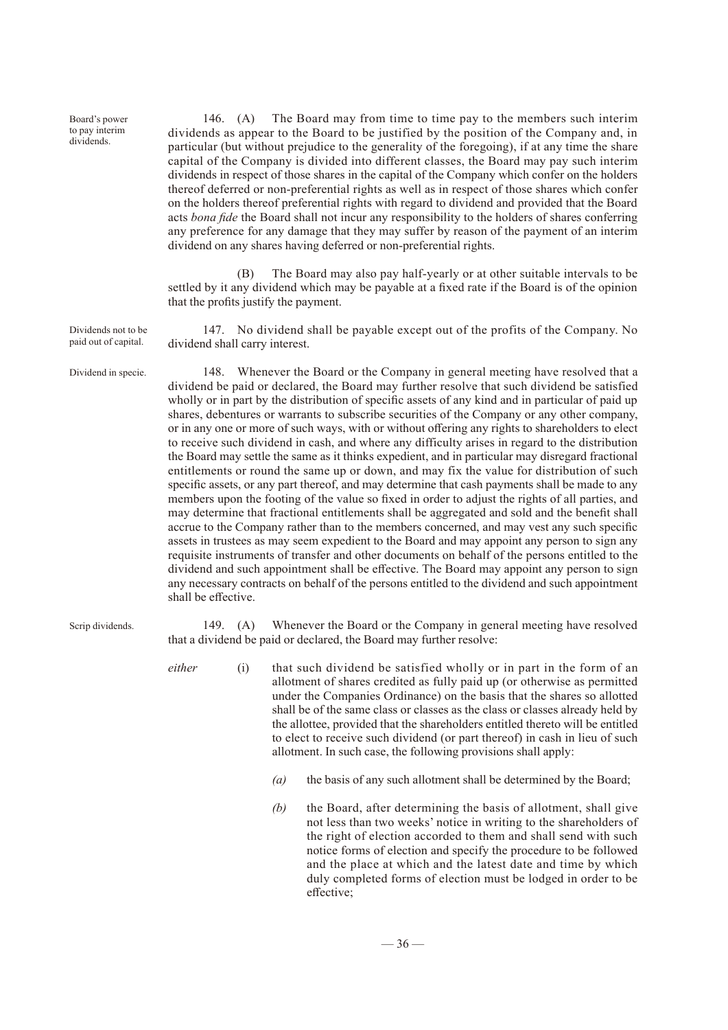Board's power to pay interim dividends.

146. (A) The Board may from time to time pay to the members such interim dividends as appear to the Board to be justified by the position of the Company and, in particular (but without prejudice to the generality of the foregoing), if at any time the share capital of the Company is divided into different classes, the Board may pay such interim dividends in respect of those shares in the capital of the Company which confer on the holders thereof deferred or non-preferential rights as well as in respect of those shares which confer on the holders thereof preferential rights with regard to dividend and provided that the Board acts *bona fide* the Board shall not incur any responsibility to the holders of shares conferring any preference for any damage that they may suffer by reason of the payment of an interim dividend on any shares having deferred or non-preferential rights.

(B) The Board may also pay half-yearly or at other suitable intervals to be settled by it any dividend which may be payable at a fixed rate if the Board is of the opinion that the profits justify the payment.

Dividends not to be paid out of capital.

147. No dividend shall be payable except out of the profits of the Company. No dividend shall carry interest.

Dividend in specie.

148. Whenever the Board or the Company in general meeting have resolved that a dividend be paid or declared, the Board may further resolve that such dividend be satisfied wholly or in part by the distribution of specific assets of any kind and in particular of paid up shares, debentures or warrants to subscribe securities of the Company or any other company, or in any one or more of such ways, with or without offering any rights to shareholders to elect to receive such dividend in cash, and where any difficulty arises in regard to the distribution the Board may settle the same as it thinks expedient, and in particular may disregard fractional entitlements or round the same up or down, and may fix the value for distribution of such specific assets, or any part thereof, and may determine that cash payments shall be made to any members upon the footing of the value so fixed in order to adjust the rights of all parties, and may determine that fractional entitlements shall be aggregated and sold and the benefit shall accrue to the Company rather than to the members concerned, and may vest any such specific assets in trustees as may seem expedient to the Board and may appoint any person to sign any requisite instruments of transfer and other documents on behalf of the persons entitled to the dividend and such appointment shall be effective. The Board may appoint any person to sign any necessary contracts on behalf of the persons entitled to the dividend and such appointment shall be effective.

Scrip dividends.

149. (A) Whenever the Board or the Company in general meeting have resolved that a dividend be paid or declared, the Board may further resolve:

*either* (i) that such dividend be satisfied wholly or in part in the form of an allotment of shares credited as fully paid up (or otherwise as permitted under the Companies Ordinance) on the basis that the shares so allotted shall be of the same class or classes as the class or classes already held by the allottee, provided that the shareholders entitled thereto will be entitled to elect to receive such dividend (or part thereof) in cash in lieu of such allotment. In such case, the following provisions shall apply:

*(a)* the basis of any such allotment shall be determined by the Board;

*(b)* the Board, after determining the basis of allotment, shall give not less than two weeks' notice in writing to the shareholders of the right of election accorded to them and shall send with such notice forms of election and specify the procedure to be followed and the place at which and the latest date and time by which duly completed forms of election must be lodged in order to be effective;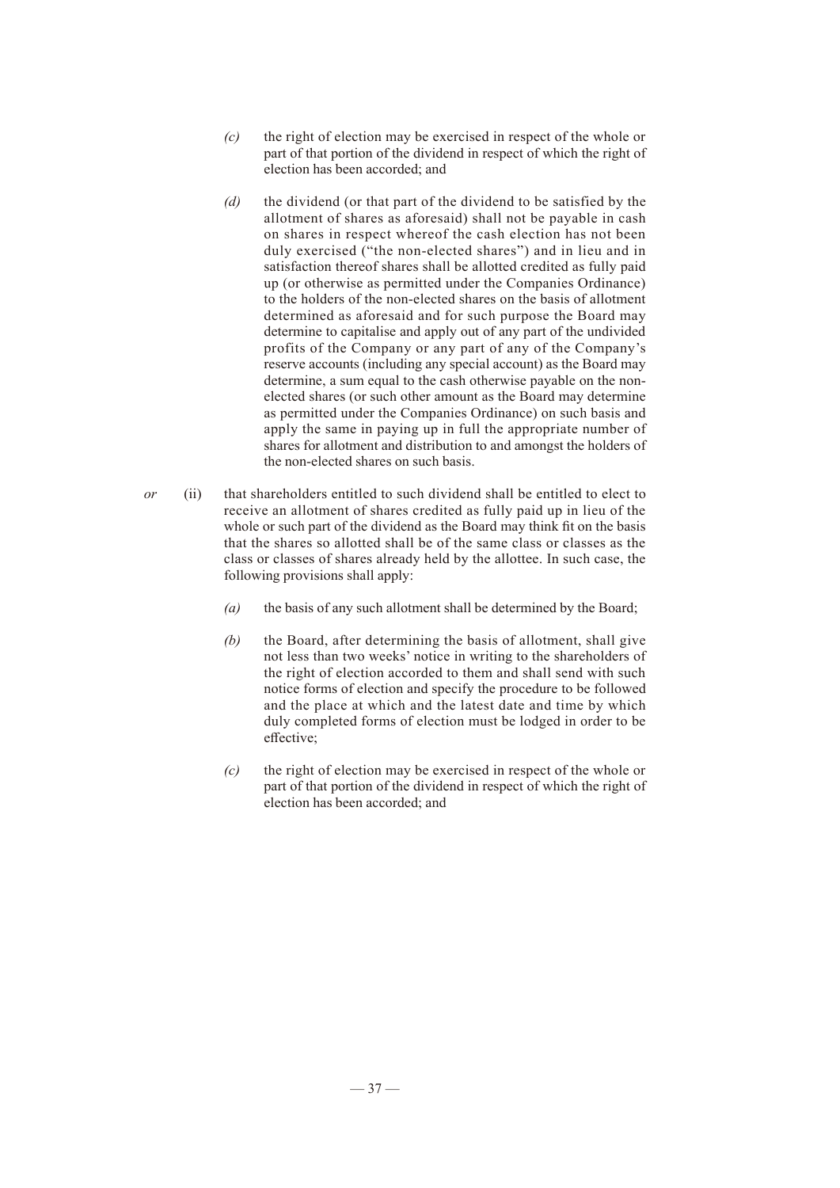*(c)* the right of election may be exercised in respect of the whole or part of that portion of the dividend in respect of which the right of election has been accorded; and

*(d)* the dividend (or that part of the dividend to be satisfied by the allotment of shares as aforesaid) shall not be payable in cash on shares in respect whereof the cash election has not been duly exercised ("the non-elected shares") and in lieu and in satisfaction thereof shares shall be allotted credited as fully paid up (or otherwise as permitted under the Companies Ordinance) to the holders of the non-elected shares on the basis of allotment determined as aforesaid and for such purpose the Board may determine to capitalise and apply out of any part of the undivided profits of the Company or any part of any of the Company's reserve accounts (including any special account) as the Board may determine, a sum equal to the cash otherwise payable on the non-elected shares (or such other amount as the Board may determine as permitted under the Companies Ordinance) on such basis and apply the same in paying up in full the appropriate number of shares for allotment and distribution to and amongst the holders of the non-elected shares on such basis.

*or* (ii) that shareholders entitled to such dividend shall be entitled to elect to receive an allotment of shares credited as fully paid up in lieu of the whole or such part of the dividend as the Board may think fit on the basis that the shares so allotted shall be of the same class or classes as the class or classes of shares already held by the allottee. In such case, the following provisions shall apply:

*(a)* the basis of any such allotment shall be determined by the Board;

*(b)* the Board, after determining the basis of allotment, shall give not less than two weeks' notice in writing to the shareholders of the right of election accorded to them and shall send with such notice forms of election and specify the procedure to be followed and the place at which and the latest date and time by which duly completed forms of election must be lodged in order to be effective;

*(c)* the right of election may be exercised in respect of the whole or part of that portion of the dividend in respect of which the right of election has been accorded; and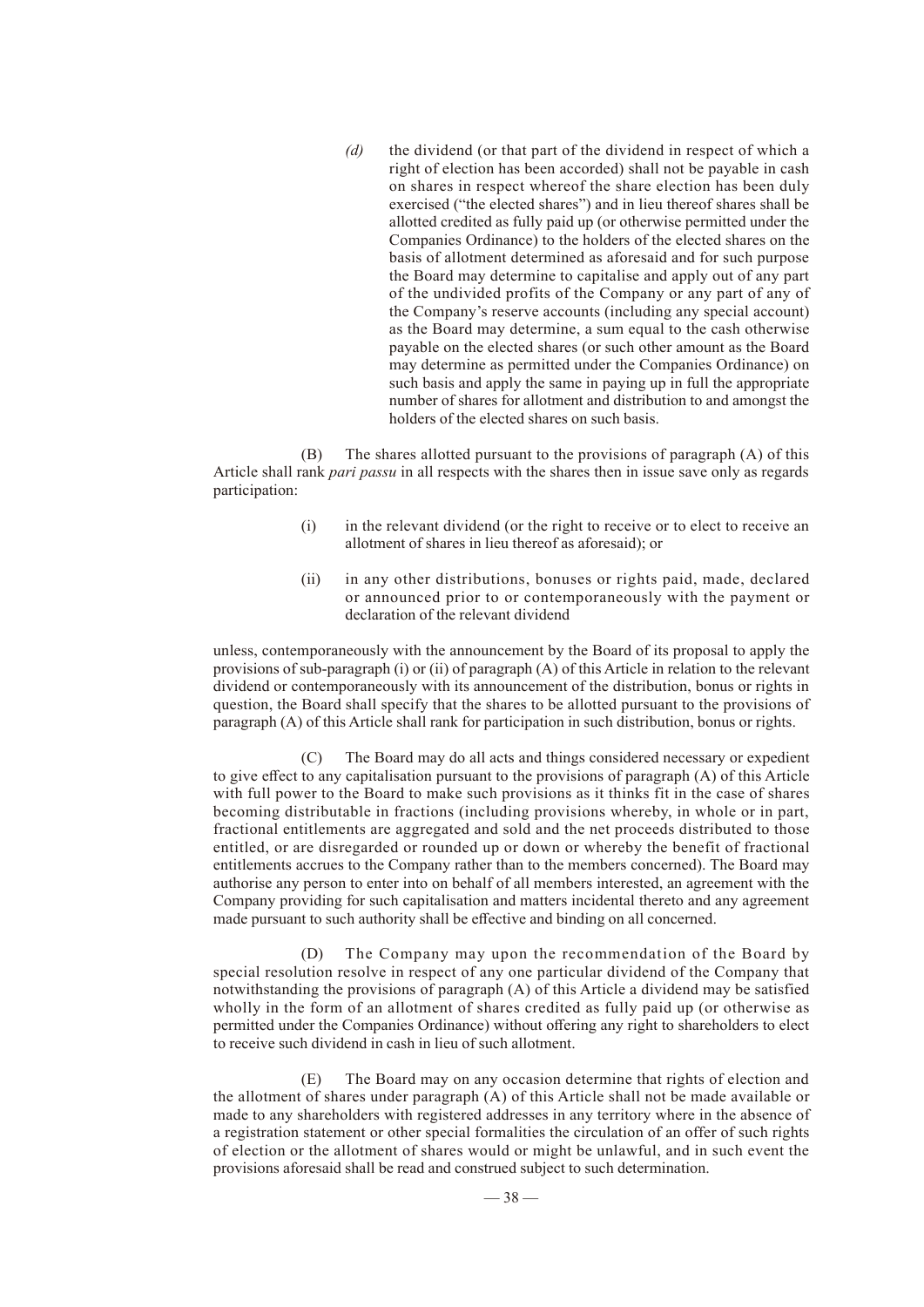*(d)* the dividend (or that part of the dividend in respect of which a right of election has been accorded) shall not be payable in cash on shares in respect whereof the share election has been duly exercised ("the elected shares") and in lieu thereof shares shall be allotted credited as fully paid up (or otherwise permitted under the Companies Ordinance) to the holders of the elected shares on the basis of allotment determined as aforesaid and for such purpose the Board may determine to capitalise and apply out of any part of the undivided profits of the Company or any part of any of the Company's reserve accounts (including any special account) as the Board may determine, a sum equal to the cash otherwise payable on the elected shares (or such other amount as the Board may determine as permitted under the Companies Ordinance) on such basis and apply the same in paying up in full the appropriate number of shares for allotment and distribution to and amongst the holders of the elected shares on such basis.

(B) The shares allotted pursuant to the provisions of paragraph (A) of this Article shall rank *pari passu* in all respects with the shares then in issue save only as regards participation:

(i) in the relevant dividend (or the right to receive or to elect to receive an allotment of shares in lieu thereof as aforesaid); or

(ii) in any other distributions, bonuses or rights paid, made, declared or announced prior to or contemporaneously with the payment or declaration of the relevant dividend

unless, contemporaneously with the announcement by the Board of its proposal to apply the provisions of sub-paragraph (i) or (ii) of paragraph (A) of this Article in relation to the relevant dividend or contemporaneously with its announcement of the distribution, bonus or rights in question, the Board shall specify that the shares to be allotted pursuant to the provisions of paragraph (A) of this Article shall rank for participation in such distribution, bonus or rights.

(C) The Board may do all acts and things considered necessary or expedient to give effect to any capitalisation pursuant to the provisions of paragraph (A) of this Article with full power to the Board to make such provisions as it thinks fit in the case of shares becoming distributable in fractions (including provisions whereby, in whole or in part, fractional entitlements are aggregated and sold and the net proceeds distributed to those entitled, or are disregarded or rounded up or down or whereby the benefit of fractional entitlements accrues to the Company rather than to the members concerned). The Board may authorise any person to enter into on behalf of all members interested, an agreement with the Company providing for such capitalisation and matters incidental thereto and any agreement made pursuant to such authority shall be effective and binding on all concerned.

(D) The Company may upon the recommendation of the Board by special resolution resolve in respect of any one particular dividend of the Company that notwithstanding the provisions of paragraph (A) of this Article a dividend may be satisfied wholly in the form of an allotment of shares credited as fully paid up (or otherwise as permitted under the Companies Ordinance) without offering any right to shareholders to elect to receive such dividend in cash in lieu of such allotment.

(E) The Board may on any occasion determine that rights of election and the allotment of shares under paragraph (A) of this Article shall not be made available or made to any shareholders with registered addresses in any territory where in the absence of a registration statement or other special formalities the circulation of an offer of such rights of election or the allotment of shares would or might be unlawful, and in such event the provisions aforesaid shall be read and construed subject to such determination.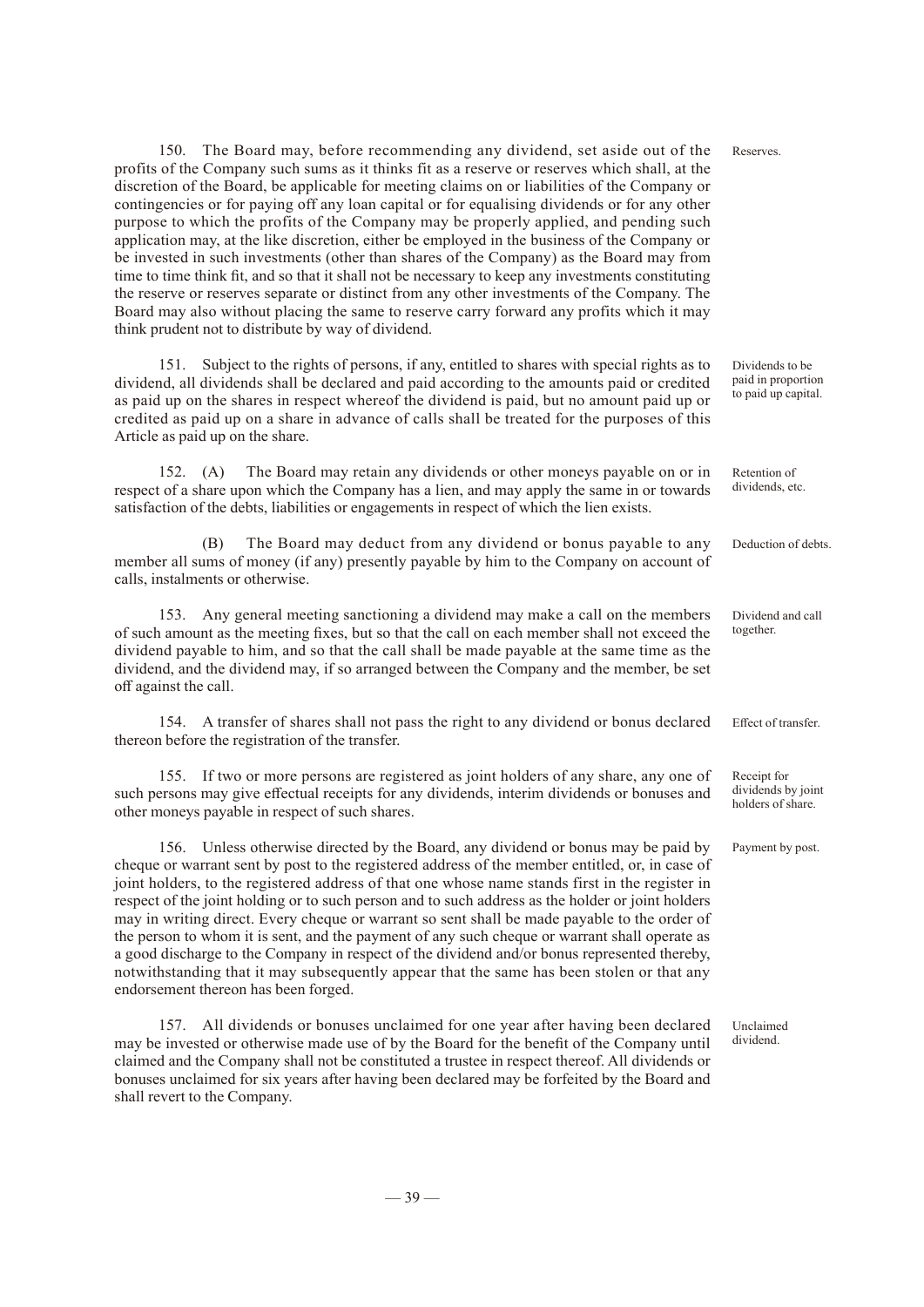150. The Board may, before recommending any dividend, set aside out of the profits of the Company such sums as it thinks fit as a reserve or reserves which shall, at the discretion of the Board, be applicable for meeting claims on or liabilities of the Company or contingencies or for paying off any loan capital or for equalising dividends or for any other purpose to which the profits of the Company may be properly applied, and pending such application may, at the like discretion, either be employed in the business of the Company or be invested in such investments (other than shares of the Company) as the Board may from time to time think fit, and so that it shall not be necessary to keep any investments constituting the reserve or reserves separate or distinct from any other investments of the Company. The Board may also without placing the same to reserve carry forward any profits which it may think prudent not to distribute by way of dividend. *Reserves.*

151. Subject to the rights of persons, if any, entitled to shares with special rights as to dividend, all dividends shall be declared and paid according to the amounts paid or credited as paid up on the shares in respect whereof the dividend is paid, but no amount paid up or credited as paid up on a share in advance of calls shall be treated for the purposes of this Article as paid up on the share. *Dividends to be paid in proportion to paid up capital.*

152. (A) The Board may retain any dividends or other moneys payable on or in respect of a share upon which the Company has a lien, and may apply the same in or towards satisfaction of the debts, liabilities or engagements in respect of which the lien exists. *Retention of dividends, etc.*

(B) The Board may deduct from any dividend or bonus payable to any member all sums of money (if any) presently payable by him to the Company on account of calls, instalments or otherwise. *Deduction of debts.*

153. Any general meeting sanctioning a dividend may make a call on the members of such amount as the meeting fixes, but so that the call on each member shall not exceed the dividend payable to him, and so that the call shall be made payable at the same time as the dividend, and the dividend may, if so arranged between the Company and the member, be set off against the call. *Dividend and call together.*

154. A transfer of shares shall not pass the right to any dividend or bonus declared thereon before the registration of the transfer. *Effect of transfer.*

155. If two or more persons are registered as joint holders of any share, any one of such persons may give effectual receipts for any dividends, interim dividends or bonuses and other moneys payable in respect of such shares. *Receipt for dividends by joint holders of share.*

156. Unless otherwise directed by the Board, any dividend or bonus may be paid by cheque or warrant sent by post to the registered address of the member entitled, or, in case of joint holders, to the registered address of that one whose name stands first in the register in respect of the joint holding or to such person and to such address as the holder or joint holders may in writing direct. Every cheque or warrant so sent shall be made payable to the order of the person to whom it is sent, and the payment of any such cheque or warrant shall operate as a good discharge to the Company in respect of the dividend and/or bonus represented thereby, notwithstanding that it may subsequently appear that the same has been stolen or that any endorsement thereon has been forged. *Payment by post.*

157. All dividends or bonuses unclaimed for one year after having been declared may be invested or otherwise made use of by the Board for the benefit of the Company until claimed and the Company shall not be constituted a trustee in respect thereof. All dividends or bonuses unclaimed for six years after having been declared may be forfeited by the Board and shall revert to the Company. *Unclaimed dividend.*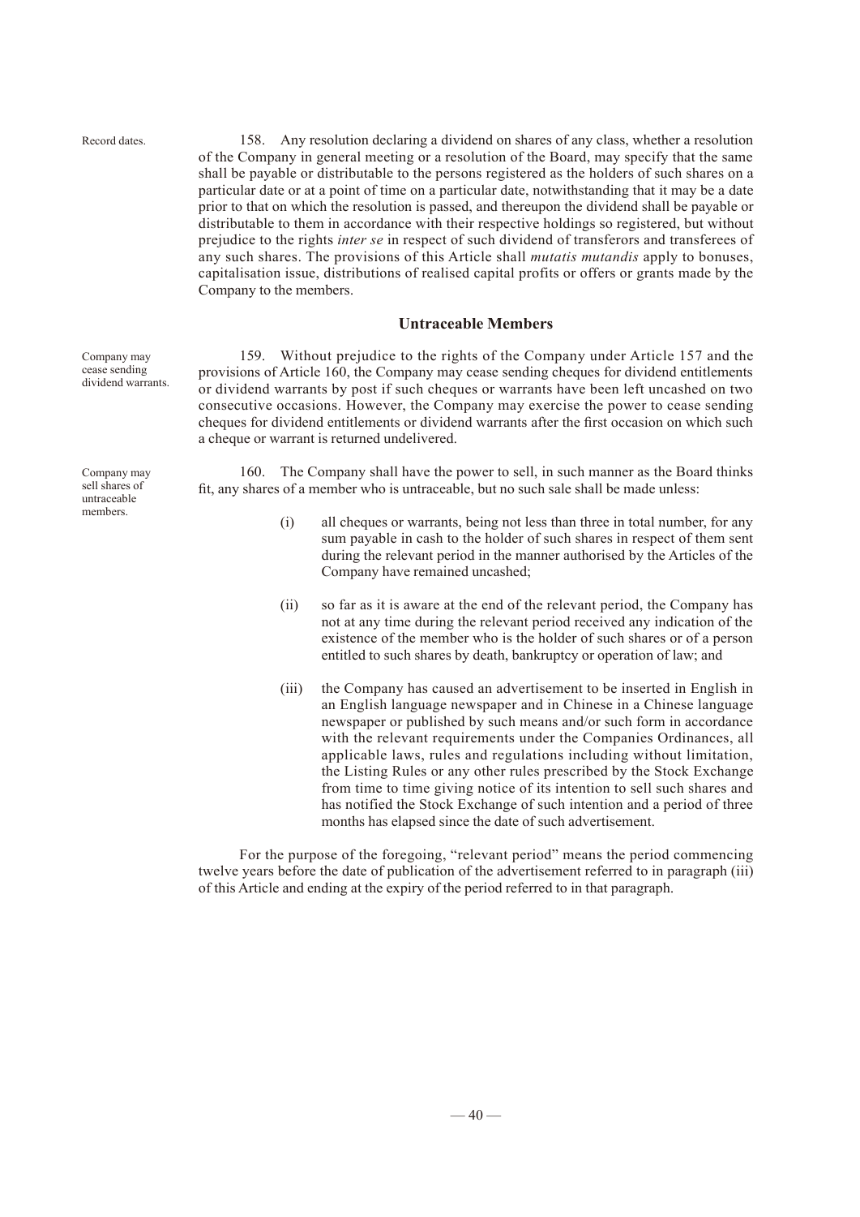Record dates.

158. Any resolution declaring a dividend on shares of any class, whether a resolution of the Company in general meeting or a resolution of the Board, may specify that the same shall be payable or distributable to the persons registered as the holders of such shares on a particular date or at a point of time on a particular date, notwithstanding that it may be a date prior to that on which the resolution is passed, and thereupon the dividend shall be payable or distributable to them in accordance with their respective holdings so registered, but without prejudice to the rights *inter se* in respect of such dividend of transferors and transferees of any such shares. The provisions of this Article shall *mutatis mutandis* apply to bonuses, capitalisation issue, distributions of realised capital profits or offers or grants made by the Company to the members.

## Untraceable Members

Company may cease sending dividend warrants.

159. Without prejudice to the rights of the Company under Article 157 and the provisions of Article 160, the Company may cease sending cheques for dividend entitlements or dividend warrants by post if such cheques or warrants have been left uncashed on two consecutive occasions. However, the Company may exercise the power to cease sending cheques for dividend entitlements or dividend warrants after the first occasion on which such a cheque or warrant is returned undelivered.

Company may sell shares of untraceable members.

160. The Company shall have the power to sell, in such manner as the Board thinks fit, any shares of a member who is untraceable, but no such sale shall be made unless:

(i) all cheques or warrants, being not less than three in total number, for any sum payable in cash to the holder of such shares in respect of them sent during the relevant period in the manner authorised by the Articles of the Company have remained uncashed;

(ii) so far as it is aware at the end of the relevant period, the Company has not at any time during the relevant period received any indication of the existence of the member who is the holder of such shares or of a person entitled to such shares by death, bankruptcy or operation of law; and

(iii) the Company has caused an advertisement to be inserted in English in an English language newspaper and in Chinese in a Chinese language newspaper or published by such means and/or such form in accordance with the relevant requirements under the Companies Ordinances, all applicable laws, rules and regulations including without limitation, the Listing Rules or any other rules prescribed by the Stock Exchange from time to time giving notice of its intention to sell such shares and has notified the Stock Exchange of such intention and a period of three months has elapsed since the date of such advertisement.

For the purpose of the foregoing, "relevant period" means the period commencing twelve years before the date of publication of the advertisement referred to in paragraph (iii) of this Article and ending at the expiry of the period referred to in that paragraph.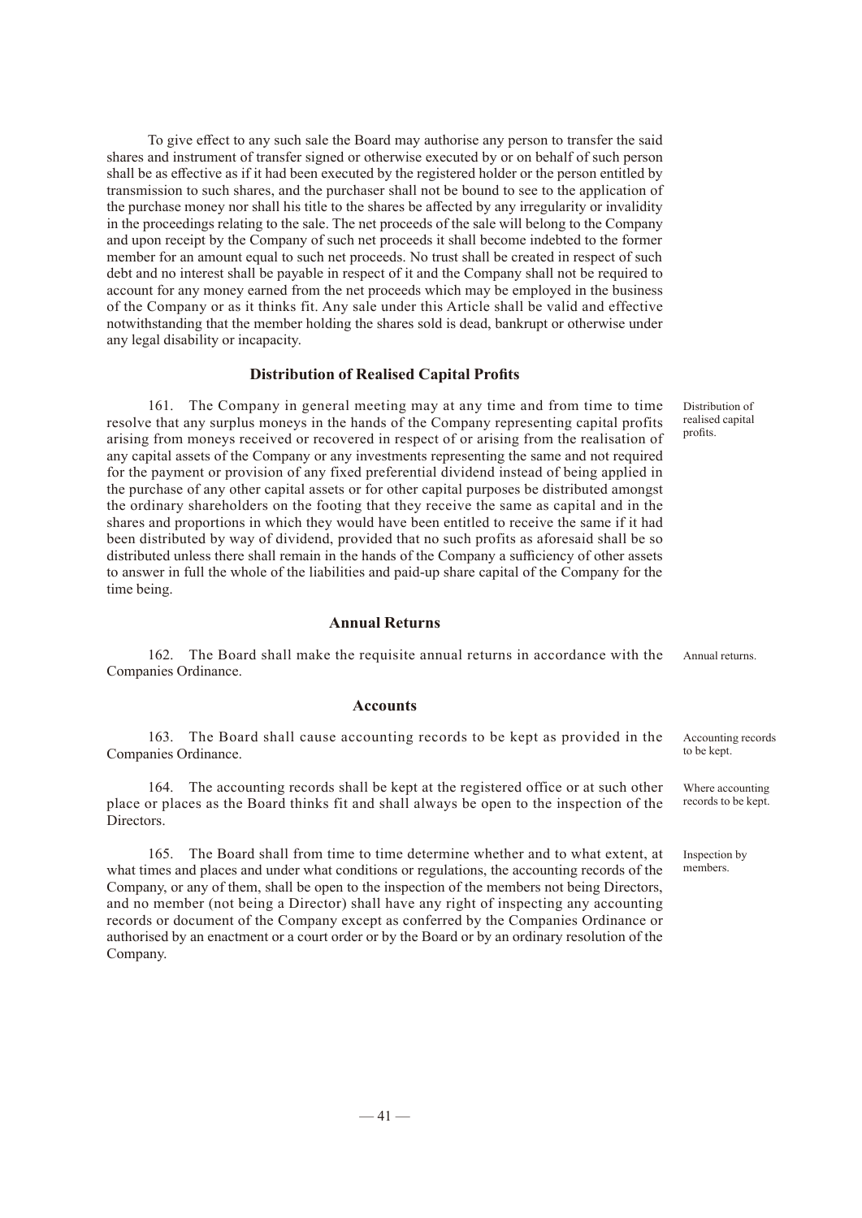To give effect to any such sale the Board may authorise any person to transfer the said shares and instrument of transfer signed or otherwise executed by or on behalf of such person shall be as effective as if it had been executed by the registered holder or the person entitled by transmission to such shares, and the purchaser shall not be bound to see to the application of the purchase money nor shall his title to the shares be affected by any irregularity or invalidity in the proceedings relating to the sale. The net proceeds of the sale will belong to the Company and upon receipt by the Company of such net proceeds it shall become indebted to the former member for an amount equal to such net proceeds. No trust shall be created in respect of such debt and no interest shall be payable in respect of it and the Company shall not be required to account for any money earned from the net proceeds which may be employed in the business of the Company or as it thinks fit. Any sale under this Article shall be valid and effective notwithstanding that the member holding the shares sold is dead, bankrupt or otherwise under any legal disability or incapacity.

## Distribution of Realised Capital Profits

Distribution of realised capital profits.

161. The Company in general meeting may at any time and from time to time resolve that any surplus moneys in the hands of the Company representing capital profits arising from moneys received or recovered in respect of or arising from the realisation of any capital assets of the Company or any investments representing the same and not required for the payment or provision of any fixed preferential dividend instead of being applied in the purchase of any other capital assets or for other capital purposes be distributed amongst the ordinary shareholders on the footing that they receive the same as capital and in the shares and proportions in which they would have been entitled to receive the same if it had been distributed by way of dividend, provided that no such profits as aforesaid shall be so distributed unless there shall remain in the hands of the Company a sufficiency of other assets to answer in full the whole of the liabilities and paid-up share capital of the Company for the time being.

## Annual Returns

Annual returns.

162. The Board shall make the requisite annual returns in accordance with the Companies Ordinance.

## Accounts

Accounting records to be kept.

163. The Board shall cause accounting records to be kept as provided in the Companies Ordinance.

Where accounting records to be kept.

164. The accounting records shall be kept at the registered office or at such other place or places as the Board thinks fit and shall always be open to the inspection of the Directors.

Inspection by members.

165. The Board shall from time to time determine whether and to what extent, at what times and places and under what conditions or regulations, the accounting records of the Company, or any of them, shall be open to the inspection of the members not being Directors, and no member (not being a Director) shall have any right of inspecting any accounting records or document of the Company except as conferred by the Companies Ordinance or authorised by an enactment or a court order or by the Board or by an ordinary resolution of the Company.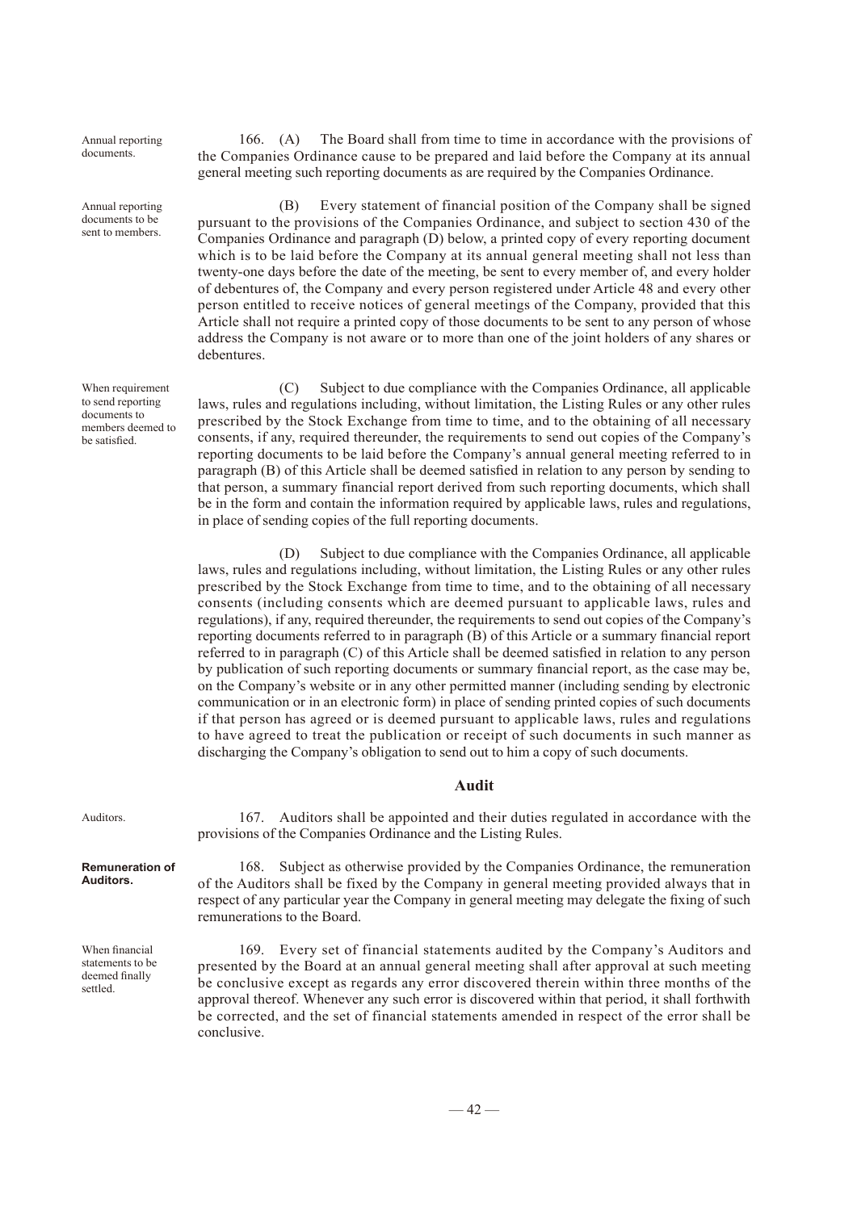Annual reporting documents.

166. (A) The Board shall from time to time in accordance with the provisions of the Companies Ordinance cause to be prepared and laid before the Company at its annual general meeting such reporting documents as are required by the Companies Ordinance.

Annual reporting documents to be sent to members.

(B) Every statement of financial position of the Company shall be signed pursuant to the provisions of the Companies Ordinance, and subject to section 430 of the Companies Ordinance and paragraph (D) below, a printed copy of every reporting document which is to be laid before the Company at its annual general meeting shall not less than twenty-one days before the date of the meeting, be sent to every member of, and every holder of debentures of, the Company and every person registered under Article 48 and every other person entitled to receive notices of general meetings of the Company, provided that this Article shall not require a printed copy of those documents to be sent to any person of whose address the Company is not aware or to more than one of the joint holders of any shares or debentures.

When requirement to send reporting documents to members deemed to be satisfied.

(C) Subject to due compliance with the Companies Ordinance, all applicable laws, rules and regulations including, without limitation, the Listing Rules or any other rules prescribed by the Stock Exchange from time to time, and to the obtaining of all necessary consents, if any, required thereunder, the requirements to send out copies of the Company's reporting documents to be laid before the Company's annual general meeting referred to in paragraph (B) of this Article shall be deemed satisfied in relation to any person by sending to that person, a summary financial report derived from such reporting documents, which shall be in the form and contain the information required by applicable laws, rules and regulations, in place of sending copies of the full reporting documents.

(D) Subject to due compliance with the Companies Ordinance, all applicable laws, rules and regulations including, without limitation, the Listing Rules or any other rules prescribed by the Stock Exchange from time to time, and to the obtaining of all necessary consents (including consents which are deemed pursuant to applicable laws, rules and regulations), if any, required thereunder, the requirements to send out copies of the Company's reporting documents referred to in paragraph (B) of this Article or a summary financial report referred to in paragraph (C) of this Article shall be deemed satisfied in relation to any person by publication of such reporting documents or summary financial report, as the case may be, on the Company's website or in any other permitted manner (including sending by electronic communication or in an electronic form) in place of sending printed copies of such documents if that person has agreed or is deemed pursuant to applicable laws, rules and regulations to have agreed to treat the publication or receipt of such documents in such manner as discharging the Company's obligation to send out to him a copy of such documents.

## Audit

Auditors.

167. Auditors shall be appointed and their duties regulated in accordance with the provisions of the Companies Ordinance and the Listing Rules.

**Remuneration of Auditors.**

168. Subject as otherwise provided by the Companies Ordinance, the remuneration of the Auditors shall be fixed by the Company in general meeting provided always that in respect of any particular year the Company in general meeting may delegate the fixing of such remunerations to the Board.

When financial statements to be deemed finally settled.

169. Every set of financial statements audited by the Company's Auditors and presented by the Board at an annual general meeting shall after approval at such meeting be conclusive except as regards any error discovered therein within three months of the approval thereof. Whenever any such error is discovered within that period, it shall forthwith be corrected, and the set of financial statements amended in respect of the error shall be conclusive.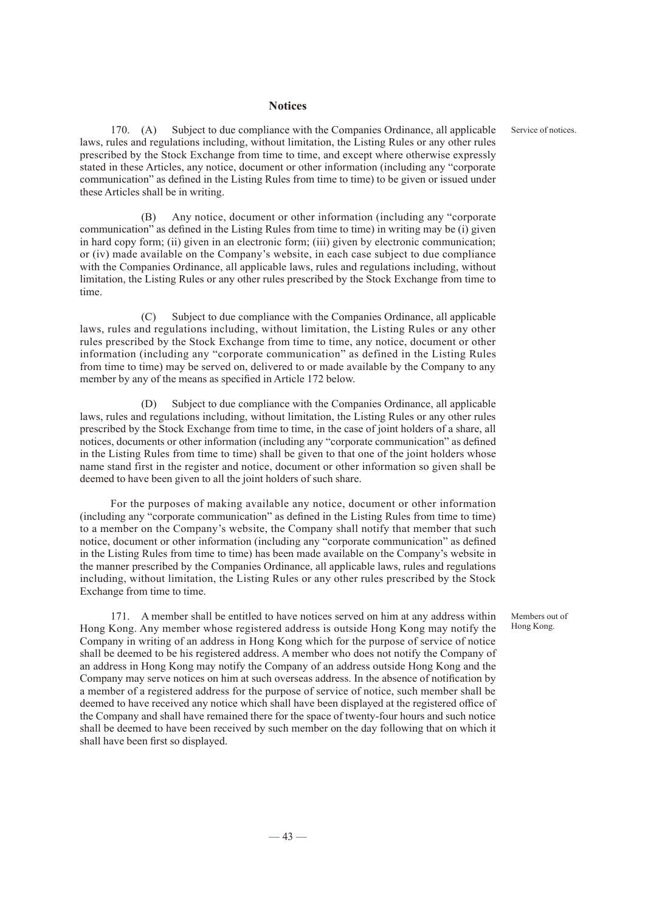## Notices

170. (A) Subject to due compliance with the Companies Ordinance, all applicable laws, rules and regulations including, without limitation, the Listing Rules or any other rules prescribed by the Stock Exchange from time to time, and except where otherwise expressly stated in these Articles, any notice, document or other information (including any "corporate communication" as defined in the Listing Rules from time to time) to be given or issued under these Articles shall be in writing.

Service of notices.

(B) Any notice, document or other information (including any "corporate communication" as defined in the Listing Rules from time to time) in writing may be (i) given in hard copy form; (ii) given in an electronic form; (iii) given by electronic communication; or (iv) made available on the Company's website, in each case subject to due compliance with the Companies Ordinance, all applicable laws, rules and regulations including, without limitation, the Listing Rules or any other rules prescribed by the Stock Exchange from time to time.

(C) Subject to due compliance with the Companies Ordinance, all applicable laws, rules and regulations including, without limitation, the Listing Rules or any other rules prescribed by the Stock Exchange from time to time, any notice, document or other information (including any "corporate communication" as defined in the Listing Rules from time to time) may be served on, delivered to or made available by the Company to any member by any of the means as specified in Article 172 below.

(D) Subject to due compliance with the Companies Ordinance, all applicable laws, rules and regulations including, without limitation, the Listing Rules or any other rules prescribed by the Stock Exchange from time to time, in the case of joint holders of a share, all notices, documents or other information (including any "corporate communication" as defined in the Listing Rules from time to time) shall be given to that one of the joint holders whose name stand first in the register and notice, document or other information so given shall be deemed to have been given to all the joint holders of such share.

For the purposes of making available any notice, document or other information (including any "corporate communication" as defined in the Listing Rules from time to time) to a member on the Company's website, the Company shall notify that member that such notice, document or other information (including any "corporate communication" as defined in the Listing Rules from time to time) has been made available on the Company's website in the manner prescribed by the Companies Ordinance, all applicable laws, rules and regulations including, without limitation, the Listing Rules or any other rules prescribed by the Stock Exchange from time to time.

171. A member shall be entitled to have notices served on him at any address within Hong Kong. Any member whose registered address is outside Hong Kong may notify the Company in writing of an address in Hong Kong which for the purpose of service of notice shall be deemed to be his registered address. A member who does not notify the Company of an address in Hong Kong may notify the Company of an address outside Hong Kong and the Company may serve notices on him at such overseas address. In the absence of notification by a member of a registered address for the purpose of service of notice, such member shall be deemed to have received any notice which shall have been displayed at the registered office of the Company and shall have remained there for the space of twenty-four hours and such notice shall be deemed to have been received by such member on the day following that on which it shall have been first so displayed.

Members out of Hong Kong.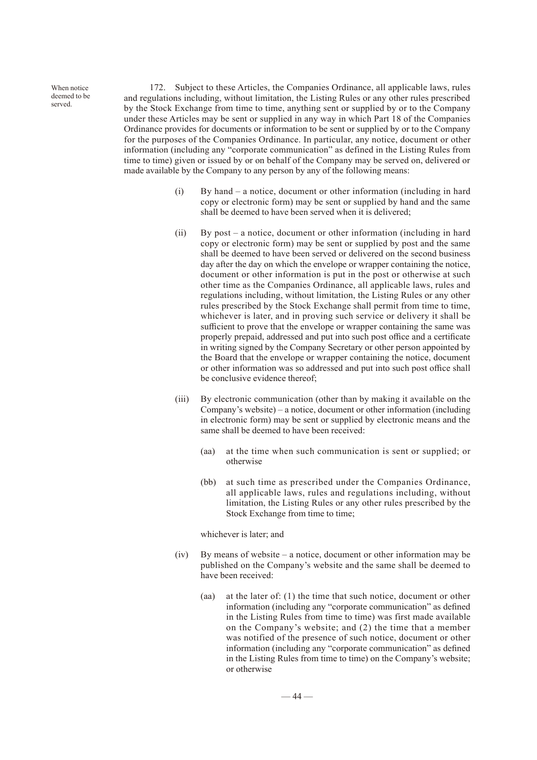When notice deemed to be served.

172. Subject to these Articles, the Companies Ordinance, all applicable laws, rules and regulations including, without limitation, the Listing Rules or any other rules prescribed by the Stock Exchange from time to time, anything sent or supplied by or to the Company under these Articles may be sent or supplied in any way in which Part 18 of the Companies Ordinance provides for documents or information to be sent or supplied by or to the Company for the purposes of the Companies Ordinance. In particular, any notice, document or other information (including any "corporate communication" as defined in the Listing Rules from time to time) given or issued by or on behalf of the Company may be served on, delivered or made available by the Company to any person by any of the following means:

(i) By hand – a notice, document or other information (including in hard copy or electronic form) may be sent or supplied by hand and the same shall be deemed to have been served when it is delivered;

(ii) By post – a notice, document or other information (including in hard copy or electronic form) may be sent or supplied by post and the same shall be deemed to have been served or delivered on the second business day after the day on which the envelope or wrapper containing the notice, document or other information is put in the post or otherwise at such other time as the Companies Ordinance, all applicable laws, rules and regulations including, without limitation, the Listing Rules or any other rules prescribed by the Stock Exchange shall permit from time to time, whichever is later, and in proving such service or delivery it shall be sufficient to prove that the envelope or wrapper containing the same was properly prepaid, addressed and put into such post office and a certificate in writing signed by the Company Secretary or other person appointed by the Board that the envelope or wrapper containing the notice, document or other information was so addressed and put into such post office shall be conclusive evidence thereof;

(iii) By electronic communication (other than by making it available on the Company's website) – a notice, document or other information (including in electronic form) may be sent or supplied by electronic means and the same shall be deemed to have been received:

(aa) at the time when such communication is sent or supplied; or otherwise

(bb) at such time as prescribed under the Companies Ordinance, all applicable laws, rules and regulations including, without limitation, the Listing Rules or any other rules prescribed by the Stock Exchange from time to time;

whichever is later; and

(iv) By means of website – a notice, document or other information may be published on the Company's website and the same shall be deemed to have been received:

(aa) at the later of: (1) the time that such notice, document or other information (including any "corporate communication" as defined in the Listing Rules from time to time) was first made available on the Company's website; and (2) the time that a member was notified of the presence of such notice, document or other information (including any "corporate communication" as defined in the Listing Rules from time to time) on the Company's website; or otherwise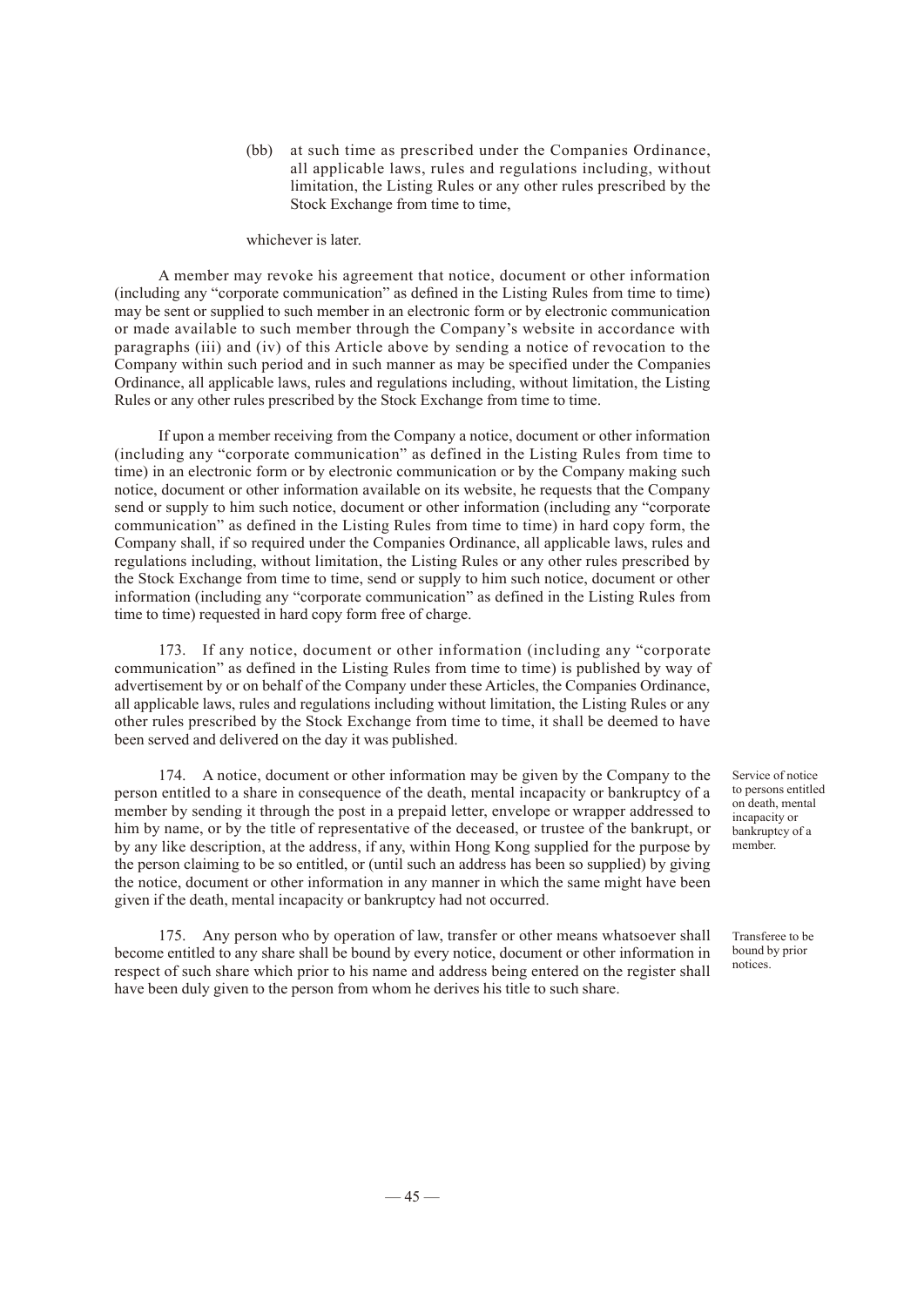(bb) at such time as prescribed under the Companies Ordinance, all applicable laws, rules and regulations including, without limitation, the Listing Rules or any other rules prescribed by the Stock Exchange from time to time,

whichever is later.

A member may revoke his agreement that notice, document or other information (including any "corporate communication" as defined in the Listing Rules from time to time) may be sent or supplied to such member in an electronic form or by electronic communication or made available to such member through the Company's website in accordance with paragraphs (iii) and (iv) of this Article above by sending a notice of revocation to the Company within such period and in such manner as may be specified under the Companies Ordinance, all applicable laws, rules and regulations including, without limitation, the Listing Rules or any other rules prescribed by the Stock Exchange from time to time.

If upon a member receiving from the Company a notice, document or other information (including any "corporate communication" as defined in the Listing Rules from time to time) in an electronic form or by electronic communication or by the Company making such notice, document or other information available on its website, he requests that the Company send or supply to him such notice, document or other information (including any "corporate communication" as defined in the Listing Rules from time to time) in hard copy form, the Company shall, if so required under the Companies Ordinance, all applicable laws, rules and regulations including, without limitation, the Listing Rules or any other rules prescribed by the Stock Exchange from time to time, send or supply to him such notice, document or other information (including any "corporate communication" as defined in the Listing Rules from time to time) requested in hard copy form free of charge.

173. If any notice, document or other information (including any "corporate communication" as defined in the Listing Rules from time to time) is published by way of advertisement by or on behalf of the Company under these Articles, the Companies Ordinance, all applicable laws, rules and regulations including without limitation, the Listing Rules or any other rules prescribed by the Stock Exchange from time to time, it shall be deemed to have been served and delivered on the day it was published.

*Service of notice to persons entitled on death, mental incapacity or bankruptcy of a member.*

174. A notice, document or other information may be given by the Company to the person entitled to a share in consequence of the death, mental incapacity or bankruptcy of a member by sending it through the post in a prepaid letter, envelope or wrapper addressed to him by name, or by the title of representative of the deceased, or trustee of the bankrupt, or by any like description, at the address, if any, within Hong Kong supplied for the purpose by the person claiming to be so entitled, or (until such an address has been so supplied) by giving the notice, document or other information in any manner in which the same might have been given if the death, mental incapacity or bankruptcy had not occurred.

*Transferee to be bound by prior notices.*

175. Any person who by operation of law, transfer or other means whatsoever shall become entitled to any share shall be bound by every notice, document or other information in respect of such share which prior to his name and address being entered on the register shall have been duly given to the person from whom he derives his title to such share.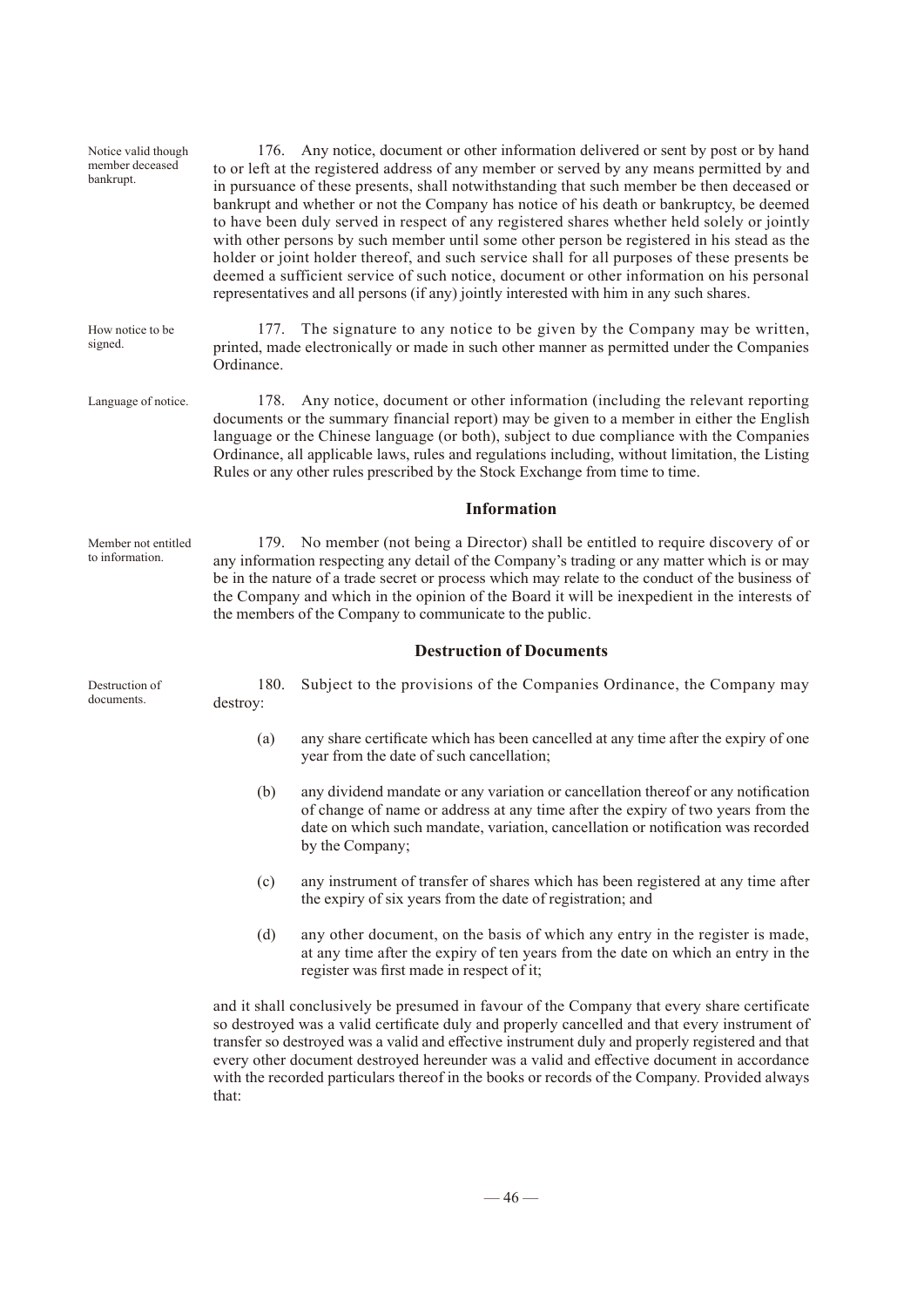Notice valid though member deceased bankrupt.

176. Any notice, document or other information delivered or sent by post or by hand to or left at the registered address of any member or served by any means permitted by and in pursuance of these presents, shall notwithstanding that such member be then deceased or bankrupt and whether or not the Company has notice of his death or bankruptcy, be deemed to have been duly served in respect of any registered shares whether held solely or jointly with other persons by such member until some other person be registered in his stead as the holder or joint holder thereof, and such service shall for all purposes of these presents be deemed a sufficient service of such notice, document or other information on his personal representatives and all persons (if any) jointly interested with him in any such shares.

How notice to be signed.

177. The signature to any notice to be given by the Company may be written, printed, made electronically or made in such other manner as permitted under the Companies Ordinance.

Language of notice.

178. Any notice, document or other information (including the relevant reporting documents or the summary financial report) may be given to a member in either the English language or the Chinese language (or both), subject to due compliance with the Companies Ordinance, all applicable laws, rules and regulations including, without limitation, the Listing Rules or any other rules prescribed by the Stock Exchange from time to time.

## Information

Member not entitled to information.

179. No member (not being a Director) shall be entitled to require discovery of or any information respecting any detail of the Company's trading or any matter which is or may be in the nature of a trade secret or process which may relate to the conduct of the business of the Company and which in the opinion of the Board it will be inexpedient in the interests of the members of the Company to communicate to the public.

## Destruction of Documents

Destruction of documents.

180. Subject to the provisions of the Companies Ordinance, the Company may destroy:

(a) any share certificate which has been cancelled at any time after the expiry of one year from the date of such cancellation;

(b) any dividend mandate or any variation or cancellation thereof or any notification of change of name or address at any time after the expiry of two years from the date on which such mandate, variation, cancellation or notification was recorded by the Company;

(c) any instrument of transfer of shares which has been registered at any time after the expiry of six years from the date of registration; and

(d) any other document, on the basis of which any entry in the register is made, at any time after the expiry of ten years from the date on which an entry in the register was first made in respect of it;

and it shall conclusively be presumed in favour of the Company that every share certificate so destroyed was a valid certificate duly and properly cancelled and that every instrument of transfer so destroyed was a valid and effective instrument duly and properly registered and that every other document destroyed hereunder was a valid and effective document in accordance with the recorded particulars thereof in the books or records of the Company. Provided always that: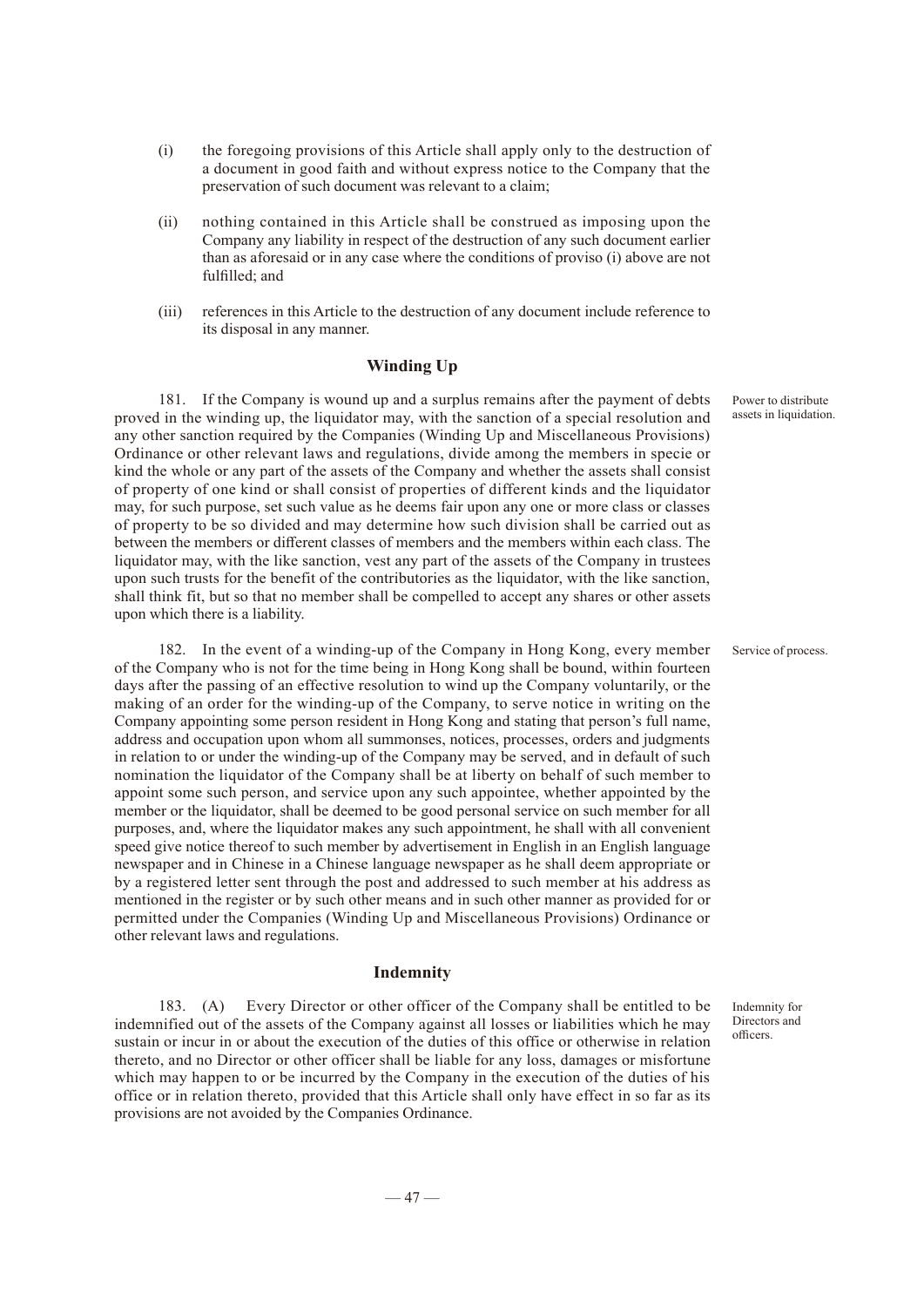(i) the foregoing provisions of this Article shall apply only to the destruction of a document in good faith and without express notice to the Company that the preservation of such document was relevant to a claim;

(ii) nothing contained in this Article shall be construed as imposing upon the Company any liability in respect of the destruction of any such document earlier than as aforesaid or in any case where the conditions of proviso (i) above are not fulfilled; and

(iii) references in this Article to the destruction of any document include reference to its disposal in any manner.

## Winding Up

*Power to distribute assets in liquidation.*

181. If the Company is wound up and a surplus remains after the payment of debts proved in the winding up, the liquidator may, with the sanction of a special resolution and any other sanction required by the Companies (Winding Up and Miscellaneous Provisions) Ordinance or other relevant laws and regulations, divide among the members in specie or kind the whole or any part of the assets of the Company and whether the assets shall consist of property of one kind or shall consist of properties of different kinds and the liquidator may, for such purpose, set such value as he deems fair upon any one or more class or classes of property to be so divided and may determine how such division shall be carried out as between the members or different classes of members and the members within each class. The liquidator may, with the like sanction, vest any part of the assets of the Company in trustees upon such trusts for the benefit of the contributories as the liquidator, with the like sanction, shall think fit, but so that no member shall be compelled to accept any shares or other assets upon which there is a liability.

*Service of process.*

182. In the event of a winding-up of the Company in Hong Kong, every member of the Company who is not for the time being in Hong Kong shall be bound, within fourteen days after the passing of an effective resolution to wind up the Company voluntarily, or the making of an order for the winding-up of the Company, to serve notice in writing on the Company appointing some person resident in Hong Kong and stating that person's full name, address and occupation upon whom all summonses, notices, processes, orders and judgments in relation to or under the winding-up of the Company may be served, and in default of such nomination the liquidator of the Company shall be at liberty on behalf of such member to appoint some such person, and service upon any such appointee, whether appointed by the member or the liquidator, shall be deemed to be good personal service on such member for all purposes, and, where the liquidator makes any such appointment, he shall with all convenient speed give notice thereof to such member by advertisement in English in an English language newspaper and in Chinese in a Chinese language newspaper as he shall deem appropriate or by a registered letter sent through the post and addressed to such member at his address as mentioned in the register or by such other means and in such other manner as provided for or permitted under the Companies (Winding Up and Miscellaneous Provisions) Ordinance or other relevant laws and regulations.

## Indemnity

*Indemnity for Directors and officers.*

183. (A) Every Director or other officer of the Company shall be entitled to be indemnified out of the assets of the Company against all losses or liabilities which he may sustain or incur in or about the execution of the duties of this office or otherwise in relation thereto, and no Director or other officer shall be liable for any loss, damages or misfortune which may happen to or be incurred by the Company in the execution of the duties of his office or in relation thereto, provided that this Article shall only have effect in so far as its provisions are not avoided by the Companies Ordinance.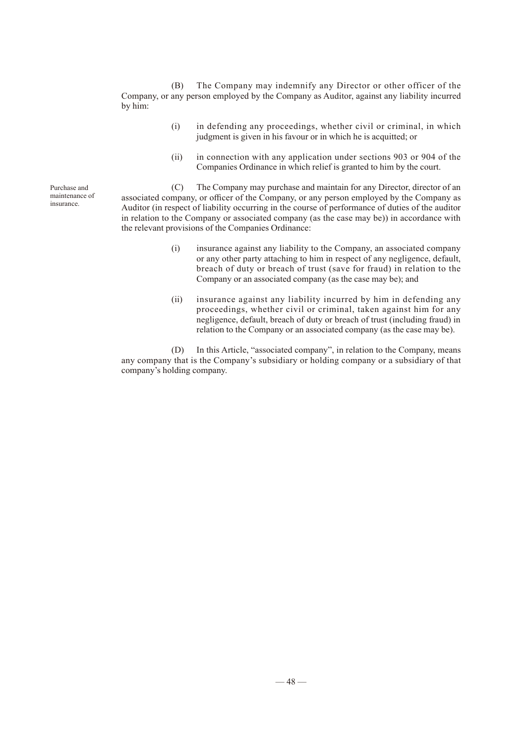(B) The Company may indemnify any Director or other officer of the Company, or any person employed by the Company as Auditor, against any liability incurred by him:

(i) in defending any proceedings, whether civil or criminal, in which judgment is given in his favour or in which he is acquitted; or

(ii) in connection with any application under sections 903 or 904 of the Companies Ordinance in which relief is granted to him by the court.

Purchase and maintenance of insurance.

(C) The Company may purchase and maintain for any Director, director of an associated company, or officer of the Company, or any person employed by the Company as Auditor (in respect of liability occurring in the course of performance of duties of the auditor in relation to the Company or associated company (as the case may be)) in accordance with the relevant provisions of the Companies Ordinance:

(i) insurance against any liability to the Company, an associated company or any other party attaching to him in respect of any negligence, default, breach of duty or breach of trust (save for fraud) in relation to the Company or an associated company (as the case may be); and

(ii) insurance against any liability incurred by him in defending any proceedings, whether civil or criminal, taken against him for any negligence, default, breach of duty or breach of trust (including fraud) in relation to the Company or an associated company (as the case may be).

(D) In this Article, "associated company", in relation to the Company, means any company that is the Company's subsidiary or holding company or a subsidiary of that company's holding company.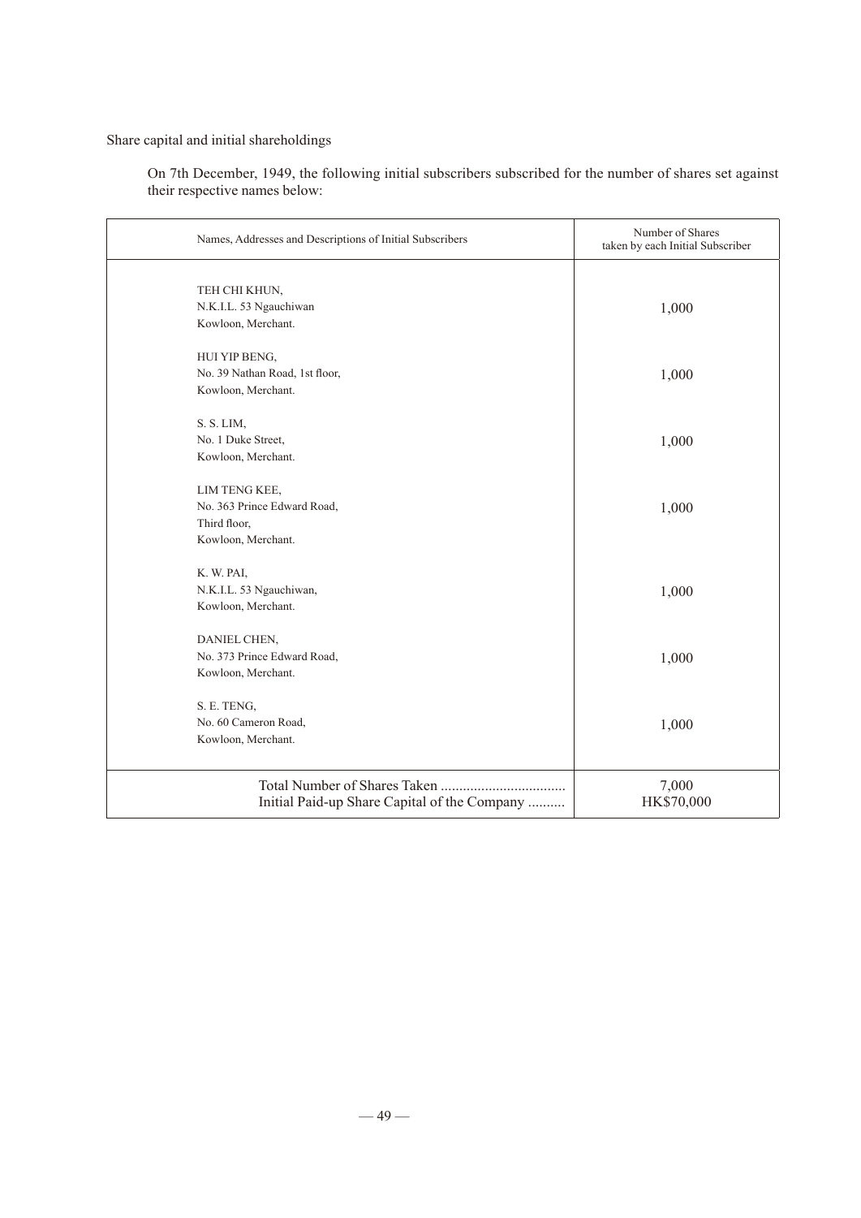Share capital and initial shareholdings

On 7th December, 1949, the following initial subscribers subscribed for the number of shares set against their respective names below:

| Names, Addresses and Descriptions of Initial Subscribers | Number of Shares taken by each Initial Subscriber |
|---|---|
| TEH CHI KHUN,<br>N.K.I.L. 53 Ngauchiwan<br>Kowloon, Merchant. | 1,000 |
| HUI YIP BENG,<br>No. 39 Nathan Road, 1st floor,<br>Kowloon, Merchant. | 1,000 |
| S. S. LIM,<br>No. 1 Duke Street,<br>Kowloon, Merchant. | 1,000 |
| LIM TENG KEE,<br>No. 363 Prince Edward Road,<br>Third floor,<br>Kowloon, Merchant. | 1,000 |
| K. W. PAI,<br>N.K.I.L. 53 Ngauchiwan,<br>Kowloon, Merchant. | 1,000 |
| DANIEL CHEN,<br>No. 373 Prince Edward Road,<br>Kowloon, Merchant. | 1,000 |
| S. E. TENG,<br>No. 60 Cameron Road,<br>Kowloon, Merchant. | 1,000 |
| Total Number of Shares Taken .................................<br>Initial Paid-up Share Capital of the Company .......... | 7,000<br>HK$70,000 |